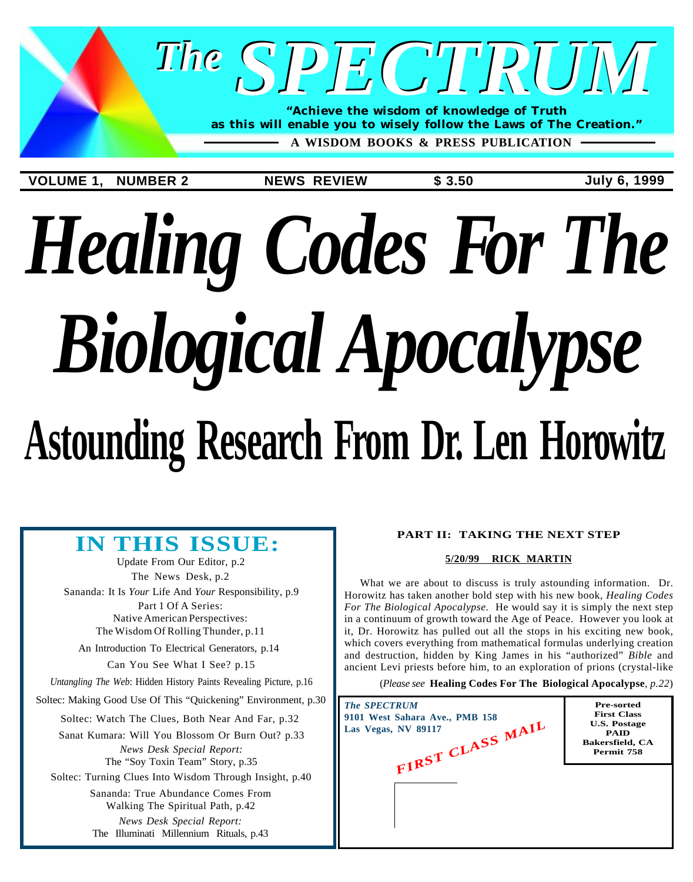# The SPECTRUM

**"Achieve the wisdom of knowledge of Truth as this will enable you to wisely follow the Laws of The Creation."**

**A WISDOM BOOKS & PRESS PUBLICATION**

**VOLUME 1, NUMBER 2** | **NEWS REVIEW** | **$ 3.50** | **July 6, 1999**

# *Healing Codes For The Biological Apocalypse*

## Astounding Research From Dr. Len Horowitz

## IN THIS ISSUE:

Update From Our Editor, p.2

The News Desk, p.2

Sananda: It Is *Your* Life And *Your* Responsibility, p.9

Part 1 Of A Series: Native American Perspectives: The Wisdom Of Rolling Thunder, p.11

An Introduction To Electrical Generators, p.14

Can You See What I See? p.15

*Untangling The Web*: Hidden History Paints Revealing Picture, p.16

Soltec: Making Good Use Of This "Quickening" Environment, p.30

Soltec: Watch The Clues, Both Near And Far, p.32

Sanat Kumara: Will You Blossom Or Burn Out? p.33

*News Desk Special Report:* The "Soy Toxin Team" Story, p.35

Soltec: Turning Clues Into Wisdom Through Insight, p.40

Sananda: True Abundance Comes From Walking The Spiritual Path, p.42

*News Desk Special Report:* The Illuminati Millennium Rituals, p.43

**PART II: TAKING THE NEXT STEP**

**5/20/99 RICK MARTIN**

What we are about to discuss is truly astounding information. Dr. Horowitz has taken another bold step with his new book, *Healing Codes For The Biological Apocalypse*. He would say it is simply the next step in a continuum of growth toward the Age of Peace. However you look at it, Dr. Horowitz has pulled out all the stops in his exciting new book, which covers everything from mathematical formulas underlying creation and destruction, hidden by King James in his "authorized" *Bible* and ancient Levi priests before him, to an exploration of prions (crystal-like

(*Please see* **Healing Codes For The Biological Apocalypse**, *p.22*)

*The SPECTRUM*
9101 West Sahara Ave., PMB 158
Las Vegas, NV 89117

FIRST CLASS MAIL

Pre-sorted
First Class
U.S. Postage
PAID
Bakersfield, CA
Permit 758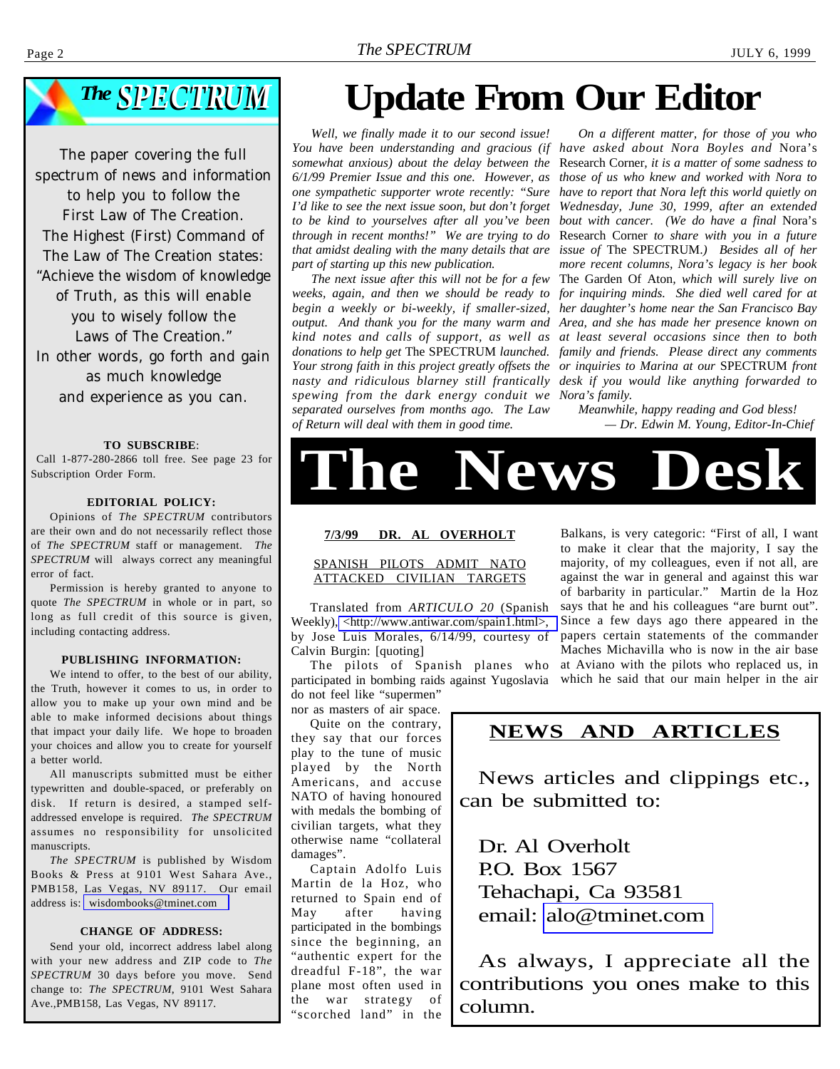## The SPECTRUM

The paper covering the full spectrum of news and information to help you to follow the First Law of The Creation. The Highest (First) Command of The Law of The Creation states: "Achieve the wisdom of knowledge of Truth, as this will enable you to wisely follow the Laws of The Creation." In other words, go forth and gain as much knowledge and experience as you can.

**TO SUBSCRIBE**: Call 1-877-280-2866 toll free. See page 23 for Subscription Order Form.

**EDITORIAL POLICY:**

Opinions of *The SPECTRUM* contributors are their own and do not necessarily reflect those of *The SPECTRUM* staff or management. *The SPECTRUM* will always correct any meaningful error of fact.

Permission is hereby granted to anyone to quote *The SPECTRUM* in whole or in part, so long as full credit of this source is given, including contacting address.

**PUBLISHING INFORMATION:**

We intend to offer, to the best of our ability, the Truth, however it comes to us, in order to allow you to make up your own mind and be able to make informed decisions about things that impact your daily life. We hope to broaden your choices and allow you to create for yourself a better world.

All manuscripts submitted must be either typewritten and double-spaced, or preferably on disk. If return is desired, a stamped self-addressed envelope is required. *The SPECTRUM* assumes no responsibility for unsolicited manuscripts.

*The SPECTRUM* is published by Wisdom Books & Press at 9101 West Sahara Ave., PMB158, Las Vegas, NV 89117. Our email address is: wisdombooks@tminet.com

**CHANGE OF ADDRESS:**

Send your old, incorrect address label along with your new address and ZIP code to *The SPECTRUM* 30 days before you move. Send change to: *The SPECTRUM*, 9101 West Sahara Ave.,PMB158, Las Vegas, NV 89117.

# Update From Our Editor

*Well, we finally made it to our second issue! You have been understanding and gracious (if somewhat anxious) about the delay between the 6/1/99 Premier Issue and this one. However, as one sympathetic supporter wrote recently: "Sure I'd like to see the next issue soon, but don't forget to be kind to yourselves after all you've been through in recent months!" We are trying to do that amidst dealing with the many details that are part of starting up this new publication.*

*The next issue after this will not be for a few weeks, again, and then we should be ready to begin a weekly or bi-weekly, if smaller-sized, output. And thank you for the many warm and kind notes and calls of support, as well as donations to help get* The SPECTRUM *launched. Your strong faith in this project greatly offsets the nasty and ridiculous blarney still frantically spewing from the dark energy conduit we separated ourselves from months ago. The Law of Return will deal with them in good time.*

*On a different matter, for those of you who have asked about Nora Boyles and* Nora's Research Corner, *it is a matter of some sadness to those of us who knew and worked with Nora to have to report that Nora left this world quietly on Wednesday, June 30, 1999, after an extended bout with cancer. (We do have a final* Nora's Research Corner *to share with you in a future issue of* The SPECTRUM.*) Besides all of her more recent columns, Nora's legacy is her book* The Garden Of Aton, *which will surely live on for inquiring minds. She died well cared for at her daughter's home near the San Francisco Bay Area, and she has made her presence known on at least several occasions since then to both family and friends. Please direct any comments or inquiries to Marina at our* SPECTRUM *front desk if you would like anything forwarded to Nora's family.*

*Meanwhile, happy reading and God bless!*

*— Dr. Edwin M. Young, Editor-In-Chief*

# The News Desk

**7/3/99 DR. AL OVERHOLT**

SPANISH PILOTS ADMIT NATO ATTACKED CIVILIAN TARGETS

Translated from *ARTICULO 20* (Spanish Weekly), <http://www.antiwar.com/spain1.html>, by Jose Luis Morales, 6/14/99, courtesy of Calvin Burgin: [quoting]

The pilots of Spanish planes who participated in bombing raids against Yugoslavia do not feel like "supermen" nor as masters of air space.

Quite on the contrary, they say that our forces play to the tune of music played by the North Americans, and accuse NATO of having honoured with medals the bombing of civilian targets, what they otherwise name "collateral damages".

Captain Adolfo Luis Martin de la Hoz, who returned to Spain end of May after having participated in the bombings since the beginning, an "authentic expert for the dreadful F-18", the war plane most often used in the war strategy of "scorched land" in the Balkans, is very categoric: "First of all, I want to make it clear that the majority, I say the majority, of my colleagues, even if not all, are against the war in general and against this war of barbarity in particular." Martin de la Hoz says that he and his colleagues "are burnt out". Since a few days ago there appeared in the papers certain statements of the commander Maches Michavilla who is now in the air base at Aviano with the pilots who replaced us, in which he said that our main helper in the air

## NEWS AND ARTICLES

News articles and clippings etc., can be submitted to:

Dr. Al Overholt
P.O. Box 1567
Tehachapi, Ca 93581
email: alo@tminet.com

As always, I appreciate all the contributions you ones make to this column.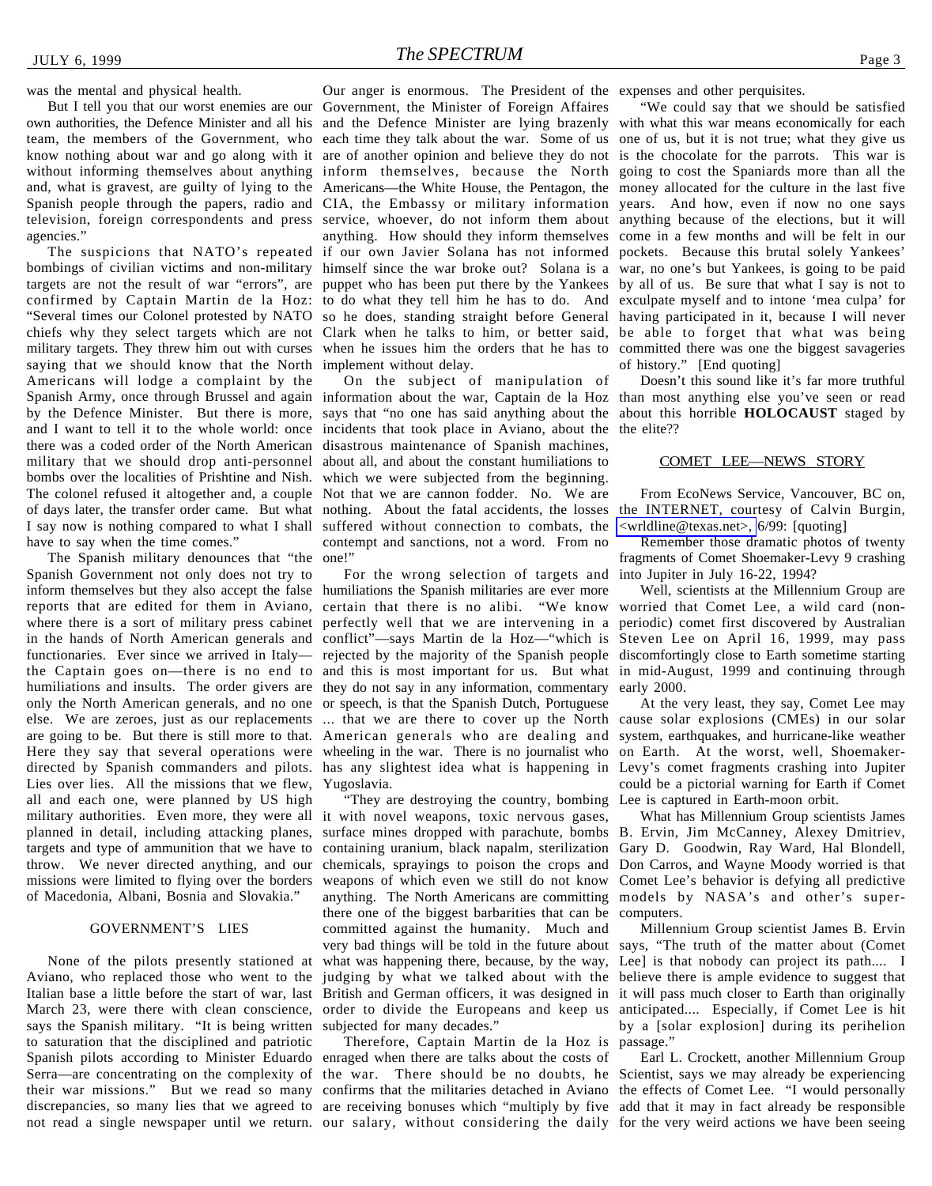was the mental and physical health.

But I tell you that our worst enemies are our own authorities, the Defence Minister and all his team, the members of the Government, who know nothing about war and go along with it without informing themselves about anything and, what is gravest, are guilty of lying to the Spanish people through the papers, radio and television, foreign correspondents and press agencies."

The suspicions that NATO's repeated bombings of civilian victims and non-military targets are not the result of war "errors", are confirmed by Captain Martin de la Hoz: "Several times our Colonel protested by NATO chiefs why they select targets which are not military targets. They threw him out with curses saying that we should know that the North Americans will lodge a complaint by the Spanish Army, once through Brussel and again by the Defence Minister. But there is more, and I want to tell it to the whole world: once there was a coded order of the North American military that we should drop anti-personnel bombs over the localities of Prishtine and Nish. The colonel refused it altogether and, a couple of days later, the transfer order came. But what I say now is nothing compared to what I shall have to say when the time comes."

The Spanish military denounces that "the Spanish Government not only does not try to inform themselves but they also accept the false reports that are edited for them in Aviano, where there is a sort of military press cabinet in the hands of North American generals and functionaries. Ever since we arrived in Italy—the Captain goes on—there is no end to humiliations and insults. The order givers are only the North American generals, and no one else. We are zeroes, just as our replacements are going to be. But there is still more to that. Here they say that several operations were directed by Spanish commanders and pilots. Lies over lies. All the missions that we flew, all and each one, were planned by US high military authorities. Even more, they were all planned in detail, including attacking planes, targets and type of ammunition that we have to throw. We never directed anything, and our missions were limited to flying over the borders of Macedonia, Albani, Bosnia and Slovakia."

## GOVERNMENT'S LIES

None of the pilots presently stationed at Aviano, who replaced those who went to the Italian base a little before the start of war, last March 23, were there with clean conscience, says the Spanish military. "It is being written to saturation that the disciplined and patriotic Spanish pilots according to Minister Eduardo Serra—are concentrating on the complexity of their war missions." But we read so many discrepancies, so many lies that we agreed to not read a single newspaper until we return. Our anger is enormous. The President of the Government, the Minister of Foreign Affaires and the Defence Minister are lying brazenly each time they talk about the war. Some of us are of another opinion and believe they do not inform themselves, because the North Americans—the White House, the Pentagon, the CIA, the Embassy or military information service, whoever, do not inform them about anything. How should they inform themselves if our own Javier Solana has not informed himself since the war broke out? Solana is a puppet who has been put there by the Yankees to do what they tell him he has to do. And so he does, standing straight before General Clark when he talks to him, or better said, when he issues him the orders that he has to implement without delay.

On the subject of manipulation of information about the war, Captain de la Hoz says that "no one has said anything about the incidents that took place in Aviano, about the disastrous maintenance of Spanish machines, about all, and about the constant humiliations to which we were subjected from the beginning. Not that we are cannon fodder. No. We are nothing. About the fatal accidents, the losses suffered without connection to combats, the contempt and sanctions, not a word. From no one!"

For the wrong selection of targets and humiliations the Spanish militaries are ever more certain that there is no alibi. "We know perfectly well that we are intervening in a conflict"—says Martin de la Hoz—"which is rejected by the majority of the Spanish people and this is most important for us. But what they do not say in any information, commentary or speech, is that the Spanish Dutch, Portuguese ... that we are there to cover up the North American generals who are dealing and wheeling in the war. There is no journalist who has any slightest idea what is happening in Yugoslavia.

"They are destroying the country, bombing it with novel weapons, toxic nervous gases, surface mines dropped with parachute, bombs containing uranium, black napalm, sterilization chemicals, sprayings to poison the crops and weapons of which even we still do not know anything. The North Americans are committing there one of the biggest barbarities that can be committed against the humanity. Much and very bad things will be told in the future about what was happening there, because, by the way, judging by what we talked about with the British and German officers, it was designed in order to divide the Europeans and keep us subjected for many decades."

Therefore, Captain Martin de la Hoz is enraged when there are talks about the costs of the war. There should be no doubts, he confirms that the militaries detached in Aviano are receiving bonuses which "multiply by five our salary, without considering the daily expenses and other perquisites.

"We could say that we should be satisfied with what this war means economically for each one of us, but it is not true; what they give us is the chocolate for the parrots. This war is going to cost the Spaniards more than all the money allocated for the culture in the last five years. And how, even if now no one says anything because of the elections, but it will come in a few months and will be felt in our pockets. Because this brutal solely Yankees' war, no one's but Yankees, is going to be paid by all of us. Be sure that what I say is not to exculpate myself and to intone 'mea culpa' for having participated in it, because I will never be able to forget that what was being committed there was one the biggest savageries of history." [End quoting]

Doesn't this sound like it's far more truthful than most anything else you've seen or read about this horrible **HOLOCAUST** staged by the elite??

## COMET LEE—NEWS STORY

From EcoNews Service, Vancouver, BC on, the INTERNET, courtesy of Calvin Burgin, <wrldline@texas.net>, 6/99: [quoting]

Remember those dramatic photos of twenty fragments of Comet Shoemaker-Levy 9 crashing into Jupiter in July 16-22, 1994?

Well, scientists at the Millennium Group are worried that Comet Lee, a wild card (non-periodic) comet first discovered by Australian Steven Lee on April 16, 1999, may pass discomfortingly close to Earth sometime starting in mid-August, 1999 and continuing through early 2000.

At the very least, they say, Comet Lee may cause solar explosions (CMEs) in our solar system, earthquakes, and hurricane-like weather on Earth. At the worst, well, Shoemaker-Levy's comet fragments crashing into Jupiter could be a pictorial warning for Earth if Comet Lee is captured in Earth-moon orbit.

What has Millennium Group scientists James B. Ervin, Jim McCanney, Alexey Dmitriev, Gary D. Goodwin, Ray Ward, Hal Blondell, Don Carros, and Wayne Moody worried is that Comet Lee's behavior is defying all predictive models by NASA's and other's super-computers.

Millennium Group scientist James B. Ervin says, "The truth of the matter about (Comet Lee] is that nobody can project its path.... I believe there is ample evidence to suggest that it will pass much closer to Earth than originally anticipated.... Especially, if Comet Lee is hit by a [solar explosion] during its perihelion passage."

Earl L. Crockett, another Millennium Group Scientist, says we may already be experiencing the effects of Comet Lee. "I would personally add that it may in fact already be responsible for the very weird actions we have been seeing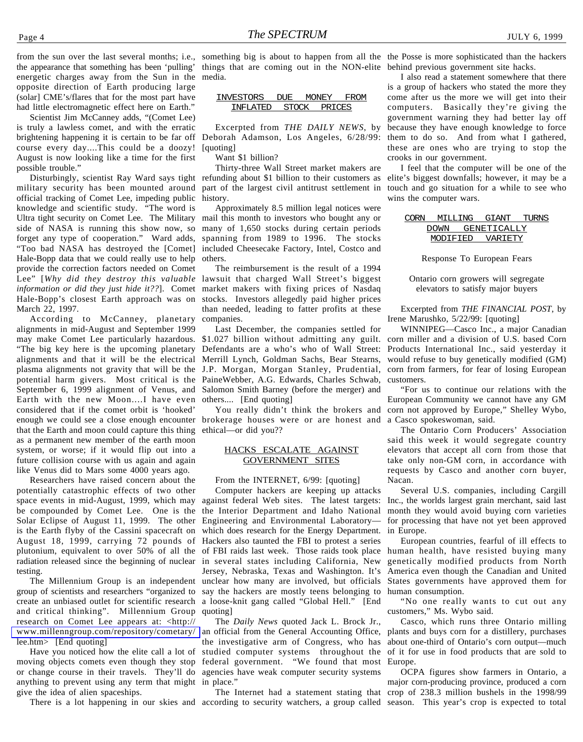from the sun over the last several months; i.e., the appearance that something has been 'pulling' energetic charges away from the Sun in the opposite direction of Earth producing large (solar) CME's/flares that for the most part have had little electromagnetic effect here on Earth."

Scientist Jim McCanney adds, "(Comet Lee) is truly a lawless comet, and with the erratic brightening happening it is certain to be far off course every day....This could be a doozy! August is now looking like a time for the first possible trouble."

Disturbingly, scientist Ray Ward says tight military security has been mounted around official tracking of Comet Lee, impeding public knowledge and scientific study. "The word is Ultra tight security on Comet Lee. The Military side of NASA is running this show now, so forget any type of cooperation." Ward adds, "Too bad NASA has destroyed the [Comet] Hale-Bopp data that we could really use to help provide the correction factors needed on Comet Lee" [*Why did they destroy this valuable information or did they just hide it??*]. Comet Hale-Bopp's closest Earth approach was on March 22, 1997.

According to McCanney, planetary alignments in mid-August and September 1999 may make Comet Lee particularly hazardous. "The big key here is the upcoming planetary alignments and that it will be the electrical plasma alignments not gravity that will be the potential harm givers. Most critical is the September 6, 1999 alignment of Venus, and Earth with the new Moon....I have even considered that if the comet orbit is 'hooked' enough we could see a close enough encounter that the Earth and moon could capture this thing as a permanent new member of the earth moon system, or worse; if it would flip out into a future collision course with us again and again like Venus did to Mars some 4000 years ago.

Researchers have raised concern about the potentially catastrophic effects of two other space events in mid-August, 1999, which may be compounded by Comet Lee. One is the Solar Eclipse of August 11, 1999. The other is the Earth flyby of the Cassini spacecraft on August 18, 1999, carrying 72 pounds of plutonium, equivalent to over 50% of all the radiation released since the beginning of nuclear testing.

The Millennium Group is an independent group of scientists and researchers "organized to create an unbiased outlet for scientific research and critical thinking". Millennium Group research on Comet Lee appears at: <http://www.millenngroup.com/repository/cometary/lee.htm> [End quoting]

Have you noticed how the elite call a lot of moving objects comets even though they stop or change course in their travels. They'll do anything to prevent using any term that might give the idea of alien spaceships.

There is a lot happening in our skies and something big is about to happen from all the things that are coming out in the NON-elite media.

## INVESTORS DUE MONEY FROM INFLATED STOCK PRICES

Excerpted from *THE DAILY NEWS*, by Deborah Adamson, Los Angeles, 6/28/99: [quoting]

Want $1 billion?

Thirty-three Wall Street market makers are refunding about $1 billion to their customers as part of the largest civil antitrust settlement in history.

Approximately 8.5 million legal notices were mail this month to investors who bought any or many of 1,650 stocks during certain periods spanning from 1989 to 1996. The stocks included Cheesecake Factory, Intel, Costco and others.

The reimbursement is the result of a 1994 lawsuit that charged Wall Street's biggest market makers with fixing prices of Nasdaq stocks. Investors allegedly paid higher prices than needed, leading to fatter profits at these companies.

Last December, the companies settled for $1.027 billion without admitting any guilt. Defendants are a who's who of Wall Street: Merrill Lynch, Goldman Sachs, Bear Stearns, J.P. Morgan, Morgan Stanley, Prudential, PaineWebber, A.G. Edwards, Charles Schwab, Salomon Smith Barney (before the merger) and others.... [End quoting]

You really didn't think the brokers and brokerage houses were or are honest and ethical—or did you??

## HACKS ESCALATE AGAINST GOVERNMENT SITES

From the INTERNET, 6/99: [quoting]

Computer hackers are keeping up attacks against federal Web sites. The latest targets: the Interior Department and Idaho National Engineering and Environmental Laboratory—which does research for the Energy Department. Hackers also taunted the FBI to protest a series of FBI raids last week. Those raids took place in several states including California, New Jersey, Nebraska, Texas and Washington. It's unclear how many are involved, but officials say the hackers are mostly teens belonging to a loose-knit gang called "Global Hell." [End quoting]

The *Daily News* quoted Jack L. Brock Jr., an official from the General Accounting Office, the investigative arm of Congress, who has studied computer systems throughout the federal government. "We found that most agencies have weak computer security systems in place."

The Internet had a statement stating that according to security watchers, a group called the Posse is more sophisticated than the hackers behind previous government site hacks.

I also read a statement somewhere that there is a group of hackers who stated the more they come after us the more we will get into their computers. Basically they're giving the government warning they had better lay off because they have enough knowledge to force them to do so. And from what I gathered, these are ones who are trying to stop the crooks in our government.

I feel that the computer will be one of the elite's biggest downfalls; however, it may be a touch and go situation for a while to see who wins the computer wars.

## CORN MILLING GIANT TURNS DOWN GENETICALLY MODIFIED VARIETY

Response To European Fears

Ontario corn growers will segregate elevators to satisfy major buyers

Excerpted from *THE FINANCIAL POST*, by Irene Marushko, 5/22/99: [quoting]

WINNIPEG—Casco Inc., a major Canadian corn miller and a division of U.S. based Corn Products International Inc., said yesterday it would refuse to buy genetically modified (GM) corn from farmers, for fear of losing European customers.

"For us to continue our relations with the European Community we cannot have any GM corn not approved by Europe," Shelley Wybo, a Casco spokeswoman, said.

The Ontario Corn Producers' Association said this week it would segregate country elevators that accept all corn from those that take only non-GM corn, in accordance with requests by Casco and another corn buyer, Nacan.

Several U.S. companies, including Cargill Inc., the worlds largest grain merchant, said last month they would avoid buying corn varieties for processing that have not yet been approved in Europe.

European countries, fearful of ill effects to human health, have resisted buying many genetically modified products from North America even though the Canadian and United States governments have approved them for human consumption.

"No one really wants to cut out any customers," Ms. Wybo said.

Casco, which runs three Ontario milling plants and buys corn for a distillery, purchases about one-third of Ontario's corn output—much of it for use in food products that are sold to Europe.

OCPA figures show farmers in Ontario, a major corn-producing province, produced a corn crop of 238.3 million bushels in the 1998/99 season. This year's crop is expected to total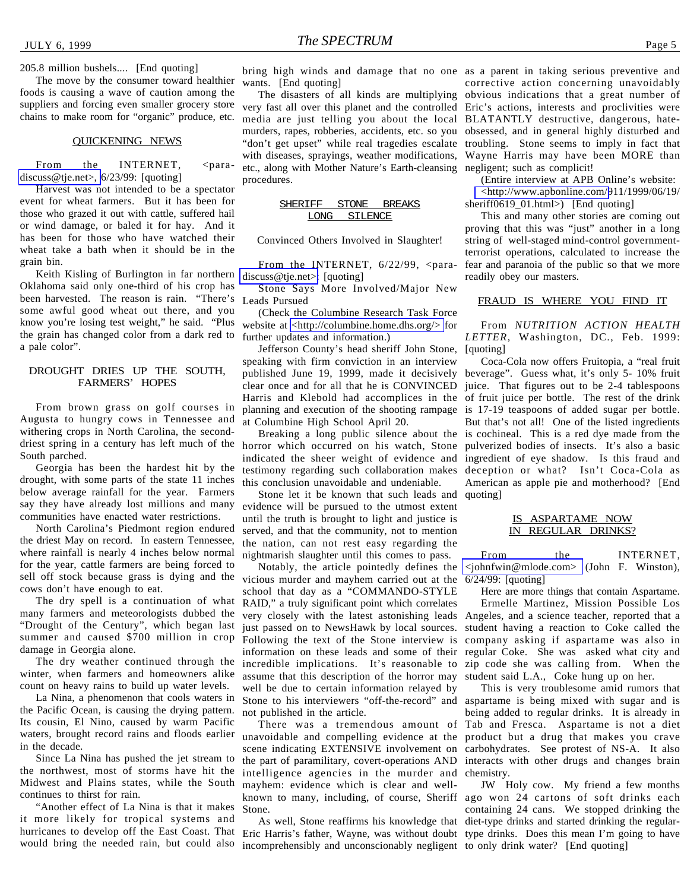205.8 million bushels.... [End quoting]

The move by the consumer toward healthier foods is causing a wave of caution among the suppliers and forcing even smaller grocery store chains to make room for "organic" produce, etc.

## QUICKENING NEWS

From the INTERNET, <para-discuss@tje.net>, 6/23/99: [quoting]

Harvest was not intended to be a spectator event for wheat farmers. But it has been for those who grazed it out with cattle, suffered hail or wind damage, or baled it for hay. And it has been for those who have watched their wheat take a bath when it should be in the grain bin.

Keith Kisling of Burlington in far northern Oklahoma said only one-third of his crop has been harvested. The reason is rain. "There's some awful good wheat out there, and you know you're losing test weight," he said. "Plus the grain has changed color from a dark red to a pale color".

## DROUGHT DRIES UP THE SOUTH, FARMERS' HOPES

From brown grass on golf courses in Augusta to hungry cows in Tennessee and withering crops in North Carolina, the second-driest spring in a century has left much of the South parched.

Georgia has been the hardest hit by the drought, with some parts of the state 11 inches below average rainfall for the year. Farmers say they have already lost millions and many communities have enacted water restrictions.

North Carolina's Piedmont region endured the driest May on record. In eastern Tennessee, where rainfall is nearly 4 inches below normal for the year, cattle farmers are being forced to sell off stock because grass is dying and the cows don't have enough to eat.

The dry spell is a continuation of what many farmers and meteorologists dubbed the "Drought of the Century", which began last summer and caused $700 million in crop damage in Georgia alone.

The dry weather continued through the winter, when farmers and homeowners alike count on heavy rains to build up water levels.

La Nina, a phenomenon that cools waters in the Pacific Ocean, is causing the drying pattern. Its cousin, El Nino, caused by warm Pacific waters, brought record rains and floods earlier in the decade.

Since La Nina has pushed the jet stream to the northwest, most of storms have hit the Midwest and Plains states, while the South continues to thirst for rain.

"Another effect of La Nina is that it makes it more likely for tropical systems and hurricanes to develop off the East Coast. That would bring the needed rain, but could also bring high winds and damage that no one wants. [End quoting]

The disasters of all kinds are multiplying very fast all over this planet and the controlled media are just telling you about the local murders, rapes, robberies, accidents, etc. so you "don't get upset" while real tragedies escalate with diseases, sprayings, weather modifications, etc., along with Mother Nature's Earth-cleansing procedures.

## SHERIFF STONE BREAKS LONG SILENCE

Convinced Others Involved in Slaughter!

From the INTERNET, 6/22/99, <para-discuss@tje.net> [quoting]

Stone Says More Involved/Major New Leads Pursued

(Check the Columbine Research Task Force website at <http://columbine.home.dhs.org/> for further updates and information.)

Jefferson County's head sheriff John Stone, speaking with firm conviction in an interview published June 19, 1999, made it decisively clear once and for all that he is CONVINCED Harris and Klebold had accomplices in the planning and execution of the shooting rampage at Columbine High School April 20.

Breaking a long public silence about the horror which occurred on his watch, Stone indicated the sheer weight of evidence and testimony regarding such collaboration makes this conclusion unavoidable and undeniable.

Stone let it be known that such leads and evidence will be pursued to the utmost extent until the truth is brought to light and justice is served, and that the community, not to mention the nation, can not rest easy regarding the nightmarish slaughter until this comes to pass.

Notably, the article pointedly defines the vicious murder and mayhem carried out at the school that day as a "COMMANDO-STYLE RAID," a truly significant point which correlates very closely with the latest astonishing leads just passed on to NewsHawk by local sources. Following the text of the Stone interview is information on these leads and some of their incredible implications. It's reasonable to assume that this description of the horror may well be due to certain information relayed by Stone to his interviewers "off-the-record" and not published in the article.

There was a tremendous amount of unavoidable and compelling evidence at the scene indicating EXTENSIVE involvement on the part of paramilitary, covert-operations AND intelligence agencies in the murder and mayhem: evidence which is clear and well-known to many, including, of course, Sheriff Stone.

As well, Stone reaffirms his knowledge that Eric Harris's father, Wayne, was without doubt incomprehensibly and unconsciously negligent as a parent in taking serious preventive and corrective action concerning unavoidably obvious indications that a great number of Eric's actions, interests and proclivities were BLATANTLY destructive, dangerous, hate-obsessed, and in general highly disturbed and troubling. Stone seems to imply in fact that Wayne Harris may have been MORE than negligent; such as complicit!

(Entire interview at APB Online's website: <http://www.apbonline.com/911/1999/06/19/sheriff0619_01.html>) [End quoting]

This and many other stories are coming out proving that this was "just" another in a long string of well-staged mind-control government-terrorist operations, calculated to increase the fear and paranoia of the public so that we more readily obey our masters.

## FRAUD IS WHERE YOU FIND IT

From *NUTRITION ACTION HEALTH LETTER*, Washington, DC., Feb. 1999: [quoting]

Coca-Cola now offers Fruitopia, a "real fruit beverage". Guess what, it's only 5- 10% fruit juice. That figures out to be 2-4 tablespoons of fruit juice per bottle. The rest of the drink is 17-19 teaspoons of added sugar per bottle. But that's not all! One of the listed ingredients is cochineal. This is a red dye made from the pulverized bodies of insects. It's also a basic ingredient of eye shadow. Is this fraud and deception or what? Isn't Coca-Cola as American as apple pie and motherhood? [End quoting]

## IS ASPARTAME NOW IN REGULAR DRINKS?

From the INTERNET, <johnfwin@mlode.com> (John F. Winston), 6/24/99: [quoting]

Here are more things that contain Aspartame.

Ermelle Martinez, Mission Possible Los Angeles, and a science teacher, reported that a student having a reaction to Coke called the company asking if aspartame was also in regular Coke. She was asked what city and zip code she was calling from. When the student said L.A., Coke hung up on her.

This is very troublesome amid rumors that aspartame is being mixed with sugar and is being added to regular drinks. It is already in Tab and Fresca. Aspartame is not a diet product but a drug that makes you crave carbohydrates. See protest of NS-A. It also interacts with other drugs and changes brain chemistry.

JW Holy cow. My friend a few months ago won 24 cartons of soft drinks each containing 24 cans. We stopped drinking the diet-type drinks and started drinking the regular-type drinks. Does this mean I'm going to have to only drink water? [End quoting]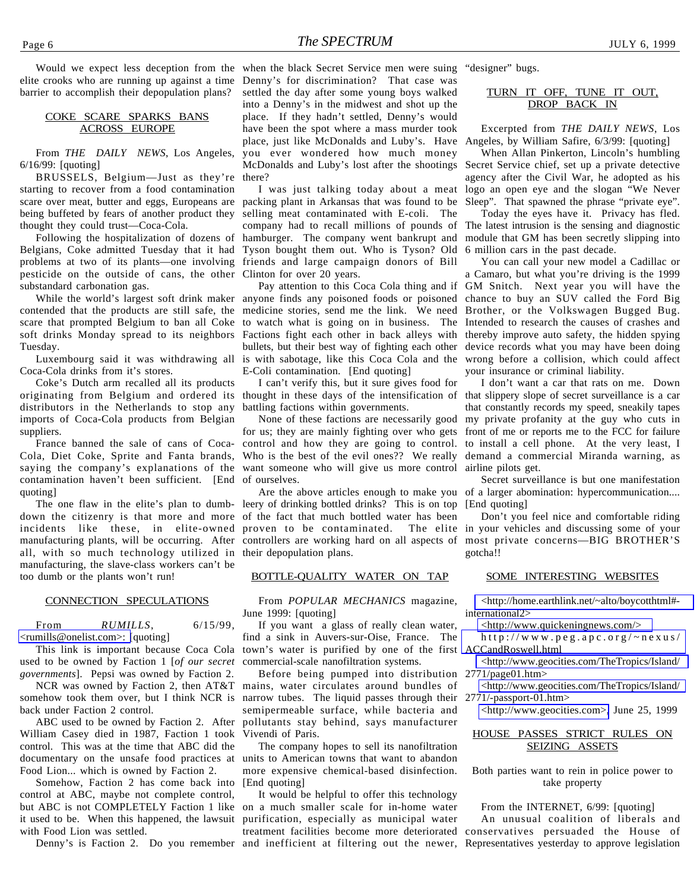Would we expect less deception from the elite crooks who are running up against a time barrier to accomplish their depopulation plans?

## COKE SCARE SPARKS BANS ACROSS EUROPE

From *THE DAILY NEWS*, Los Angeles, 6/16/99: [quoting]

BRUSSELS, Belgium—Just as they're starting to recover from a food contamination scare over meat, butter and eggs, Europeans are being buffeted by fears of another product they thought they could trust—Coca-Cola.

Following the hospitalization of dozens of Belgians, Coke admitted Tuesday that it had problems at two of its plants—one involving pesticide on the outside of cans, the other substandard carbonation gas.

While the world's largest soft drink maker contended that the products are still safe, the scare that prompted Belgium to ban all Coke soft drinks Monday spread to its neighbors Tuesday.

Luxembourg said it was withdrawing all Coca-Cola drinks from it's stores.

Coke's Dutch arm recalled all its products originating from Belgium and ordered its distributors in the Netherlands to stop any imports of Coca-Cola products from Belgian suppliers.

France banned the sale of cans of Coca-Cola, Diet Coke, Sprite and Fanta brands, saying the company's explanations of the contamination haven't been sufficient. [End quoting]

The one flaw in the elite's plan to dumb-down the citizenry is that more and more incidents like these, in elite-owned manufacturing plants, will be occurring. After all, with so much technology utilized in manufacturing, the slave-class workers can't be too dumb or the plants won't run!

## CONNECTION SPECULATIONS

From *RUMILLS*, 6/15/99, <rumills@onelist.com>: [quoting]

This link is important because Coca Cola used to be owned by Faction 1 [*of our secret governments*]. Pepsi was owned by Faction 2.

NCR was owned by Faction 2, then AT&T somehow took them over, but I think NCR is back under Faction 2 control.

ABC used to be owned by Faction 2. After William Casey died in 1987, Faction 1 took control. This was at the time that ABC did the documentary on the unsafe food practices at Food Lion... which is owned by Faction 2.

Somehow, Faction 2 has come back into control at ABC, maybe not complete control, but ABC is not COMPLETELY Faction 1 like it used to be. When this happened, the lawsuit with Food Lion was settled.

Denny's is Faction 2. Do you remember when the black Secret Service men were suing Denny's for discrimination? That case was settled the day after some young boys walked into a Denny's in the midwest and shot up the place. If they hadn't settled, Denny's would have been the spot where a mass murder took place, just like McDonalds and Luby's. Have you ever wondered how much money McDonalds and Luby's lost after the shootings there?

I was just talking today about a meat packing plant in Arkansas that was found to be selling meat contaminated with E-coli. The company had to recall millions of pounds of hamburger. The company went bankrupt and Tyson bought them out. Who is Tyson? Old friends and large campaign donors of Bill Clinton for over 20 years.

Pay attention to this Coca Cola thing and if anyone finds any poisoned foods or poisoned medicine stories, send me the link. We need to watch what is going on in business. The Factions fight each other in back alleys with bullets, but their best way of fighting each other is with sabotage, like this Coca Cola and the E-Coli contamination. [End quoting]

I can't verify this, but it sure gives food for thought in these days of the intensification of battling factions within governments.

None of these factions are necessarily good for us; they are mainly fighting over who gets control and how they are going to control. Who is the best of the evil ones?? We really want someone who will give us more control of ourselves.

Are the above articles enough to make you leery of drinking bottled drinks? This is on top of the fact that much bottled water has been proven to be contaminated. The elite controllers are working hard on all aspects of their depopulation plans.

## BOTTLE-QUALITY WATER ON TAP

From *POPULAR MECHANICS* magazine, June 1999: [quoting]

If you want a glass of really clean water, find a sink in Auvers-sur-Oise, France. The town's water is purified by one of the first commercial-scale nanofiltration systems.

Before being pumped into distribution mains, water circulates around bundles of narrow tubes. The liquid passes through their semipermeable surface, while bacteria and pollutants stay behind, says manufacturer Vivendi of Paris.

The company hopes to sell its nanofiltration units to American towns that want to abandon more expensive chemical-based disinfection. [End quoting]

It would be helpful to offer this technology on a much smaller scale for in-home water purification, especially as municipal water treatment facilities become more deteriorated and inefficient at filtering out the newer, "designer" bugs.

## TURN IT OFF, TUNE IT OUT, DROP BACK IN

Excerpted from *THE DAILY NEWS*, Los Angeles, by William Safire, 6/3/99: [quoting]

When Allan Pinkerton, Lincoln's humbling Secret Service chief, set up a private detective agency after the Civil War, he adopted as his logo an open eye and the slogan "We Never Sleep". That spawned the phrase "private eye".

Today the eyes have it. Privacy has fled. The latest intrusion is the sensing and diagnostic module that GM has been secretly slipping into 6 million cars in the past decade.

You can call your new model a Cadillac or a Camaro, but what you're driving is the 1999 GM Snitch. Next year you will have the chance to buy an SUV called the Ford Big Brother, or the Volkswagen Bugged Bug. Intended to research the causes of crashes and thereby improve auto safety, the hidden spying device records what you may have been doing wrong before a collision, which could affect your insurance or criminal liability.

I don't want a car that rats on me. Down that slippery slope of secret surveillance is a car that constantly records my speed, sneakily tapes my private profanity at the guy who cuts in front of me or reports me to the FCC for failure to install a cell phone. At the very least, I demand a commercial Miranda warning, as airline pilots get.

Secret surveillance is but one manifestation of a larger abomination: hypercommunication.... [End quoting]

Don't you feel nice and comfortable riding in your vehicles and discussing some of your most private concerns—BIG BROTHER'S gotcha!!

## SOME INTERESTING WEBSITES

<http://home.earthlink.net/~alto/boycotthtml#-international2>

<http://www.quickeningnews.com/>

<http://www.peg.apc.org/~nexus/ACCandRoswell.html>

<http://www.geocities.com/TheTropics/Island/2771/page01.htm>

<http://www.geocities.com/TheTropics/Island/2771/-passport-01.htm>

<http://www.geocities.com>, June 25, 1999

## HOUSE PASSES STRICT RULES ON SEIZING ASSETS

Both parties want to rein in police power to take property

From the INTERNET, 6/99: [quoting]

An unusual coalition of liberals and conservatives persuaded the House of Representatives yesterday to approve legislation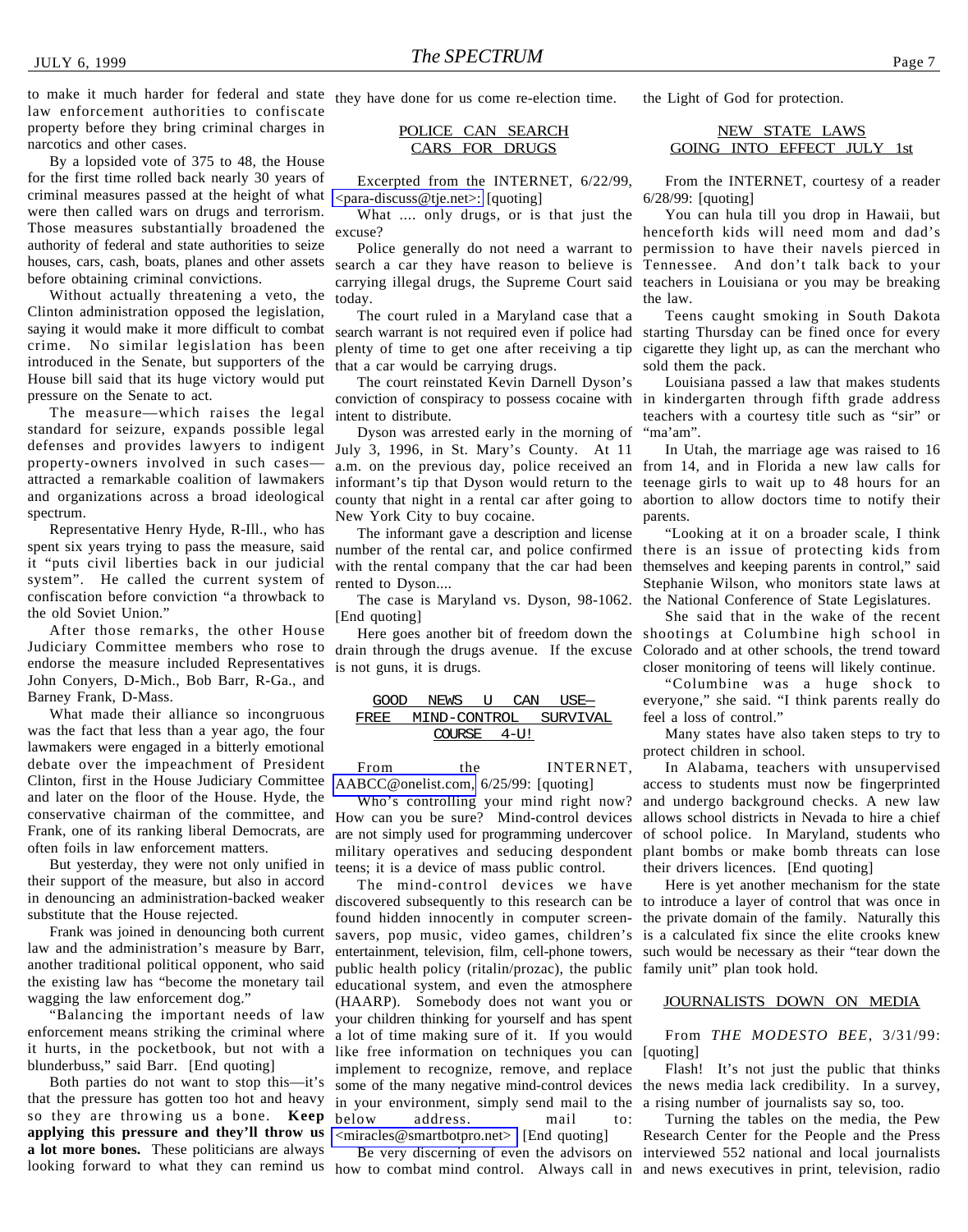to make it much harder for federal and state law enforcement authorities to confiscate property before they bring criminal charges in narcotics and other cases.

By a lopsided vote of 375 to 48, the House for the first time rolled back nearly 30 years of criminal measures passed at the height of what were then called wars on drugs and terrorism. Those measures substantially broadened the authority of federal and state authorities to seize houses, cars, cash, boats, planes and other assets before obtaining criminal convictions.

Without actually threatening a veto, the Clinton administration opposed the legislation, saying it would make it more difficult to combat crime. No similar legislation has been introduced in the Senate, but supporters of the House bill said that its huge victory would put pressure on the Senate to act.

The measure—which raises the legal standard for seizure, expands possible legal defenses and provides lawyers to indigent property-owners involved in such cases—attracted a remarkable coalition of lawmakers and organizations across a broad ideological spectrum.

Representative Henry Hyde, R-Ill., who has spent six years trying to pass the measure, said it "puts civil liberties back in our judicial system". He called the current system of confiscation before conviction "a throwback to the old Soviet Union."

After those remarks, the other House Judiciary Committee members who rose to endorse the measure included Representatives John Conyers, D-Mich., Bob Barr, R-Ga., and Barney Frank, D-Mass.

What made their alliance so incongruous was the fact that less than a year ago, the four lawmakers were engaged in a bitterly emotional debate over the impeachment of President Clinton, first in the House Judiciary Committee and later on the floor of the House. Hyde, the conservative chairman of the committee, and Frank, one of its ranking liberal Democrats, are often foils in law enforcement matters.

But yesterday, they were not only unified in their support of the measure, but also in accord in denouncing an administration-backed weaker substitute that the House rejected.

Frank was joined in denouncing both current law and the administration's measure by Barr, another traditional political opponent, who said the existing law has "become the monetary tail wagging the law enforcement dog."

"Balancing the important needs of law enforcement means striking the criminal where it hurts, in the pocketbook, but not with a blunderbuss," said Barr. [End quoting]

Both parties do not want to stop this—it's that the pressure has gotten too hot and heavy so they are throwing us a bone. **Keep applying this pressure and they'll throw us a lot more bones.** These politicians are always looking forward to what they can remind us they have done for us come re-election time.

## POLICE CAN SEARCH CARS FOR DRUGS

Excerpted from the INTERNET, 6/22/99, <para-discuss@tje.net>: [quoting]

What .... only drugs, or is that just the excuse?

Police generally do not need a warrant to search a car they have reason to believe is carrying illegal drugs, the Supreme Court said today.

The court ruled in a Maryland case that a search warrant is not required even if police had plenty of time to get one after receiving a tip that a car would be carrying drugs.

The court reinstated Kevin Darnell Dyson's conviction of conspiracy to possess cocaine with intent to distribute.

Dyson was arrested early in the morning of July 3, 1996, in St. Mary's County. At 11 a.m. on the previous day, police received an informant's tip that Dyson would return to the county that night in a rental car after going to New York City to buy cocaine.

The informant gave a description and license number of the rental car, and police confirmed with the rental company that the car had been rented to Dyson....

The case is Maryland vs. Dyson, 98-1062. [End quoting]

Here goes another bit of freedom down the drain through the drugs avenue. If the excuse is not guns, it is drugs.

## GOOD NEWS U CAN USE—FREE MIND-CONTROL SURVIVAL COURSE 4-U!

From the INTERNET, AABCC@onelist.com, 6/25/99: [quoting]

Who's controlling your mind right now? How can you be sure? Mind-control devices are not simply used for programming undercover military operatives and seducing despondent teens; it is a device of mass public control.

The mind-control devices we have discovered subsequently to this research can be found hidden innocently in computer screen-savers, pop music, video games, children's entertainment, television, film, cell-phone towers, public health policy (ritalin/prozac), the public educational system, and even the atmosphere (HAARP). Somebody does not want you or your children thinking for yourself and has spent a lot of time making sure of it. If you would like free information on techniques you can implement to recognize, remove, and replace some of the many negative mind-control devices in your environment, simply send mail to the below address. mail to: <miracles@smartbotpro.net> [End quoting]

Be very discerning of even the advisors on how to combat mind control. Always call in the Light of God for protection.

## NEW STATE LAWS GOING INTO EFFECT JULY 1st

From the INTERNET, courtesy of a reader 6/28/99: [quoting]

You can hula till you drop in Hawaii, but henceforth kids will need mom and dad's permission to have their navels pierced in Tennessee. And don't talk back to your teachers in Louisiana or you may be breaking the law.

Teens caught smoking in South Dakota starting Thursday can be fined once for every cigarette they light up, as can the merchant who sold them the pack.

Louisiana passed a law that makes students in kindergarten through fifth grade address teachers with a courtesy title such as "sir" or "ma'am".

In Utah, the marriage age was raised to 16 from 14, and in Florida a new law calls for teenage girls to wait up to 48 hours for an abortion to allow doctors time to notify their parents.

"Looking at it on a broader scale, I think there is an issue of protecting kids from themselves and keeping parents in control," said Stephanie Wilson, who monitors state laws at the National Conference of State Legislatures.

She said that in the wake of the recent shootings at Columbine high school in Colorado and at other schools, the trend toward closer monitoring of teens will likely continue.

"Columbine was a huge shock to everyone," she said. "I think parents really do feel a loss of control."

Many states have also taken steps to try to protect children in school.

In Alabama, teachers with unsupervised access to students must now be fingerprinted and undergo background checks. A new law allows school districts in Nevada to hire a chief of school police. In Maryland, students who plant bombs or make bomb threats can lose their drivers licences. [End quoting]

Here is yet another mechanism for the state to introduce a layer of control that was once in the private domain of the family. Naturally this is a calculated fix since the elite crooks knew such would be necessary as their "tear down the family unit" plan took hold.

## JOURNALISTS DOWN ON MEDIA

From *THE MODESTO BEE*, 3/31/99: [quoting]

Flash! It's not just the public that thinks the news media lack credibility. In a survey, a rising number of journalists say so, too.

Turning the tables on the media, the Pew Research Center for the People and the Press interviewed 552 national and local journalists and news executives in print, television, radio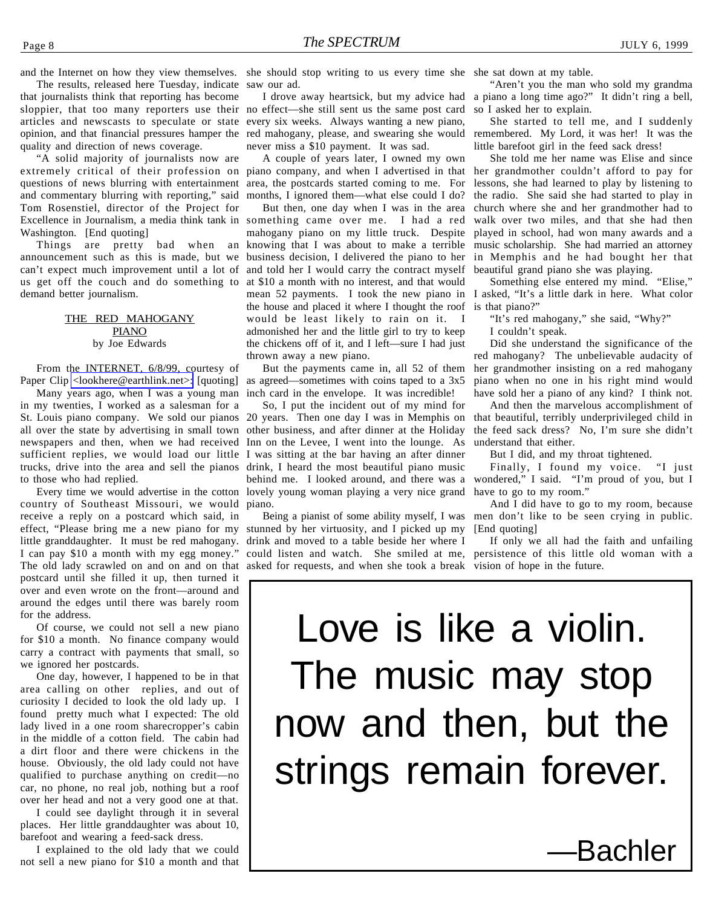and the Internet on how they view themselves.

The results, released here Tuesday, indicate that journalists think that reporting has become sloppier, that too many reporters use their articles and newscasts to speculate or state opinion, and that financial pressures hamper the quality and direction of news coverage.

"A solid majority of journalists now are extremely critical of their profession on questions of news blurring with entertainment and commentary blurring with reporting," said Tom Rosenstiel, director of the Project for Excellence in Journalism, a media think tank in Washington. [End quoting]

Things are pretty bad when an announcement such as this is made, but we can't expect much improvement until a lot of us get off the couch and do something to demand better journalism.

## THE RED MAHOGANY PIANO

by Joe Edwards

From the INTERNET, 6/8/99, courtesy of Paper Clip <lookhere@earthlink.net>: [quoting]

Many years ago, when I was a young man in my twenties, I worked as a salesman for a St. Louis piano company. We sold our pianos all over the state by advertising in small town newspapers and then, when we had received sufficient replies, we would load our little trucks, drive into the area and sell the pianos to those who had replied.

Every time we would advertise in the cotton country of Southeast Missouri, we would receive a reply on a postcard which said, in effect, "Please bring me a new piano for my little granddaughter. It must be red mahogany. I can pay $10 a month with my egg money." The old lady scrawled on and on and on that postcard until she filled it up, then turned it over and even wrote on the front—around and around the edges until there was barely room for the address.

Of course, we could not sell a new piano for $10 a month. No finance company would carry a contract with payments that small, so we ignored her postcards.

One day, however, I happened to be in that area calling on other replies, and out of curiosity I decided to look the old lady up. I found pretty much what I expected: The old lady lived in a one room sharecropper's cabin in the middle of a cotton field. The cabin had a dirt floor and there were chickens in the house. Obviously, the old lady could not have qualified to purchase anything on credit—no car, no phone, no real job, nothing but a roof over her head and not a very good one at that.

I could see daylight through it in several places. Her little granddaughter was about 10, barefoot and wearing a feed-sack dress.

I explained to the old lady that we could not sell a new piano for $10 a month and that she should stop writing to us every time she saw our ad.

I drove away heartsick, but my advice had no effect—she still sent us the same post card every six weeks. Always wanting a new piano, red mahogany, please, and swearing she would never miss a $10 payment. It was sad.

A couple of years later, I owned my own piano company, and when I advertised in that area, the postcards started coming to me. For months, I ignored them—what else could I do?

But then, one day when I was in the area something came over me. I had a red mahogany piano on my little truck. Despite knowing that I was about to make a terrible business decision, I delivered the piano to her and told her I would carry the contract myself at $10 a month with no interest, and that would mean 52 payments. I took the new piano in the house and placed it where I thought the roof would be least likely to rain on it. I admonished her and the little girl to try to keep the chickens off of it, and I left—sure I had just thrown away a new piano.

But the payments came in, all 52 of them as agreed—sometimes with coins taped to a 3x5 inch card in the envelope. It was incredible!

So, I put the incident out of my mind for 20 years. Then one day I was in Memphis on other business, and after dinner at the Holiday Inn on the Levee, I went into the lounge. As I was sitting at the bar having an after dinner drink, I heard the most beautiful piano music behind me. I looked around, and there was a lovely young woman playing a very nice grand piano.

Being a pianist of some ability myself, I was stunned by her virtuosity, and I picked up my drink and moved to a table beside her where I could listen and watch. She smiled at me, asked for requests, and when she took a break she sat down at my table.

"Aren't you the man who sold my grandma a piano a long time ago?" It didn't ring a bell, so I asked her to explain.

She started to tell me, and I suddenly remembered. My Lord, it was her! It was the little barefoot girl in the feed sack dress!

She told me her name was Elise and since her grandmother couldn't afford to pay for lessons, she had learned to play by listening to the radio. She said she had started to play in church where she and her grandmother had to walk over two miles, and that she had then played in school, had won many awards and a music scholarship. She had married an attorney in Memphis and he had bought her that beautiful grand piano she was playing.

Something else entered my mind. "Elise," I asked, "It's a little dark in here. What color is that piano?"

"It's red mahogany," she said, "Why?"

I couldn't speak.

Did she understand the significance of the red mahogany? The unbelievable audacity of her grandmother insisting on a red mahogany piano when no one in his right mind would have sold her a piano of any kind? I think not.

And then the marvelous accomplishment of that beautiful, terribly underprivileged child in the feed sack dress? No, I'm sure she didn't understand that either.

But I did, and my throat tightened.

Finally, I found my voice. "I just wondered," I said. "I'm proud of you, but I have to go to my room."

And I did have to go to my room, because men don't like to be seen crying in public. [End quoting]

If only we all had the faith and unfailing persistence of this little old woman with a vision of hope in the future.

> Love is like a violin. The music may stop now and then, but the strings remain forever.
>
> —Bachler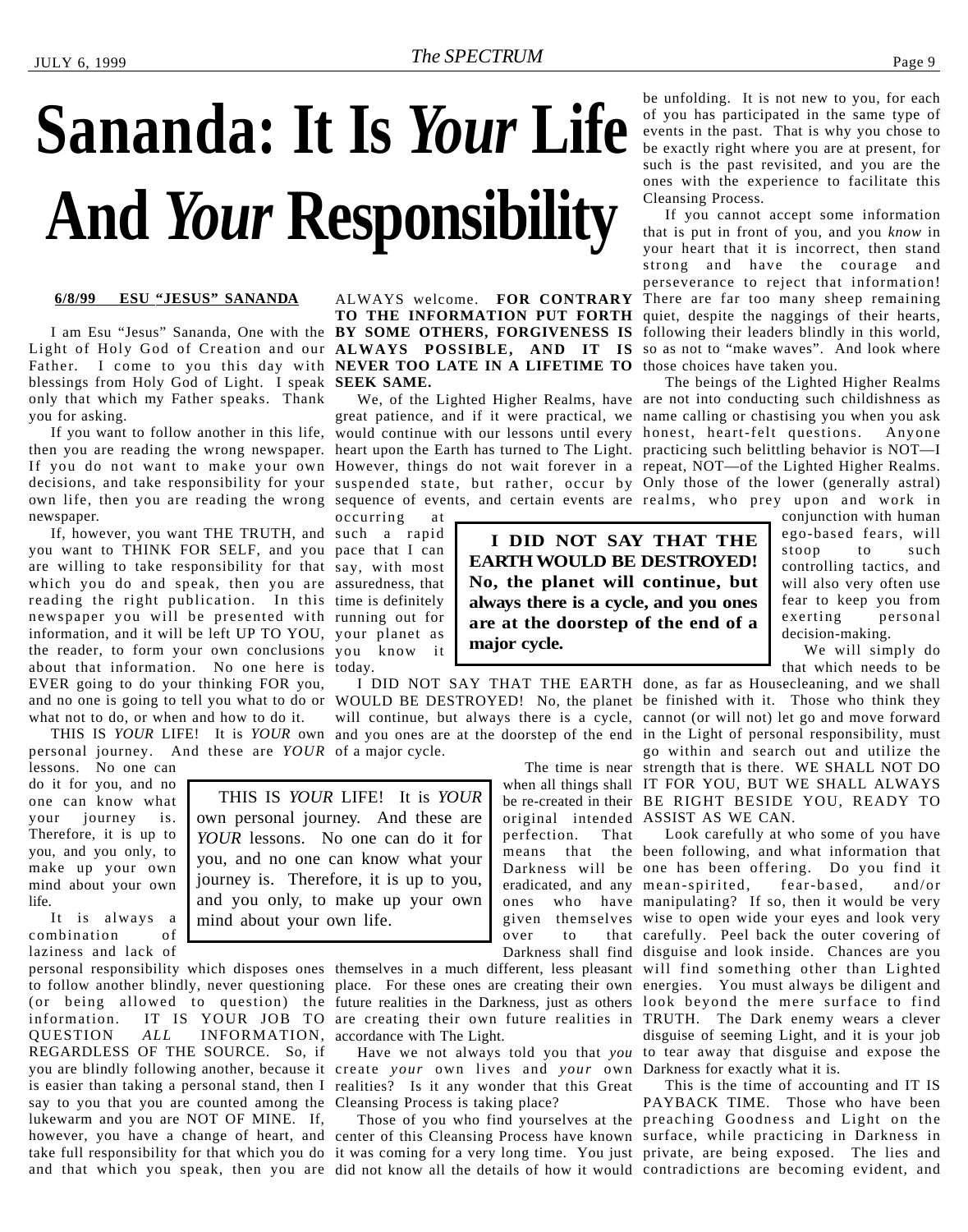# Sananda: It Is *Your* Life And *Your* Responsibility

**6/8/99 ESU "JESUS" SANANDA**

I am Esu "Jesus" Sananda, One with the Light of Holy God of Creation and our Father. I come to you this day with blessings from Holy God of Light. I speak only that which my Father speaks. Thank you for asking.

If you want to follow another in this life, then you are reading the wrong newspaper. If you do not want to make your own decisions, and take responsibility for your own life, then you are reading the wrong newspaper.

If, however, you want THE TRUTH, and you want to THINK FOR SELF, and you are willing to take responsibility for that which you do and speak, then you are reading the right publication. In this newspaper you will be presented with information, and it will be left UP TO YOU, the reader, to form your own conclusions about that information. No one here is EVER going to do your thinking FOR you, and no one is going to tell you what to do or what not to do, or when and how to do it.

THIS IS *YOUR* LIFE! It is *YOUR* own personal journey. And these are *YOUR* lessons. No one can do it for you, and no one can know what your journey is. Therefore, it is up to you, and you only, to make up your own mind about your own life.

> THIS IS *YOUR* LIFE! It is *YOUR* own personal journey. And these are *YOUR* lessons. No one can do it for you, and no one can know what your journey is. Therefore, it is up to you, and you only, to make up your own mind about your own life.

It is always a combination of laziness and lack of personal responsibility which disposes ones to follow another blindly, never questioning (or being allowed to question) the information. IT IS YOUR JOB TO QUESTION *ALL* INFORMATION, REGARDLESS OF THE SOURCE. So, if you are blindly following another, because it is easier than taking a personal stand, then I say to you that you are counted among the lukewarm and you are NOT OF MINE. If, however, you have a change of heart, and take full responsibility for that which you do and that which you speak, then you are ALWAYS welcome. **FOR CONTRARY TO THE INFORMATION PUT FORTH BY SOME OTHERS, FORGIVENESS IS ALWAYS POSSIBLE, AND IT IS NEVER TOO LATE IN A LIFETIME TO SEEK SAME.**

We, of the Lighted Higher Realms, have great patience, and if it were practical, we would continue with our lessons until every heart upon the Earth has turned to The Light. However, things do not wait forever in a suspended state, but rather, occur by sequence of events, and certain events are occurring at such a rapid pace that I can say, with most assuredness, that time is definitely running out for your planet as you know it today.

> **I DID NOT SAY THAT THE EARTH WOULD BE DESTROYED! No, the planet will continue, but always there is a cycle, and you ones are at the doorstep of the end of a major cycle.**

I DID NOT SAY THAT THE EARTH WOULD BE DESTROYED! No, the planet will continue, but always there is a cycle, and you ones are at the doorstep of the end of a major cycle.

The time is near when all things shall be re-created in their original intended perfection. That means that the Darkness will be eradicated, and any ones who have given themselves over to that Darkness shall find themselves in a much different, less pleasant place. For these ones are creating their own future realities in the Darkness, just as others are creating their own future realities in accordance with The Light.

Have we not always told you that *you* create *your* own lives and *your* own realities? Is it any wonder that this Great Cleansing Process is taking place?

Those of you who find yourselves at the center of this Cleansing Process have known it was coming for a very long time. You just did not know all the details of how it would be unfolding. It is not new to you, for each of you has participated in the same type of events in the past. That is why you chose to be exactly right where you are at present, for such is the past revisited, and you are the ones with the experience to facilitate this Cleansing Process.

If you cannot accept some information that is put in front of you, and you *know* in your heart that it is incorrect, then stand strong and have the courage and perseverance to reject that information! There are far too many sheep remaining quiet, despite the naggings of their hearts, following their leaders blindly in this world, so as not to "make waves". And look where those choices have taken you.

The beings of the Lighted Higher Realms are not into conducting such childishness as name calling or chastising you when you ask honest, heart-felt questions. Anyone practicing such belittling behavior is NOT—I repeat, NOT—of the Lighted Higher Realms. Only those of the lower (generally astral) realms, who prey upon and work in conjunction with human ego-based fears, will stoop to such controlling tactics, and will also very often use fear to keep you from exerting personal decision-making.

We will simply do that which needs to be done, as far as Housecleaning, and we shall be finished with it. Those who think they cannot (or will not) let go and move forward in the Light of personal responsibility, must go within and search out and utilize the strength that is there. WE SHALL NOT DO IT FOR YOU, BUT WE SHALL ALWAYS BE RIGHT BESIDE YOU, READY TO ASSIST AS WE CAN.

Look carefully at who some of you have been following, and what information that one has been offering. Do you find it mean-spirited, fear-based, and/or manipulating? If so, then it would be very wise to open wide your eyes and look very carefully. Peel back the outer covering of disguise and look inside. Chances are you will find something other than Lighted energies. You must always be diligent and look beyond the mere surface to find TRUTH. The Dark enemy wears a clever disguise of seeming Light, and it is your job to tear away that disguise and expose the Darkness for exactly what it is.

This is the time of accounting and IT IS PAYBACK TIME. Those who have been preaching Goodness and Light on the surface, while practicing in Darkness in private, are being exposed. The lies and contradictions are becoming evident, and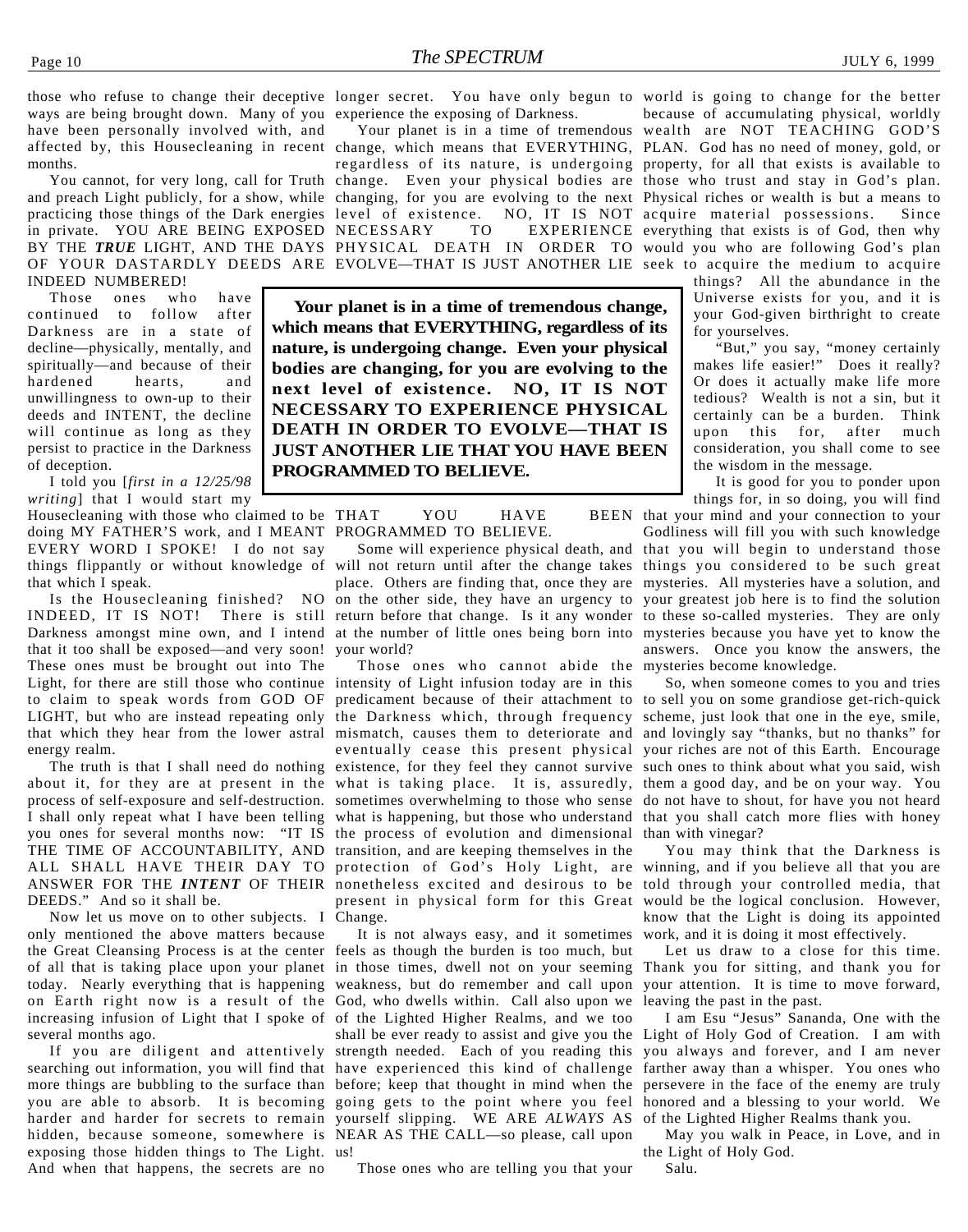those who refuse to change their deceptive ways are being brought down. Many of you have been personally involved with, and affected by, this Housecleaning in recent months.

You cannot, for very long, call for Truth and preach Light publicly, for a show, while practicing those things of the Dark energies in private. YOU ARE BEING EXPOSED BY THE ***TRUE*** LIGHT, AND THE DAYS OF YOUR DASTARDLY DEEDS ARE INDEED NUMBERED!

Those ones who have continued to follow after Darkness are in a state of decline—physically, mentally, and spiritually—and because of their hardened hearts, and unwillingness to own-up to their deeds and INTENT, the decline will continue as long as they persist to practice in the Darkness of deception.

I told you [*first in a 12/25/98 writing*] that I would start my Housecleaning with those who claimed to be doing MY FATHER'S work, and I MEANT EVERY WORD I SPOKE! I do not say things flippantly or without knowledge of that which I speak.

Is the Housecleaning finished? NO INDEED, IT IS NOT! There is still Darkness amongst mine own, and I intend that it too shall be exposed—and very soon! These ones must be brought out into The Light, for there are still those who continue to claim to speak words from GOD OF LIGHT, but who are instead repeating only that which they hear from the lower astral energy realm.

The truth is that I shall need do nothing about it, for they are at present in the process of self-exposure and self-destruction. I shall only repeat what I have been telling you ones for several months now: "IT IS THE TIME OF ACCOUNTABILITY, AND ALL SHALL HAVE THEIR DAY TO ANSWER FOR THE ***INTENT*** OF THEIR DEEDS." And so it shall be.

Now let us move on to other subjects. I only mentioned the above matters because the Great Cleansing Process is at the center of all that is taking place upon your planet today. Nearly everything that is happening on Earth right now is a result of the increasing infusion of Light that I spoke of several months ago.

If you are diligent and attentively searching out information, you will find that more things are bubbling to the surface than you are able to absorb. It is becoming harder and harder for secrets to remain hidden, because someone, somewhere is exposing those hidden things to The Light. And when that happens, the secrets are no longer secret. You have only begun to experience the exposing of Darkness.

Your planet is in a time of tremendous change, which means that EVERYTHING, regardless of its nature, is undergoing change. Even your physical bodies are changing, for you are evolving to the next level of existence. NO, IT IS NOT NECESSARY TO EXPERIENCE PHYSICAL DEATH IN ORDER TO EVOLVE—THAT IS JUST ANOTHER LIE THAT YOU HAVE BEEN PROGRAMMED TO BELIEVE.

> **Your planet is in a time of tremendous change, which means that EVERYTHING, regardless of its nature, is undergoing change. Even your physical bodies are changing, for you are evolving to the next level of existence. NO, IT IS NOT NECESSARY TO EXPERIENCE PHYSICAL DEATH IN ORDER TO EVOLVE—THAT IS JUST ANOTHER LIE THAT YOU HAVE BEEN PROGRAMMED TO BELIEVE.**

Some will experience physical death, and will not return until after the change takes place. Others are finding that, once they are on the other side, they have an urgency to return before that change. Is it any wonder at the number of little ones being born into your world?

Those ones who cannot abide the intensity of Light infusion today are in this predicament because of their attachment to the Darkness which, through frequency mismatch, causes them to deteriorate and eventually cease this present physical existence, for they feel they cannot survive what is taking place. It is, assuredly, sometimes overwhelming to those who sense what is happening, but those who understand the process of evolution and dimensional transition, and are keeping themselves in the protection of God's Holy Light, are nonetheless excited and desirous to be present in physical form for this Great Change.

It is not always easy, and it sometimes feels as though the burden is too much, but in those times, dwell not on your seeming weakness, but do remember and call upon God, who dwells within. Call also upon we of the Lighted Higher Realms, and we too shall be ever ready to assist and give you the strength needed. Each of you reading this have experienced this kind of challenge before; keep that thought in mind when the going gets to the point where you feel yourself slipping. WE ARE *ALWAYS* AS NEAR AS THE CALL—so please, call upon us!

Those ones who are telling you that your world is going to change for the better because of accumulating physical, worldly wealth are NOT TEACHING GOD'S PLAN. God has no need of money, gold, or property, for all that exists is available to those who trust and stay in God's plan. Physical riches or wealth is but a means to acquire material possessions. Since everything that exists is of God, then why would you who are following God's plan seek to acquire the medium to acquire things? All the abundance in the Universe exists for you, and it is your God-given birthright to create for yourselves.

"But," you say, "money certainly makes life easier!" Does it really? Or does it actually make life more tedious? Wealth is not a sin, but it certainly can be a burden. Think upon this for, after much consideration, you shall come to see the wisdom in the message.

It is good for you to ponder upon things for, in so doing, you will find that your mind and your connection to your Godliness will fill you with such knowledge that you will begin to understand those things you considered to be such great mysteries. All mysteries have a solution, and your greatest job here is to find the solution to these so-called mysteries. They are only mysteries because you have yet to know the answers. Once you know the answers, the mysteries become knowledge.

So, when someone comes to you and tries to sell you on some grandiose get-rich-quick scheme, just look that one in the eye, smile, and lovingly say "thanks, but no thanks" for your riches are not of this Earth. Encourage such ones to think about what you said, wish them a good day, and be on your way. You do not have to shout, for have you not heard that you shall catch more flies with honey than with vinegar?

You may think that the Darkness is winning, and if you believe all that you are told through your controlled media, that would be the logical conclusion. However, know that the Light is doing its appointed work, and it is doing it most effectively.

Let us draw to a close for this time. Thank you for sitting, and thank you for your attention. It is time to move forward, leaving the past in the past.

I am Esu "Jesus" Sananda, One with the Light of Holy God of Creation. I am with you always and forever, and I am never farther away than a whisper. You ones who persevere in the face of the enemy are truly honored and a blessing to your world. We of the Lighted Higher Realms thank you.

May you walk in Peace, in Love, and in the Light of Holy God.

Salu.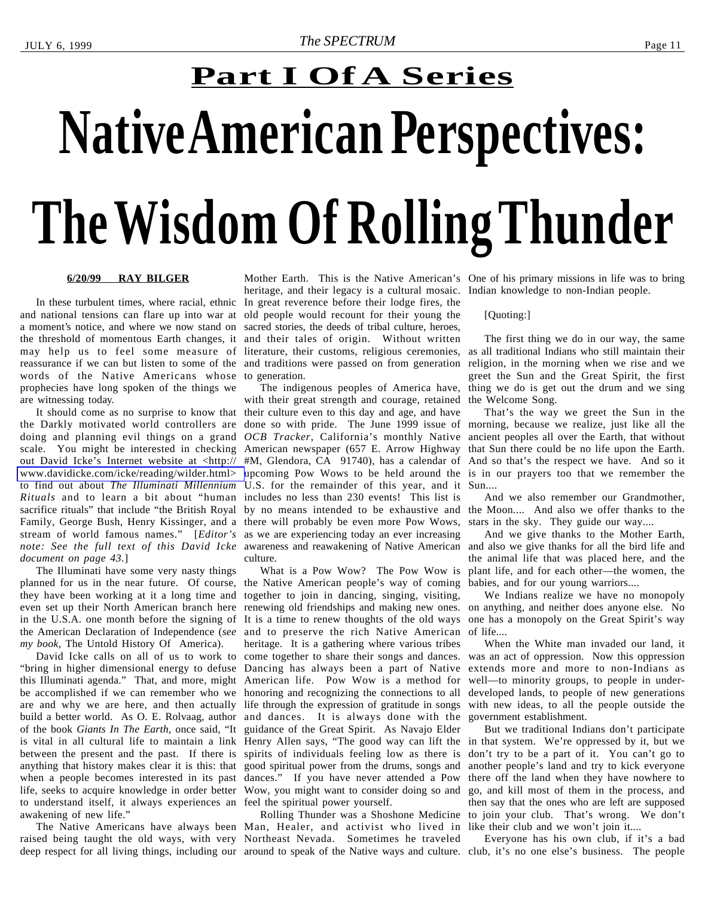# Part I Of A Series

# Native American Perspectives: The Wisdom Of Rolling Thunder

**6/20/99 RAY BILGER**

In these turbulent times, where racial, ethnic and national tensions can flare up into war at a moment's notice, and where we now stand on the threshold of momentous Earth changes, it may help us to feel some measure of reassurance if we can but listen to some of the words of the Native Americans whose prophecies have long spoken of the things we are witnessing today.

It should come as no surprise to know that the Darkly motivated world controllers are doing and planning evil things on a grand scale. You might be interested in checking out David Icke's Internet website at <http://www.davidicke.com/icke/reading/wilder.html> to find out about *The Illuminati Millennium Rituals* and to learn a bit about "human sacrifice rituals" that include "the British Royal Family, George Bush, Henry Kissinger, and a stream of world famous names." [*Editor's note: See the full text of this David Icke document on page 43.*]

The Illuminati have some very nasty things planned for us in the near future. Of course, they have been working at it a long time and even set up their North American branch here in the U.S.A. one month before the signing of the American Declaration of Independence (*see my book,* The Untold History Of America).

David Icke calls on all of us to work to "bring in higher dimensional energy to defuse this Illuminati agenda." That, and more, might be accomplished if we can remember who we are and why we are here, and then actually build a better world. As O. E. Rolvaag, author of the book *Giants In The Earth,* once said, "It is vital in all cultural life to maintain a link between the present and the past. If there is anything that history makes clear it is this: that when a people becomes interested in its past life, seeks to acquire knowledge in order better to understand itself, it always experiences an awakening of new life."

The Native Americans have always been raised being taught the old ways, with very deep respect for all living things, including our Mother Earth. This is the Native American's heritage, and their legacy is a cultural mosaic. In great reverence before their lodge fires, the old people would recount for their young the sacred stories, the deeds of tribal culture, heroes, and their tales of origin. Without written literature, their customs, religious ceremonies, and traditions were passed on from generation to generation.

The indigenous peoples of America have, with their great strength and courage, retained their culture even to this day and age, and have done so with pride. The June 1999 issue of *OCB Tracker*, California's monthly Native American newspaper (657 E. Arrow Highway #M, Glendora, CA 91740), has a calendar of upcoming Pow Wows to be held around the U.S. for the remainder of this year, and it includes no less than 230 events! This list is by no means intended to be exhaustive and there will probably be even more Pow Wows, as we are experiencing today an ever increasing awareness and reawakening of Native American culture.

What is a Pow Wow? The Pow Wow is the Native American people's way of coming together to join in dancing, singing, visiting, renewing old friendships and making new ones. It is a time to renew thoughts of the old ways and to preserve the rich Native American heritage. It is a gathering where various tribes come together to share their songs and dances. Dancing has always been a part of Native American life. Pow Wow is a method for honoring and recognizing the connections to all life through the expression of gratitude in songs and dances. It is always done with the guidance of the Great Spirit. As Navajo Elder Henry Allen says, "The good way can lift the spirits of individuals feeling low as there is good spiritual power from the drums, songs and dances." If you have never attended a Pow Wow, you might want to consider doing so and feel the spiritual power yourself.

Rolling Thunder was a Shoshone Medicine Man, Healer, and activist who lived in Northeast Nevada. Sometimes he traveled around to speak of the Native ways and culture. One of his primary missions in life was to bring Indian knowledge to non-Indian people.

[Quoting:]

The first thing we do in our way, the same as all traditional Indians who still maintain their religion, in the morning when we rise and we greet the Sun and the Great Spirit, the first thing we do is get out the drum and we sing the Welcome Song.

That's the way we greet the Sun in the morning, because we realize, just like all the ancient peoples all over the Earth, that without that Sun there could be no life upon the Earth. And so that's the respect we have. And so it is in our prayers too that we remember the Sun....

And we also remember our Grandmother, the Moon.... And also we offer thanks to the stars in the sky. They guide our way....

And we give thanks to the Mother Earth, and also we give thanks for all the bird life and the animal life that was placed here, and the plant life, and for each other—the women, the babies, and for our young warriors....

We Indians realize we have no monopoly on anything, and neither does anyone else. No one has a monopoly on the Great Spirit's way of life....

When the White man invaded our land, it was an act of oppression. Now this oppression extends more and more to non-Indians as well—to minority groups, to people in under-developed lands, to people of new generations with new ideas, to all the people outside the government establishment.

But we traditional Indians don't participate in that system. We're oppressed by it, but we don't try to be a part of it. You can't go to another people's land and try to kick everyone there off the land when they have nowhere to go, and kill most of them in the process, and then say that the ones who are left are supposed to join your club. That's wrong. We don't like their club and we won't join it....

Everyone has his own club, if it's a bad club, it's no one else's business. The people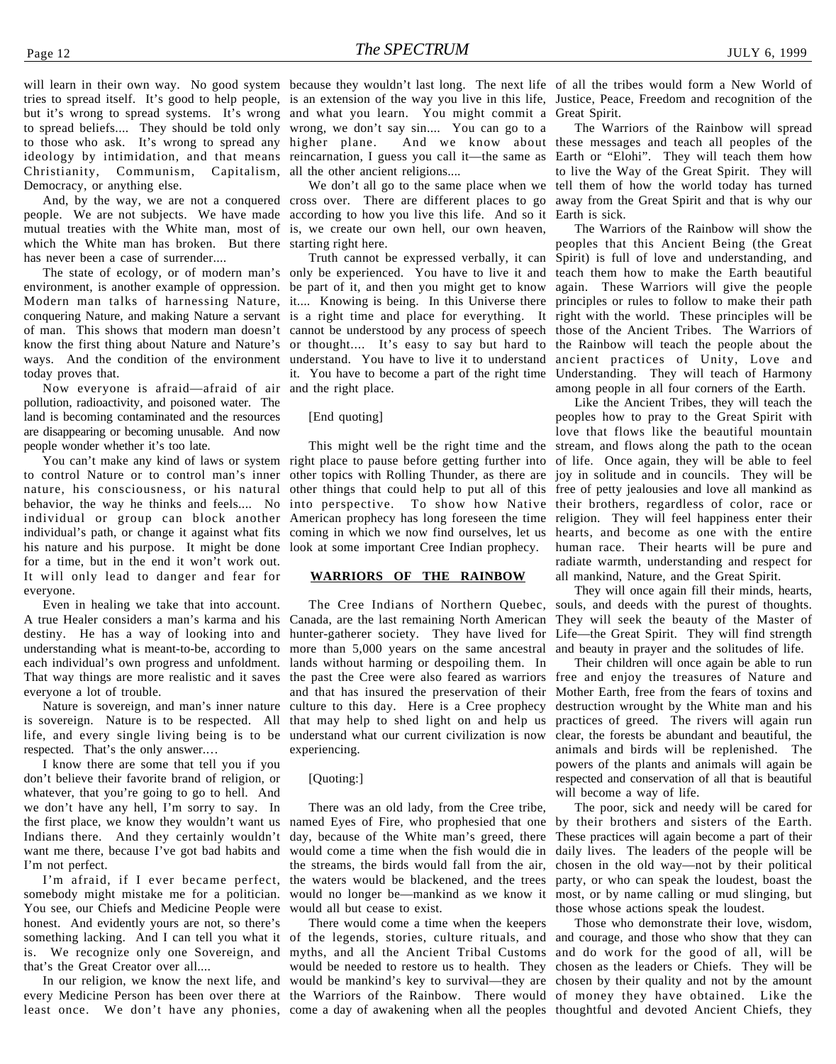will learn in their own way. No good system tries to spread itself. It's good to help people, but it's wrong to spread systems. It's wrong to spread beliefs.... They should be told only to those who ask. It's wrong to spread any ideology by intimidation, and that means Christianity, Communism, Capitalism, Democracy, or anything else.

And, by the way, we are not a conquered people. We are not subjects. We have made mutual treaties with the White man, most of which the White man has broken. But there has never been a case of surrender....

The state of ecology, or of modern man's environment, is another example of oppression. Modern man talks of harnessing Nature, conquering Nature, and making Nature a servant of man. This shows that modern man doesn't know the first thing about Nature and Nature's ways. And the condition of the environment today proves that.

Now everyone is afraid—afraid of air pollution, radioactivity, and poisoned water. The land is becoming contaminated and the resources are disappearing or becoming unusable. And now people wonder whether it's too late.

You can't make any kind of laws or system to control Nature or to control man's inner nature, his consciousness, or his natural behavior, the way he thinks and feels.... No individual or group can block another individual's path, or change it against what fits his nature and his purpose. It might be done for a time, but in the end it won't work out. It will only lead to danger and fear for everyone.

Even in healing we take that into account. A true Healer considers a man's karma and his destiny. He has a way of looking into and understanding what is meant-to-be, according to each individual's own progress and unfoldment. That way things are more realistic and it saves everyone a lot of trouble.

Nature is sovereign, and man's inner nature is sovereign. Nature is to be respected. All life, and every single living being is to be respected. That's the only answer.…

I know there are some that tell you if you don't believe their favorite brand of religion, or whatever, that you're going to go to hell. And we don't have any hell, I'm sorry to say. In the first place, we know they wouldn't want us Indians there. And they certainly wouldn't want me there, because I've got bad habits and I'm not perfect.

I'm afraid, if I ever became perfect, somebody might mistake me for a politician. You see, our Chiefs and Medicine People were honest. And evidently yours are not, so there's something lacking. And I can tell you what it is. We recognize only one Sovereign, and that's the Great Creator over all....

In our religion, we know the next life, and every Medicine Person has been over there at least once. We don't have any phonies, because they wouldn't last long. The next life is an extension of the way you live in this life, and what you learn. You might commit a wrong, we don't say sin.... You can go to a higher plane. And we know about reincarnation, I guess you call it—the same as all the other ancient religions....

We don't all go to the same place when we cross over. There are different places to go according to how you live this life. And so it is, we create our own hell, our own heaven, starting right here.

Truth cannot be expressed verbally, it can only be experienced. You have to live it and be part of it, and then you might get to know it.... Knowing is being. In this Universe there is a right time and place for everything. It cannot be understood by any process of speech or thought.... It's easy to say but hard to understand. You have to live it to understand it. You have to become a part of the right time and the right place.

[End quoting]

This might well be the right time and the right place to pause before getting further into other topics with Rolling Thunder, as there are other things that could help to put all of this into perspective. To show how Native American prophecy has long foreseen the time coming in which we now find ourselves, let us look at some important Cree Indian prophecy.

**WARRIORS OF THE RAINBOW**

The Cree Indians of Northern Quebec, Canada, are the last remaining North American hunter-gatherer society. They have lived for more than 5,000 years on the same ancestral lands without harming or despoiling them. In the past the Cree were also feared as warriors and that has insured the preservation of their culture to this day. Here is a Cree prophecy that may help to shed light on and help us understand what our current civilization is now experiencing.

[Quoting:]

There was an old lady, from the Cree tribe, named Eyes of Fire, who prophesied that one day, because of the White man's greed, there would come a time when the fish would die in the streams, the birds would fall from the air, the waters would be blackened, and the trees would no longer be—mankind as we know it would all but cease to exist.

There would come a time when the keepers of the legends, stories, culture rituals, and myths, and all the Ancient Tribal Customs would be needed to restore us to health. They would be mankind's key to survival—they are the Warriors of the Rainbow. There would come a day of awakening when all the peoples of all the tribes would form a New World of Justice, Peace, Freedom and recognition of the Great Spirit.

The Warriors of the Rainbow will spread these messages and teach all peoples of the Earth or "Elohi". They will teach them how to live the Way of the Great Spirit. They will tell them of how the world today has turned away from the Great Spirit and that is why our Earth is sick.

The Warriors of the Rainbow will show the peoples that this Ancient Being (the Great Spirit) is full of love and understanding, and teach them how to make the Earth beautiful again. These Warriors will give the people principles or rules to follow to make their path right with the world. These principles will be those of the Ancient Tribes. The Warriors of the Rainbow will teach the people about the ancient practices of Unity, Love and Understanding. They will teach of Harmony among people in all four corners of the Earth.

Like the Ancient Tribes, they will teach the peoples how to pray to the Great Spirit with love that flows like the beautiful mountain stream, and flows along the path to the ocean of life. Once again, they will be able to feel joy in solitude and in councils. They will be free of petty jealousies and love all mankind as their brothers, regardless of color, race or religion. They will feel happiness enter their hearts, and become as one with the entire human race. Their hearts will be pure and radiate warmth, understanding and respect for all mankind, Nature, and the Great Spirit.

They will once again fill their minds, hearts, souls, and deeds with the purest of thoughts. They will seek the beauty of the Master of Life—the Great Spirit. They will find strength and beauty in prayer and the solitudes of life.

Their children will once again be able to run free and enjoy the treasures of Nature and Mother Earth, free from the fears of toxins and destruction wrought by the White man and his practices of greed. The rivers will again run clear, the forests be abundant and beautiful, the animals and birds will be replenished. The powers of the plants and animals will again be respected and conservation of all that is beautiful will become a way of life.

The poor, sick and needy will be cared for by their brothers and sisters of the Earth. These practices will again become a part of their daily lives. The leaders of the people will be chosen in the old way—not by their political party, or who can speak the loudest, boast the most, or by name calling or mud slinging, but those whose actions speak the loudest.

Those who demonstrate their love, wisdom, and courage, and those who show that they can and do work for the good of all, will be chosen as the leaders or Chiefs. They will be chosen by their quality and not by the amount of money they have obtained. Like the thoughtful and devoted Ancient Chiefs, they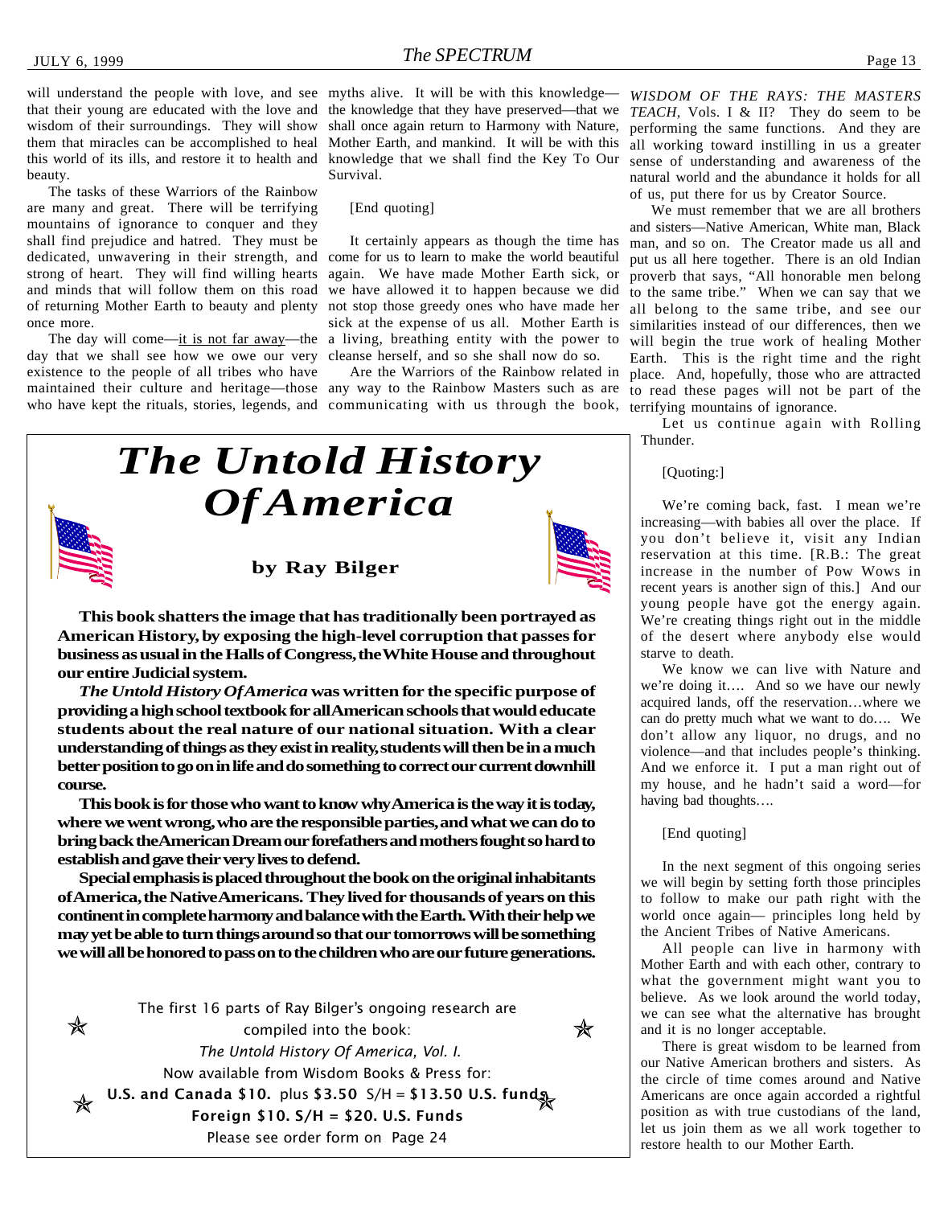will understand the people with love, and see that their young are educated with the love and wisdom of their surroundings. They will show them that miracles can be accomplished to heal this world of its ills, and restore it to health and beauty.

The tasks of these Warriors of the Rainbow are many and great. There will be terrifying mountains of ignorance to conquer and they shall find prejudice and hatred. They must be dedicated, unwavering in their strength, and strong of heart. They will find willing hearts and minds that will follow them on this road of returning Mother Earth to beauty and plenty once more.

The day will come—it is not far away—the day that we shall see how we owe our very existence to the people of all tribes who have maintained their culture and heritage—those who have kept the rituals, stories, legends, and myths alive. It will be with this knowledge—the knowledge that they have preserved—that we shall once again return to Harmony with Nature, Mother Earth, and mankind. It will be with this knowledge that we shall find the Key To Our Survival.

[End quoting]

It certainly appears as though the time has come for us to learn to make the world beautiful again. We have made Mother Earth sick, or we have allowed it to happen because we did not stop those greedy ones who have made her sick at the expense of us all. Mother Earth is a living, breathing entity with the power to cleanse herself, and so she shall now do so.

Are the Warriors of the Rainbow related in any way to the Rainbow Masters such as are communicating with us through the book, *WISDOM OF THE RAYS: THE MASTERS TEACH*, Vols. I & II? They do seem to be performing the same functions. And they are all working toward instilling in us a greater sense of understanding and awareness of the natural world and the abundance it holds for all of us, put there for us by Creator Source.

We must remember that we are all brothers and sisters—Native American, White man, Black man, and so on. The Creator made us all and put us all here together. There is an old Indian proverb that says, "All honorable men belong to the same tribe." When we can say that we all belong to the same tribe, and see our similarities instead of our differences, then we will begin the true work of healing Mother Earth. This is the right time and the right place. And, hopefully, those who are attracted to read these pages will not be part of the terrifying mountains of ignorance.

Let us continue again with Rolling Thunder.

[Quoting:]

We're coming back, fast. I mean we're increasing—with babies all over the place. If you don't believe it, visit any Indian reservation at this time. [R.B.: The great increase in the number of Pow Wows in recent years is another sign of this.] And our young people have got the energy again. We're creating things right out in the middle of the desert where anybody else would starve to death.

We know we can live with Nature and we're doing it…. And so we have our newly acquired lands, off the reservation…where we can do pretty much what we want to do…. We don't allow any liquor, no drugs, and no violence—and that includes people's thinking. And we enforce it. I put a man right out of my house, and he hadn't said a word—for having bad thoughts….

[End quoting]

In the next segment of this ongoing series we will begin by setting forth those principles to follow to make our path right with the world once again— principles long held by the Ancient Tribes of Native Americans.

All people can live in harmony with Mother Earth and with each other, contrary to what the government might want you to believe. As we look around the world today, we can see what the alternative has brought and it is no longer acceptable.

There is great wisdom to be learned from our Native American brothers and sisters. As the circle of time comes around and Native Americans are once again accorded a rightful position as with true custodians of the land, let us join them as we all work together to restore health to our Mother Earth.

---

# *The Untold History Of America*

**by Ray Bilger**

**This book shatters the image that has traditionally been portrayed as American History, by exposing the high-level corruption that passes for business as usual in the Halls of Congress, the White House and throughout our entire Judicial system.**

***The Untold History Of America* was written for the specific purpose of providing a high school textbook for all American schools that would educate students about the real nature of our national situation. With a clear understanding of things as they exist in reality, students will then be in a much better position to go on in life and do something to correct our current downhill course.**

**This book is for those who want to know why America is the way it is today, where we went wrong, who are the responsible parties, and what we can do to bring back the American Dream our forefathers and mothers fought so hard to establish and gave their very lives to defend.**

**Special emphasis is placed throughout the book on the original inhabitants of America, the Native Americans. They lived for thousands of years on this continent in complete harmony and balance with the Earth. With their help we may yet be able to turn things around so that our tomorrows will be something we will all be honored to pass on to the children who are our future generations.**

The first 16 parts of Ray Bilger's ongoing research are compiled into the book:
*The Untold History Of America, Vol. I.*
Now available from Wisdom Books & Press for:
**U.S. and Canada $10.** plus **$3.50** S/H = **$13.50 U.S. funds**
**Foreign $10. S/H = $20. U.S. Funds**
Please see order form on Page 24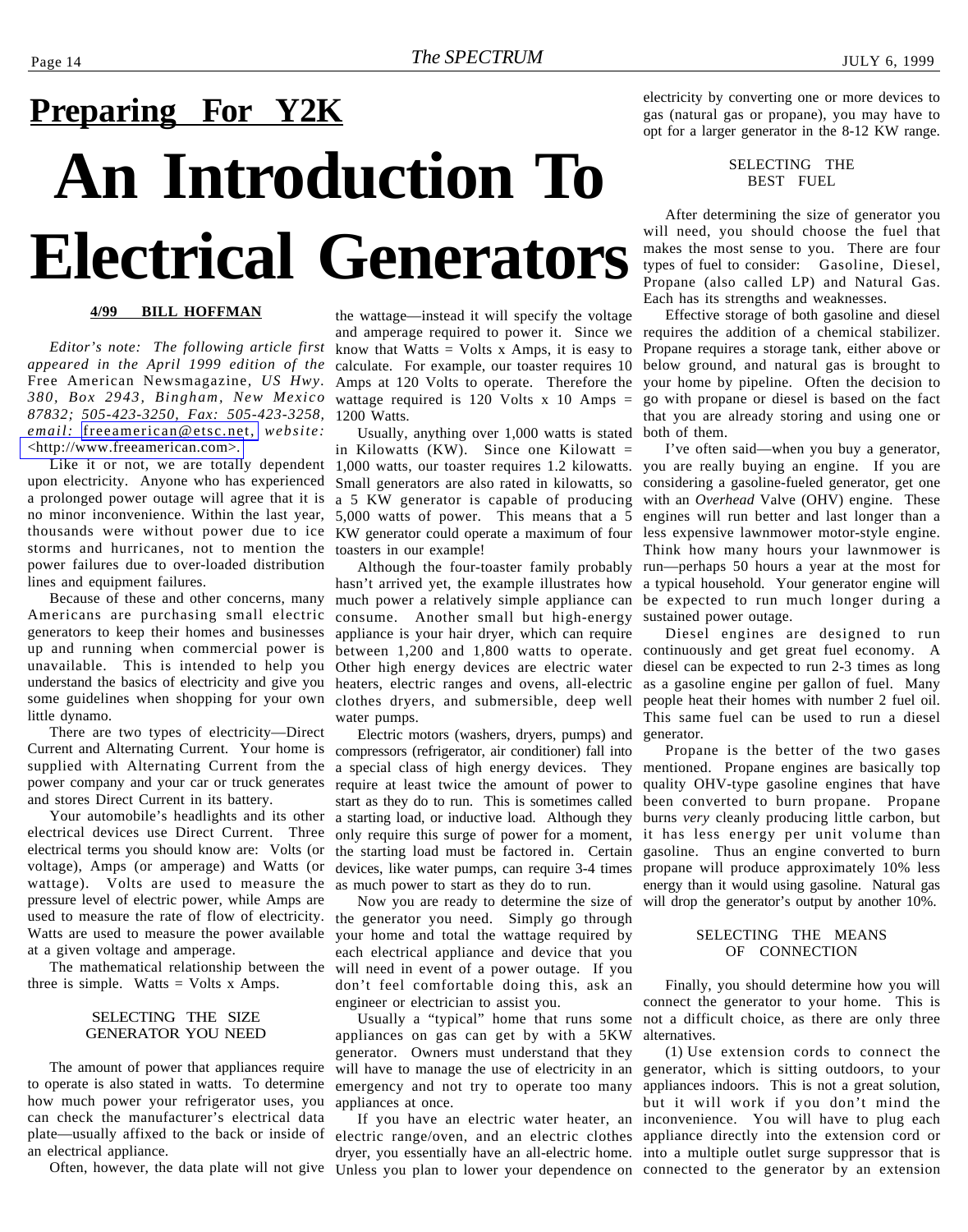## Preparing For Y2K

# An Introduction To Electrical Generators

**4/99 BILL HOFFMAN**

*Editor's note: The following article first appeared in the April 1999 edition of the* Free American Newsmagazine*, US Hwy. 380, Box 2943, Bingham, New Mexico 87832; 505-423-3250, Fax: 505-423-3258, email:* freeamerican@etsc.net*, website:* <http://www.freeamerican.com>.

Like it or not, we are totally dependent upon electricity. Anyone who has experienced a prolonged power outage will agree that it is no minor inconvenience. Within the last year, thousands were without power due to ice storms and hurricanes, not to mention the power failures due to over-loaded distribution lines and equipment failures.

Because of these and other concerns, many Americans are purchasing small electric generators to keep their homes and businesses up and running when commercial power is unavailable. This is intended to help you understand the basics of electricity and give you some guidelines when shopping for your own little dynamo.

There are two types of electricity—Direct Current and Alternating Current. Your home is supplied with Alternating Current from the power company and your car or truck generates and stores Direct Current in its battery.

Your automobile's headlights and its other electrical devices use Direct Current. Three electrical terms you should know are: Volts (or voltage), Amps (or amperage) and Watts (or wattage). Volts are used to measure the pressure level of electric power, while Amps are used to measure the rate of flow of electricity. Watts are used to measure the power available at a given voltage and amperage.

The mathematical relationship between the three is simple. Watts = Volts x Amps.

### SELECTING THE SIZE GENERATOR YOU NEED

The amount of power that appliances require to operate is also stated in watts. To determine how much power your refrigerator uses, you can check the manufacturer's electrical data plate—usually affixed to the back or inside of an electrical appliance.

Often, however, the data plate will not give the wattage—instead it will specify the voltage and amperage required to power it. Since we know that Watts = Volts x Amps, it is easy to calculate. For example, our toaster requires 10 Amps at 120 Volts to operate. Therefore the wattage required is 120 Volts x 10 Amps = 1200 Watts.

Usually, anything over 1,000 watts is stated in Kilowatts (KW). Since one Kilowatt = 1,000 watts, our toaster requires 1.2 kilowatts. Small generators are also rated in kilowatts, so a 5 KW generator is capable of producing 5,000 watts of power. This means that a 5 KW generator could operate a maximum of four toasters in our example!

Although the four-toaster family probably hasn't arrived yet, the example illustrates how much power a relatively simple appliance can consume. Another small but high-energy appliance is your hair dryer, which can require between 1,200 and 1,800 watts to operate. Other high energy devices are electric water heaters, electric ranges and ovens, all-electric clothes dryers, and submersible, deep well water pumps.

Electric motors (washers, dryers, pumps) and compressors (refrigerator, air conditioner) fall into a special class of high energy devices. They require at least twice the amount of power to start as they do to run. This is sometimes called a starting load, or inductive load. Although they only require this surge of power for a moment, the starting load must be factored in. Certain devices, like water pumps, can require 3-4 times as much power to start as they do to run.

Now you are ready to determine the size of the generator you need. Simply go through your home and total the wattage required by each electrical appliance and device that you will need in event of a power outage. If you don't feel comfortable doing this, ask an engineer or electrician to assist you.

Usually a "typical" home that runs some appliances on gas can get by with a 5KW generator. Owners must understand that they will have to manage the use of electricity in an emergency and not try to operate too many appliances at once.

If you have an electric water heater, an electric range/oven, and an electric clothes dryer, you essentially have an all-electric home. Unless you plan to lower your dependence on electricity by converting one or more devices to gas (natural gas or propane), you may have to opt for a larger generator in the 8-12 KW range.

### SELECTING THE BEST FUEL

After determining the size of generator you will need, you should choose the fuel that makes the most sense to you. There are four types of fuel to consider: Gasoline, Diesel, Propane (also called LP) and Natural Gas. Each has its strengths and weaknesses.

Effective storage of both gasoline and diesel requires the addition of a chemical stabilizer. Propane requires a storage tank, either above or below ground, and natural gas is brought to your home by pipeline. Often the decision to go with propane or diesel is based on the fact that you are already storing and using one or both of them.

I've often said—when you buy a generator, you are really buying an engine. If you are considering a gasoline-fueled generator, get one with an *Overhead* Valve (OHV) engine. These engines will run better and last longer than a less expensive lawnmower motor-style engine. Think how many hours your lawnmower is run—perhaps 50 hours a year at the most for a typical household. Your generator engine will be expected to run much longer during a sustained power outage.

Diesel engines are designed to run continuously and get great fuel economy. A diesel can be expected to run 2-3 times as long as a gasoline engine per gallon of fuel. Many people heat their homes with number 2 fuel oil. This same fuel can be used to run a diesel generator.

Propane is the better of the two gases mentioned. Propane engines are basically top quality OHV-type gasoline engines that have been converted to burn propane. Propane burns *very* cleanly producing little carbon, but it has less energy per unit volume than gasoline. Thus an engine converted to burn propane will produce approximately 10% less energy than it would using gasoline. Natural gas will drop the generator's output by another 10%.

### SELECTING THE MEANS OF CONNECTION

Finally, you should determine how you will connect the generator to your home. This is not a difficult choice, as there are only three alternatives.

(1) Use extension cords to connect the generator, which is sitting outdoors, to your appliances indoors. This is not a great solution, but it will work if you don't mind the inconvenience. You will have to plug each appliance directly into the extension cord or into a multiple outlet surge suppressor that is connected to the generator by an extension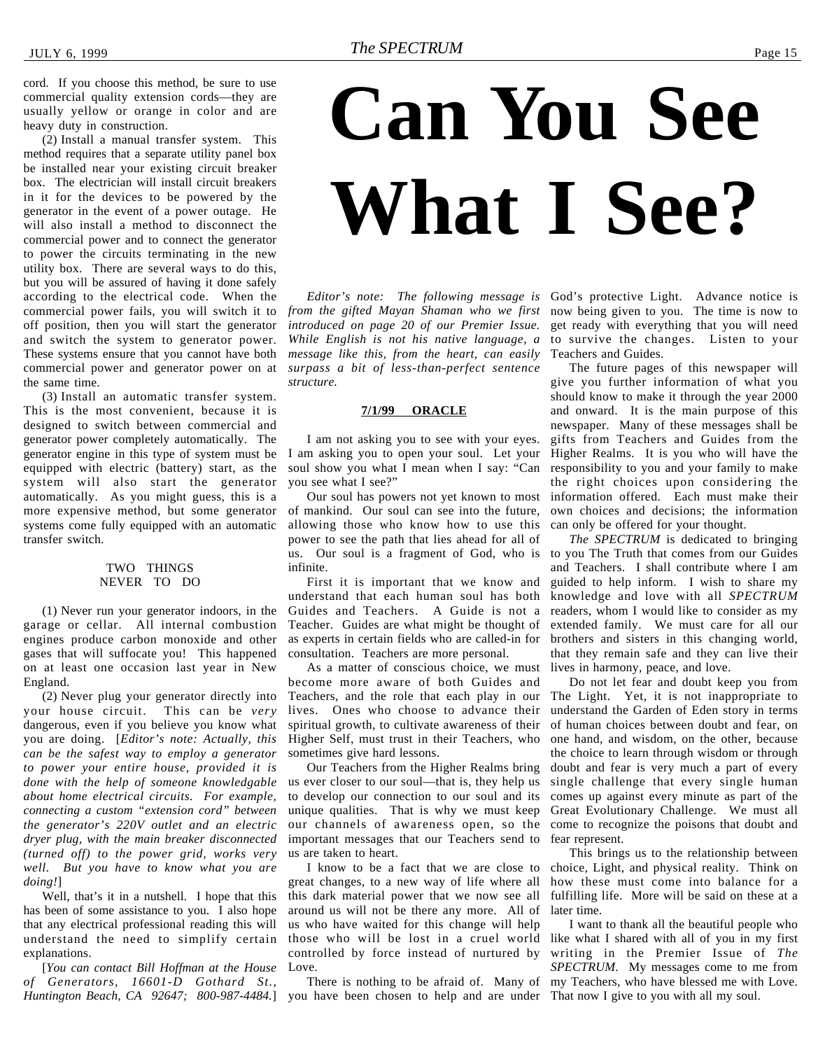cord. If you choose this method, be sure to use commercial quality extension cords—they are usually yellow or orange in color and are heavy duty in construction.

(2) Install a manual transfer system. This method requires that a separate utility panel box be installed near your existing circuit breaker box. The electrician will install circuit breakers in it for the devices to be powered by the generator in the event of a power outage. He will also install a method to disconnect the commercial power and to connect the generator to power the circuits terminating in the new utility box. There are several ways to do this, but you will be assured of having it done safely according to the electrical code. When the commercial power fails, you will switch it to off position, then you will start the generator and switch the system to generator power. These systems ensure that you cannot have both commercial power and generator power on at the same time.

(3) Install an automatic transfer system. This is the most convenient, because it is designed to switch between commercial and generator power completely automatically. The generator engine in this type of system must be equipped with electric (battery) start, as the system will also start the generator automatically. As you might guess, this is a more expensive method, but some generator systems come fully equipped with an automatic transfer switch.

TWO THINGS NEVER TO DO

(1) Never run your generator indoors, in the garage or cellar. All internal combustion engines produce carbon monoxide and other gases that will suffocate you! This happened on at least one occasion last year in New England.

(2) Never plug your generator directly into your house circuit. This can be *very* dangerous, even if you believe you know what you are doing. [*Editor's note: Actually, this can be the safest way to employ a generator to power your entire house, provided it is done with the help of someone knowledgable about home electrical circuits. For example, connecting a custom "extension cord" between the generator's 220V outlet and an electric dryer plug, with the main breaker disconnected (turned off) to the power grid, works very well. But you have to know what you are doing!*]

Well, that's it in a nutshell. I hope that this has been of some assistance to you. I also hope that any electrical professional reading this will understand the need to simplify certain explanations.

[*You can contact Bill Hoffman at the House of Generators, 16601-D Gothard St., Huntington Beach, CA 92647; 800-987-4484.*]

# Can You See What I See?

*Editor's note: The following message is from the gifted Mayan Shaman who we first introduced on page 20 of our Premier Issue. While English is not his native language, a message like this, from the heart, can easily surpass a bit of less-than-perfect sentence structure.*

**7/1/99 ORACLE**

I am not asking you to see with your eyes. I am asking you to open your soul. Let your soul show you what I mean when I say: "Can you see what I see?"

Our soul has powers not yet known to most of mankind. Our soul can see into the future, allowing those who know how to use this power to see the path that lies ahead for all of us. Our soul is a fragment of God, who is infinite.

First it is important that we know and understand that each human soul has both Guides and Teachers. A Guide is not a Teacher. Guides are what might be thought of as experts in certain fields who are called-in for consultation. Teachers are more personal.

As a matter of conscious choice, we must become more aware of both Guides and Teachers, and the role that each play in our lives. Ones who choose to advance their spiritual growth, to cultivate awareness of their Higher Self, must trust in their Teachers, who sometimes give hard lessons.

Our Teachers from the Higher Realms bring us ever closer to our soul—that is, they help us to develop our connection to our soul and its unique qualities. That is why we must keep our channels of awareness open, so the important messages that our Teachers send to us are taken to heart.

I know to be a fact that we are close to great changes, to a new way of life where all this dark material power that we now see all around us will not be there any more. All of us who have waited for this change will help those who will be lost in a cruel world controlled by force instead of nurtured by Love.

There is nothing to be afraid of. Many of you have been chosen to help and are under God's protective Light. Advance notice is now being given to you. The time is now to get ready with everything that you will need to survive the changes. Listen to your Teachers and Guides.

The future pages of this newspaper will give you further information of what you should know to make it through the year 2000 and onward. It is the main purpose of this newspaper. Many of these messages shall be gifts from Teachers and Guides from the Higher Realms. It is you who will have the responsibility to you and your family to make the right choices upon considering the information offered. Each must make their own choices and decisions; the information can only be offered for your thought.

*The SPECTRUM* is dedicated to bringing to you The Truth that comes from our Guides and Teachers. I shall contribute where I am guided to help inform. I wish to share my knowledge and love with all *SPECTRUM* readers, whom I would like to consider as my extended family. We must care for all our brothers and sisters in this changing world, that they remain safe and they can live their lives in harmony, peace, and love.

Do not let fear and doubt keep you from The Light. Yet, it is not inappropriate to understand the Garden of Eden story in terms of human choices between doubt and fear, on one hand, and wisdom, on the other, because the choice to learn through wisdom or through doubt and fear is very much a part of every single challenge that every single human comes up against every minute as part of the Great Evolutionary Challenge. We must all come to recognize the poisons that doubt and fear represent.

This brings us to the relationship between choice, Light, and physical reality. Think on how these must come into balance for a fulfilling life. More will be said on these at a later time.

I want to thank all the beautiful people who like what I shared with all of you in my first writing in the Premier Issue of *The SPECTRUM*. My messages come to me from my Teachers, who have blessed me with Love. That now I give to you with all my soul.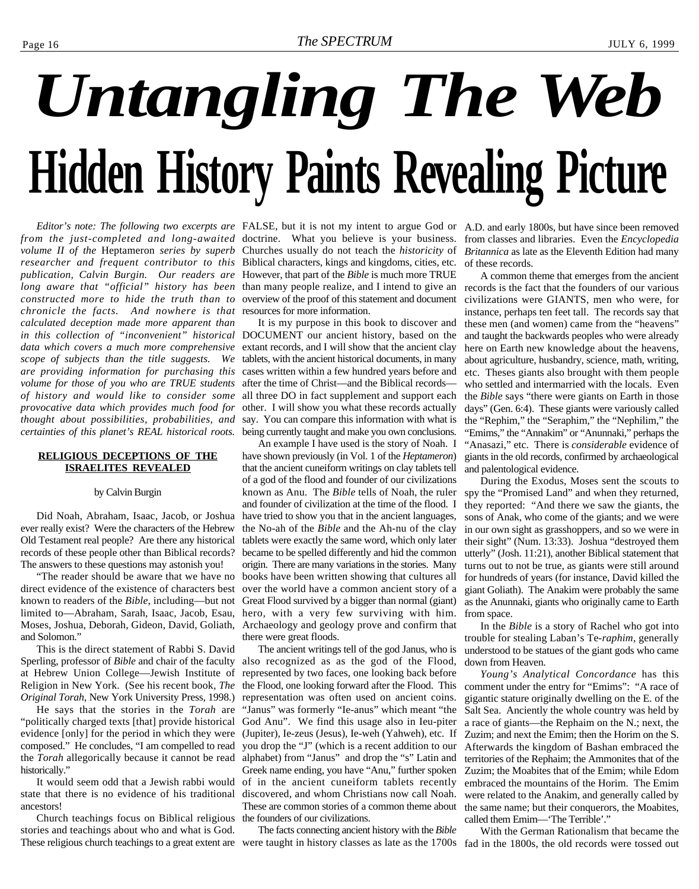# *Untangling The Web*

# Hidden History Paints Revealing Picture

*Editor's note: The following two excerpts are from the just-completed and long-awaited volume II of the* Heptameron *series by superb researcher and frequent contributor to this publication, Calvin Burgin. Our readers are long aware that "official" history has been constructed more to hide the truth than to chronicle the facts. And nowhere is that calculated deception made more apparent than in this collection of "inconvenient" historical data which covers a much more comprehensive scope of subjects than the title suggests. We are providing information for purchasing this volume for those of you who are TRUE students of history and would like to consider some provocative data which provides much food for thought about possibilities, probabilities, and certainties of this planet's REAL historical roots.*

## RELIGIOUS DECEPTIONS OF THE ISRAELITES REVEALED

by Calvin Burgin

Did Noah, Abraham, Isaac, Jacob, or Joshua ever really exist? Were the characters of the Hebrew Old Testament real people? Are there any historical records of these people other than Biblical records? The answers to these questions may astonish you!

"The reader should be aware that we have no direct evidence of the existence of characters best known to readers of the *Bible*, including—but not limited to—Abraham, Sarah, Isaac, Jacob, Esau, Moses, Joshua, Deborah, Gideon, David, Goliath, and Solomon."

This is the direct statement of Rabbi S. David Sperling, professor of *Bible* and chair of the faculty at Hebrew Union College—Jewish Institute of Religion in New York. (See his recent book, *The Original Torah*, New York University Press, 1998.)

He says that the stories in the *Torah* are "politically charged texts [that] provide historical evidence [only] for the period in which they were composed." He concludes, "I am compelled to read the *Torah* allegorically because it cannot be read historically."

It would seem odd that a Jewish rabbi would state that there is no evidence of his traditional ancestors!

Church teachings focus on Biblical religious stories and teachings about who and what is God. These religious church teachings to a great extent are FALSE, but it is not my intent to argue God or doctrine. What you believe is your business. Churches usually do not teach the *historicity* of Biblical characters, kings and kingdoms, cities, etc. However, that part of the *Bible* is much more TRUE than many people realize, and I intend to give an overview of the proof of this statement and document resources for more information.

It is my purpose in this book to discover and DOCUMENT our ancient history, based on the extant records, and I will show that the ancient clay tablets, with the ancient historical documents, in many cases written within a few hundred years before and after the time of Christ—and the Biblical records—all three DO in fact supplement and support each other. I will show you what these records actually say. You can compare this information with what is being currently taught and make you own conclusions.

An example I have used is the story of Noah. I have shown previously (in Vol. 1 of the *Heptameron*) that the ancient cuneiform writings on clay tablets tell of a god of the flood and founder of our civilizations known as Anu. The *Bible* tells of Noah, the ruler and founder of civilization at the time of the flood. I have tried to show you that in the ancient languages, the No-ah of the *Bible* and the Ah-nu of the clay tablets were exactly the same word, which only later became to be spelled differently and hid the common origin. There are many variations in the stories. Many books have been written showing that cultures all over the world have a common ancient story of a Great Flood survived by a bigger than normal (giant) hero, with a very few surviving with him. Archaeology and geology prove and confirm that there were great floods.

The ancient writings tell of the god Janus, who is also recognized as as the god of the Flood, represented by two faces, one looking back before the Flood, one looking forward after the Flood. This representation was often used on ancient coins. "Janus" was formerly "Ie-anus" which meant "the God Anu". We find this usage also in Ieu-piter (Jupiter), Ie-zeus (Jesus), Ie-weh (Yahweh), etc. If you drop the "J" (which is a recent addition to our alphabet) from "Janus" and drop the "s" Latin and Greek name ending, you have "Anu," further spoken of in the ancient cuneiform tablets recently discovered, and whom Christians now call Noah. These are common stories of a common theme about the founders of our civilizations.

The facts connecting ancient history with the *Bible* were taught in history classes as late as the 1700s A.D. and early 1800s, but have since been removed from classes and libraries. Even the *Encyclopedia Britannica* as late as the Eleventh Edition had many of these records.

A common theme that emerges from the ancient records is the fact that the founders of our various civilizations were GIANTS, men who were, for instance, perhaps ten feet tall. The records say that these men (and women) came from the "heavens" and taught the backwards peoples who were already here on Earth new knowledge about the heavens, about agriculture, husbandry, science, math, writing, etc. Theses giants also brought with them people who settled and intermarried with the locals. Even the *Bible* says "there were giants on Earth in those days" (Gen. 6:4). These giants were variously called the "Rephim," the "Seraphim," the "Nephilim," the "Emims," the "Annakim" or "Anunnaki," perhaps the "Anasazi," etc. There is *considerable* evidence of giants in the old records, confirmed by archaeological and palentological evidence.

During the Exodus, Moses sent the scouts to spy the "Promised Land" and when they returned, they reported: "And there we saw the giants, the sons of Anak, who come of the giants; and we were in our own sight as grasshoppers, and so we were in their sight" (Num. 13:33). Joshua "destroyed them utterly" (Josh. 11:21), another Biblical statement that turns out to not be true, as giants were still around for hundreds of years (for instance, David killed the giant Goliath). The Anakim were probably the same as the Anunnaki, giants who originally came to Earth from space.

In the *Bible* is a story of Rachel who got into trouble for stealing Laban's Te-*raphim*, generally understood to be statues of the giant gods who came down from Heaven.

*Young's Analytical Concordance* has this comment under the entry for "Emims": "A race of gigantic stature originally dwelling on the E. of the Salt Sea. Anciently the whole country was held by a race of giants—the Rephaim on the N.; next, the Zuzim; and next the Emim; then the Horim on the S. Afterwards the kingdom of Bashan embraced the territories of the Rephaim; the Ammonites that of the Zuzim; the Moabites that of the Emim; while Edom embraced the mountains of the Horim. The Emim were related to the Anakim, and generally called by the same name; but their conquerors, the Moabites, called them Emim—'The Terrible'."

With the German Rationalism that became the fad in the 1800s, the old records were tossed out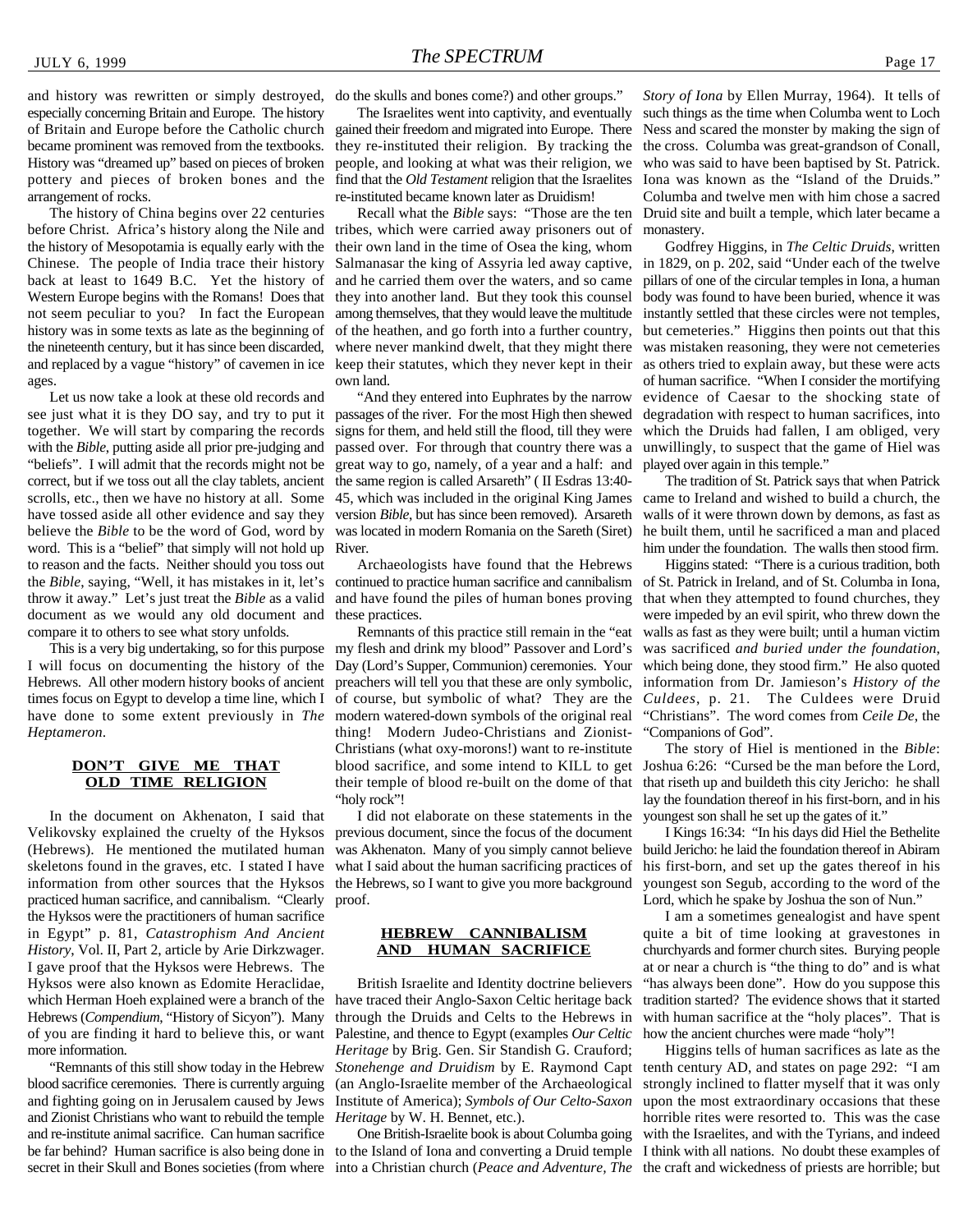and history was rewritten or simply destroyed, especially concerning Britain and Europe. The history of Britain and Europe before the Catholic church became prominent was removed from the textbooks. History was "dreamed up" based on pieces of broken pottery and pieces of broken bones and the arrangement of rocks.

The history of China begins over 22 centuries before Christ. Africa's history along the Nile and the history of Mesopotamia is equally early with the Chinese. The people of India trace their history back at least to 1649 B.C. Yet the history of Western Europe begins with the Romans! Does that not seem peculiar to you? In fact the European history was in some texts as late as the beginning of the nineteenth century, but it has since been discarded, and replaced by a vague "history" of cavemen in ice ages.

Let us now take a look at these old records and see just what it is they DO say, and try to put it together. We will start by comparing the records with the *Bible*, putting aside all prior pre-judging and "beliefs". I will admit that the records might not be correct, but if we toss out all the clay tablets, ancient scrolls, etc., then we have no history at all. Some have tossed aside all other evidence and say they believe the *Bible* to be the word of God, word by word. This is a "belief" that simply will not hold up to reason and the facts. Neither should you toss out the *Bible*, saying, "Well, it has mistakes in it, let's throw it away." Let's just treat the *Bible* as a valid document as we would any old document and compare it to others to see what story unfolds.

This is a very big undertaking, so for this purpose I will focus on documenting the history of the Hebrews. All other modern history books of ancient times focus on Egypt to develop a time line, which I have done to some extent previously in *The Heptameron*.

## DON'T GIVE ME THAT OLD TIME RELIGION

In the document on Akhenaton, I said that Velikovsky explained the cruelty of the Hyksos (Hebrews). He mentioned the mutilated human skeletons found in the graves, etc. I stated I have information from other sources that the Hyksos practiced human sacrifice, and cannibalism. "Clearly the Hyksos were the practitioners of human sacrifice in Egypt" p. 81, *Catastrophism And Ancient History*, Vol. II, Part 2, article by Arie Dirkzwager. I gave proof that the Hyksos were Hebrews. The Hyksos were also known as Edomite Heraclidae, which Herman Hoeh explained were a branch of the Hebrews (*Compendium*, "History of Sicyon"). Many of you are finding it hard to believe this, or want more information.

"Remnants of this still show today in the Hebrew blood sacrifice ceremonies. There is currently arguing and fighting going on in Jerusalem caused by Jews and Zionist Christians who want to rebuild the temple and re-institute animal sacrifice. Can human sacrifice be far behind? Human sacrifice is also being done in secret in their Skull and Bones societies (from where do the skulls and bones come?) and other groups."

The Israelites went into captivity, and eventually gained their freedom and migrated into Europe. There they re-instituted their religion. By tracking the people, and looking at what was their religion, we find that the *Old Testament* religion that the Israelites re-instituted became known later as Druidism!

Recall what the *Bible* says: "Those are the ten tribes, which were carried away prisoners out of their own land in the time of Osea the king, whom Salmanasar the king of Assyria led away captive, and he carried them over the waters, and so came they into another land. But they took this counsel among themselves, that they would leave the multitude of the heathen, and go forth into a further country, where never mankind dwelt, that they might there keep their statutes, which they never kept in their own land.

"And they entered into Euphrates by the narrow passages of the river. For the most High then shewed signs for them, and held still the flood, till they were passed over. For through that country there was a great way to go, namely, of a year and a half: and the same region is called Arsareth" ( II Esdras 13:40-45, which was included in the original King James version *Bible*, but has since been removed). Arsareth was located in modern Romania on the Sareth (Siret) River.

Archaeologists have found that the Hebrews continued to practice human sacrifice and cannibalism and have found the piles of human bones proving these practices.

Remnants of this practice still remain in the "eat my flesh and drink my blood" Passover and Lord's Day (Lord's Supper, Communion) ceremonies. Your preachers will tell you that these are only symbolic, of course, but symbolic of what? They are the modern watered-down symbols of the original real thing! Modern Judeo-Christians and Zionist-Christians (what oxy-morons!) want to re-institute blood sacrifice, and some intend to KILL to get their temple of blood re-built on the dome of that "holy rock"!

I did not elaborate on these statements in the previous document, since the focus of the document was Akhenaton. Many of you simply cannot believe what I said about the human sacrificing practices of the Hebrews, so I want to give you more background proof.

## HEBREW CANNIBALISM AND HUMAN SACRIFICE

British Israelite and Identity doctrine believers have traced their Anglo-Saxon Celtic heritage back through the Druids and Celts to the Hebrews in Palestine, and thence to Egypt (examples *Our Celtic Heritage* by Brig. Gen. Sir Standish G. Crauford; *Stonehenge and Druidism* by E. Raymond Capt (an Anglo-Israelite member of the Archaeological Institute of America); *Symbols of Our Celto-Saxon Heritage* by W. H. Bennet, etc.).

One British-Israelite book is about Columba going to the Island of Iona and converting a Druid temple into a Christian church (*Peace and Adventure, The Story of Iona* by Ellen Murray, 1964). It tells of such things as the time when Columba went to Loch Ness and scared the monster by making the sign of the cross. Columba was great-grandson of Conall, who was said to have been baptised by St. Patrick. Iona was known as the "Island of the Druids." Columba and twelve men with him chose a sacred Druid site and built a temple, which later became a monastery.

Godfrey Higgins, in *The Celtic Druids*, written in 1829, on p. 202, said "Under each of the twelve pillars of one of the circular temples in Iona, a human body was found to have been buried, whence it was instantly settled that these circles were not temples, but cemeteries." Higgins then points out that this was mistaken reasoning, they were not cemeteries as others tried to explain away, but these were acts of human sacrifice. "When I consider the mortifying evidence of Caesar to the shocking state of degradation with respect to human sacrifices, into which the Druids had fallen, I am obliged, very unwillingly, to suspect that the game of Hiel was played over again in this temple."

The tradition of St. Patrick says that when Patrick came to Ireland and wished to build a church, the walls of it were thrown down by demons, as fast as he built them, until he sacrificed a man and placed him under the foundation. The walls then stood firm.

Higgins stated: "There is a curious tradition, both of St. Patrick in Ireland, and of St. Columba in Iona, that when they attempted to found churches, they were impeded by an evil spirit, who threw down the walls as fast as they were built; until a human victim was sacrificed *and buried under the foundation*, which being done, they stood firm." He also quoted information from Dr. Jamieson's *History of the Culdees*, p. 21. The Culdees were Druid "Christians". The word comes from *Ceile De*, the "Companions of God".

The story of Hiel is mentioned in the *Bible*: Joshua 6:26: "Cursed be the man before the Lord, that riseth up and buildeth this city Jericho: he shall lay the foundation thereof in his first-born, and in his youngest son shall he set up the gates of it."

I Kings 16:34: "In his days did Hiel the Bethelite build Jericho: he laid the foundation thereof in Abiram his first-born, and set up the gates thereof in his youngest son Segub, according to the word of the Lord, which he spake by Joshua the son of Nun."

I am a sometimes genealogist and have spent quite a bit of time looking at gravestones in churchyards and former church sites. Burying people at or near a church is "the thing to do" and is what "has always been done". How do you suppose this tradition started? The evidence shows that it started with human sacrifice at the "holy places". That is how the ancient churches were made "holy"!

Higgins tells of human sacrifices as late as the tenth century AD, and states on page 292: "I am strongly inclined to flatter myself that it was only upon the most extraordinary occasions that these horrible rites were resorted to. This was the case with the Israelites, and with the Tyrians, and indeed I think with all nations. No doubt these examples of the craft and wickedness of priests are horrible; but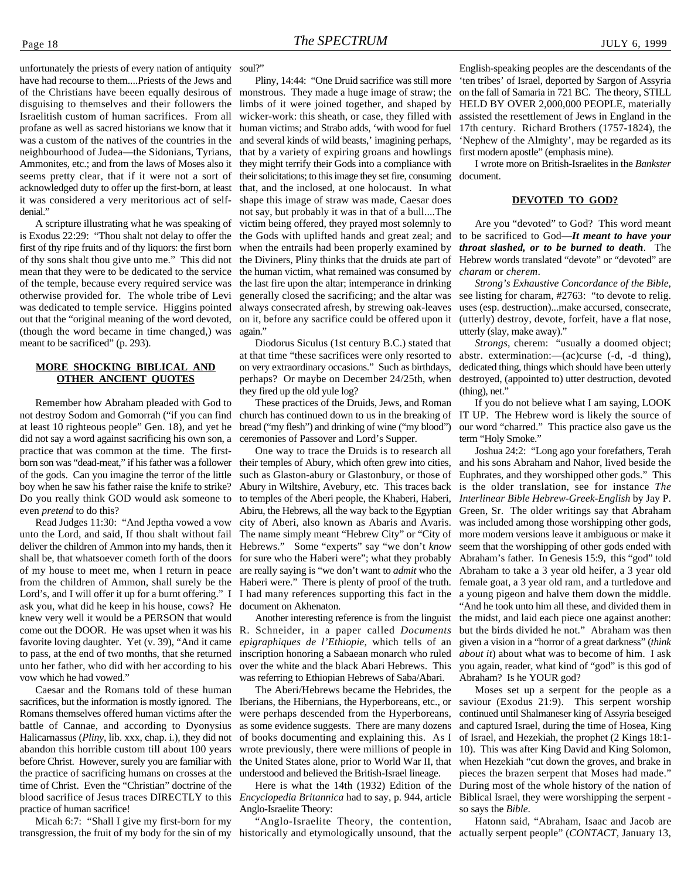unfortunately the priests of every nation of antiquity have had recourse to them....Priests of the Jews and of the Christians have beeen equally desirous of disguising to themselves and their followers the Israelitish custom of human sacrifices. From all profane as well as sacred historians we know that it was a custom of the natives of the countries in the neighbourhood of Judea—the Sidonians, Tyrians, Ammonites, etc.; and from the laws of Moses also it seems pretty clear, that if it were not a sort of acknowledged duty to offer up the first-born, at least it was considered a very meritorious act of self-denial."

A scripture illustrating what he was speaking of is Exodus 22:29: "Thou shalt not delay to offer the first of thy ripe fruits and of thy liquors: the first born of thy sons shalt thou give unto me." This did not mean that they were to be dedicated to the service of the temple, because every required service was otherwise provided for. The whole tribe of Levi was dedicated to temple service. Higgins pointed out that the "original meaning of the word devoted, (though the word became in time changed,) was meant to be sacrificed" (p. 293).

**MORE SHOCKING BIBLICAL AND OTHER ANCIENT QUOTES**

Remember how Abraham pleaded with God to not destroy Sodom and Gomorrah ("if you can find at least 10 righteous people" Gen. 18), and yet he did not say a word against sacrificing his own son, a practice that was common at the time. The first-born son was "dead-meat," if his father was a follower of the gods. Can you imagine the terror of the little boy when he saw his father raise the knife to strike? Do you really think GOD would ask someone to even *pretend* to do this?

Read Judges 11:30: "And Jeptha vowed a vow unto the Lord, and said, If thou shalt without fail deliver the children of Ammon into my hands, then it shall be, that whatsoever cometh forth of the doors of my house to meet me, when I return in peace from the children of Ammon, shall surely be the Lord's, and I will offer it up for a burnt offering." I ask you, what did he keep in his house, cows? He knew very well it would be a PERSON that would come out the DOOR. He was upset when it was his favorite loving daughter. Yet (v. 39), "And it came to pass, at the end of two months, that she returned unto her father, who did with her according to his vow which he had vowed."

Caesar and the Romans told of these human sacrifices, but the information is mostly ignored. The Romans themselves offered human victims after the battle of Cannae, and according to Dyonysius Halicarnassus (*Pliny*, lib. xxx, chap. i.), they did not abandon this horrible custom till about 100 years before Christ. However, surely you are familiar with the practice of sacrificing humans on crosses at the time of Christ. Even the "Christian" doctrine of the blood sacrifice of Jesus traces DIRECTLY to this practice of human sacrifice!

Micah 6:7: "Shall I give my first-born for my transgression, the fruit of my body for the sin of my soul?"

Pliny, 14:44: "One Druid sacrifice was still more monstrous. They made a huge image of straw; the limbs of it were joined together, and shaped by wicker-work: this sheath, or case, they filled with human victims; and Strabo adds, 'with wood for fuel and several kinds of wild beasts,' imagining perhaps, that by a variety of expiring groans and howlings they might terrify their Gods into a compliance with their solicitations; to this image they set fire, consuming that, and the inclosed, at one holocaust. In what shape this image of straw was made, Caesar does not say, but probably it was in that of a bull....The victim being offered, they prayed most solemnly to the Gods with uplifted hands and great zeal; and when the entrails had been properly examined by the Diviners, Pliny thinks that the druids ate part of the human victim, what remained was consumed by the last fire upon the altar; intemperance in drinking generally closed the sacrificing; and the altar was always consecrated afresh, by strewing oak-leaves on it, before any sacrifice could be offered upon it again."

Diodorus Siculus (1st century B.C.) stated that at that time "these sacrifices were only resorted to on very extraordinary occasions." Such as birthdays, perhaps? Or maybe on December 24/25th, when they fired up the old yule log?

These practices of the Druids, Jews, and Roman church has continued down to us in the breaking of bread ("my flesh") and drinking of wine ("my blood") ceremonies of Passover and Lord's Supper.

One way to trace the Druids is to research all their temples of Abury, which often grew into cities, such as Glaston-abury or Glastonbury, or those of Abury in Wiltshire, Avebury, etc. This traces back to temples of the Aberi people, the Khaberi, Haberi, Abiru, the Hebrews, all the way back to the Egyptian city of Aberi, also known as Abaris and Avaris. The name simply meant "Hebrew City" or "City of Hebrews." Some "experts" say "we don't *know* for sure who the Haberi were"; what they probably are really saying is "we don't want to *admit* who the Haberi were." There is plenty of proof of the truth. I had many references supporting this fact in the document on Akhenaton.

Another interesting reference is from the linguist R. Schneider, in a paper called *Documents epigraphiques de l'Ethiopie*, which tells of an inscription honoring a Sabaean monarch who ruled over the white and the black Abari Hebrews. This was referring to Ethiopian Hebrews of Saba/Abari.

The Aberi/Hebrews became the Hebrides, the Iberians, the Hibernians, the Hyperboreans, etc., or were perhaps descended from the Hyperboreans, as some evidence suggests. There are many dozens of books documenting and explaining this. As I wrote previously, there were millions of people in the United States alone, prior to World War II, that understood and believed the British-Israel lineage.

Here is what the 14th (1932) Edition of the *Encyclopedia Britannica* had to say, p. 944, article Anglo-Israelite Theory:

"Anglo-Israelite Theory, the contention, historically and etymologically unsound, that the English-speaking peoples are the descendants of the 'ten tribes' of Israel, deported by Sargon of Assyria on the fall of Samaria in 721 BC. The theory, STILL HELD BY OVER 2,000,000 PEOPLE, materially assisted the resettlement of Jews in England in the 17th century. Richard Brothers (1757-1824), the 'Nephew of the Almighty', may be regarded as its first modern apostle" (emphasis mine).

I wrote more on British-Israelites in the *Bankster* document.

**DEVOTED TO GOD?**

Are you "devoted" to God? This word meant to be sacrificed to God—***It meant to have your throat slashed, or to be burned to death***. The Hebrew words translated "devote" or "devoted" are *charam* or *cherem*.

*Strong's Exhaustive Concordance of the Bible*, see listing for charam, #2763: "to devote to relig. uses (esp. destruction)...make accursed, consecrate, (utterly) destroy, devote, forfeit, have a flat nose, utterly (slay, make away)."

*Strongs*, cherem: "usually a doomed object; abstr. extermination:—(ac)curse (-d, -d thing), dedicated thing, things which should have been utterly destroyed, (appointed to) utter destruction, devoted (thing), net."

If you do not believe what I am saying, LOOK IT UP. The Hebrew word is likely the source of our word "charred." This practice also gave us the term "Holy Smoke."

Joshua 24:2: "Long ago your forefathers, Terah and his sons Abraham and Nahor, lived beside the Euphrates, and they worshipped other gods." This is the older translation, see for instance *The Interlinear Bible Hebrew-Greek-English* by Jay P. Green, Sr. The older writings say that Abraham was included among those worshipping other gods, more modern versions leave it ambiguous or make it seem that the worshipping of other gods ended with Abraham's father. In Genesis 15:9, this "god" told Abraham to take a 3 year old heifer, a 3 year old female goat, a 3 year old ram, and a turtledove and a young pigeon and halve them down the middle. "And he took unto him all these, and divided them in the midst, and laid each piece one against another: but the birds divided he not." Abraham was then given a vision in a "horror of a great darkness" (*think about it*) about what was to become of him. I ask you again, reader, what kind of "god" is this god of Abraham? Is he YOUR god?

Moses set up a serpent for the people as a saviour (Exodus 21:9). This serpent worship continued until Shalmaneser king of Assyria beseiged and captured Israel, during the time of Hosea, King of Israel, and Hezekiah, the prophet (2 Kings 18:1-10). This was after King David and King Solomon, when Hezekiah "cut down the groves, and brake in pieces the brazen serpent that Moses had made." During most of the whole history of the nation of Biblical Israel, they were worshipping the serpent - so says the *Bible*.

Hatonn said, "Abraham, Isaac and Jacob are actually serpent people" (*CONTACT*, January 13,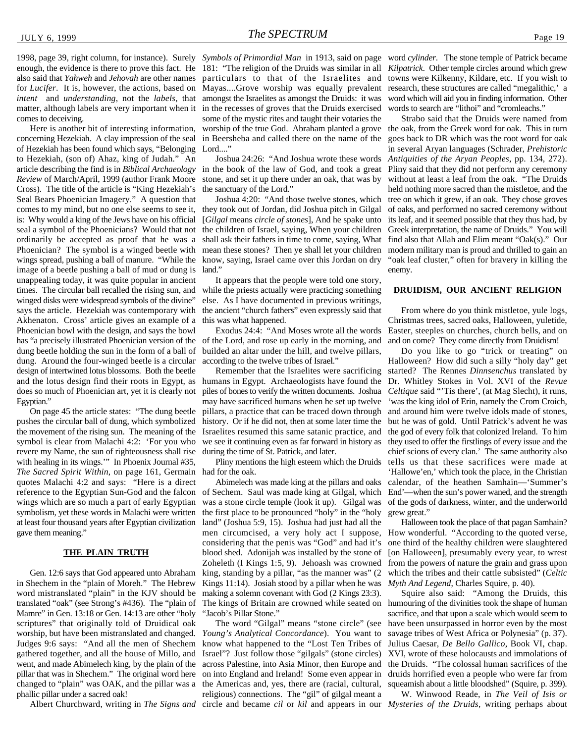1998, page 39, right column, for instance). Surely enough, the evidence is there to prove this fact. He also said that *Yahweh* and *Jehovah* are other names for *Lucifer*. It is, however, the actions, based on *intent* and *understanding*, not the *labels*, that matter, although labels are very important when it comes to deceiving.

Here is another bit of interesting information, concerning Hezekiah. A clay impression of the seal of Hezekiah has been found which says, "Belonging to Hezekiah, (son of) Ahaz, king of Judah." An article describing the find is in *Biblical Archaeology Review* of March/April, 1999 (author Frank Moore Cross). The title of the article is "King Hezekiah's Seal Bears Phoenician Imagery." A question that comes to my mind, but no one else seems to see it, is: Why would a king of the Jews have on his official seal a symbol of the Phoenicians? Would that not ordinarily be accepted as proof that he was a Phoenician? The symbol is a winged beetle with wings spread, pushing a ball of manure. "While the image of a beetle pushing a ball of mud or dung is unappealing today, it was quite popular in ancient times. The circular ball recalled the rising sun, and winged disks were widespread symbols of the divine" says the article. Hezekiah was contemporary with Akhenaton. Cross' article gives an example of a Phoenician bowl with the design, and says the bowl has "a precisely illustrated Phoenician version of the dung beetle holding the sun in the form of a ball of dung. Around the four-winged beetle is a circular design of intertwined lotus blossoms. Both the beetle and the lotus design find their roots in Egypt, as does so much of Phoenician art, yet it is clearly not Egyptian."

On page 45 the article states: "The dung beetle pushes the circular ball of dung, which symbolized the movement of the rising sun. The meaning of the symbol is clear from Malachi 4:2: 'For you who revere my Name, the sun of righteousness shall rise with healing in its wings.'" In Phoenix Journal #35, *The Sacred Spirit Within*, on page 161, Germain quotes Malachi 4:2 and says: "Here is a direct reference to the Egyptian Sun-God and the falcon wings which are so much a part of early Egyptian symbolism, yet these words in Malachi were written at least four thousand years after Egyptian civilization gave them meaning."

## THE PLAIN TRUTH

Gen. 12:6 says that God appeared unto Abraham in Shechem in the "plain of Moreh." The Hebrew word mistranslated "plain" in the KJV should be translated "oak" (see Strong's #436). The "plain of Mamre" in Gen. 13:18 or Gen. 14:13 are other "holy scriptures" that originally told of Druidical oak worship, but have been mistranslated and changed. Judges 9:6 says: "And all the men of Shechem gathered together, and all the house of Millo, and went, and made Abimelech king, by the plain of the pillar that was in Shechem." The original word here changed to "plain" was OAK, and the pillar was a phallic pillar under a sacred oak!

Albert Churchward, writing in *The Signs and Symbols of Primordial Man* in 1913, said on page 181: "The religion of the Druids was similar in all particulars to that of the Israelites and Mayas....Grove worship was equally prevalent amongst the Israelites as amongst the Druids: it was in the recesses of groves that the Druids exercised some of the mystic rites and taught their votaries the worship of the true God. Abraham planted a grove in Beersheba and called there on the name of the Lord...."

Joshua 24:26: "And Joshua wrote these words in the book of the law of God, and took a great stone, and set it up there under an oak, that was by the sanctuary of the Lord."

Joshua 4:20: "And those twelve stones, which they took out of Jordan, did Joshua pitch in Gilgal [*Gilgal* means *circle of stones*], And he spake unto the children of Israel, saying, When your children shall ask their fathers in time to come, saying, What mean these stones? Then ye shall let your children know, saying, Israel came over this Jordan on dry land."

It appears that the people were told one story, while the priests actually were practicing something else. As I have documented in previous writings, the ancient "church fathers" even expressly said that this was what happened.

Exodus 24:4: "And Moses wrote all the words of the Lord, and rose up early in the morning, and builded an altar under the hill, and twelve pillars, according to the twelve tribes of Israel."

Remember that the Israelites were sacrificing humans in Egypt. Archaeologists have found the piles of bones to verify the written documents. Joshua may have sacrificed humans when he set up twelve pillars, a practice that can be traced down through history. Or if he did not, then at some later time the Israelites resumed this same satanic practice, and we see it continuing even as far forward in history as during the time of St. Patrick, and later.

Pliny mentions the high esteem which the Druids had for the oak.

Abimelech was made king at the pillars and oaks of Sechem. Saul was made king at Gilgal, which was a stone circle temple (look it up). Gilgal was the first place to be pronounced "holy" in the "holy land" (Joshua 5:9, 15). Joshua had just had all the men circumcised, a very holy act I suppose, considering that the penis was "God" and had it's blood shed. Adonijah was installed by the stone of Zoheleth (I Kings 1:5, 9). Jehoash was crowned king, standing by a pillar, "as the manner was" (2 Kings 11:14). Josiah stood by a pillar when he was making a solemn covenant with God (2 Kings 23:3). The kings of Britain are crowned while seated on "Jacob's Pillar Stone."

The word "Gilgal" means "stone circle" (see *Young's Analytical Concordance*). You want to know what happened to the "Lost Ten Tribes of Israel"? Just follow those "gilgals" (stone circles) across Palestine, into Asia Minor, then Europe and on into England and Ireland! Some even appear in the Americas and, yes, there are (racial, cultural, religious) connections. The "gil" of gilgal meant a circle and became *cil* or *kil* and appears in our word *cylinder*. The stone temple of Patrick became *Kilpatrick*. Other temple circles around which grew towns were Kilkenny, Kildare, etc. If you wish to research, these structures are called "megalithic," a word which will aid you in finding information. Other words to search are "lithoi" and "cromleachs."

Strabo said that the Druids were named from the oak, from the Greek word for oak. This in turn goes back to DR which was the root word for oak in several Aryan languages (Schrader, *Prehistoric Antiquities of the Aryan Peoples*, pp. 134, 272). Pliny said that they did not perform any ceremony without at least a leaf from the oak. "The Druids held nothing more sacred than the mistletoe, and the tree on which it grew, if an oak. They chose groves of oaks, and performed no sacred ceremony without its leaf, and it seemed possible that they thus had, by Greek interpretation, the name of Druids." You will find also that Allah and Elim meant "Oak(s)." Our modern military man is proud and thrilled to gain an "oak leaf cluster," often for bravery in killing the enemy.

## DRUIDISM, OUR ANCIENT RELIGION

From where do you think mistletoe, yule logs, Christmas trees, sacred oaks, Halloween, yuletide, Easter, steeples on churches, church bells, and on and on come? They come directly from Druidism!

Do you like to go "trick or treating" on Halloween? How did such a silly "holy day" get started? The Rennes *Dinnsenchus* translated by Dr. Whitley Stokes in Vol. XVI of the *Revue Celtique* said "'Tis there', (at Mag Slecht), it runs, 'was the king idol of Erin, namely the Crom Croich, and around him were twelve idols made of stones, but he was of gold. Until Patrick's advent he was the god of every folk that colonized Ireland. To him they used to offer the firstlings of every issue and the chief scions of every clan.' The same authority also tells us that these sacrifices were made at 'Hallowe'en,' which took the place, in the Christian calendar, of the heathen Samhain—'Summer's End'—when the sun's power waned, and the strength of the gods of darkness, winter, and the underworld grew great."

Halloween took the place of that pagan Samhain? How wonderful. "According to the quoted verse, one third of the healthy children were slaughtered [on Halloween], presumably every year, to wrest from the powers of nature the grain and grass upon which the tribes and their cattle subsisted" (*Celtic Myth And Legend*, Charles Squire, p. 40).

Squire also said: "Among the Druids, this humouring of the divinities took the shape of human sacrifice, and that upon a scale which would seem to have been unsurpassed in horror even by the most savage tribes of West Africa or Polynesia" (p. 37). Julius Caesar, *De Bello Gallico*, Book VI, chap. XVI, wrote of these holocausts and immolations of the Druids. "The colossal human sacrifices of the druids horrified even a people who were far from squeamish about a little bloodshed" (Squire, p. 399).

W. Winwood Reade, in *The Veil of Isis or Mysteries of the Druids*, writing perhaps about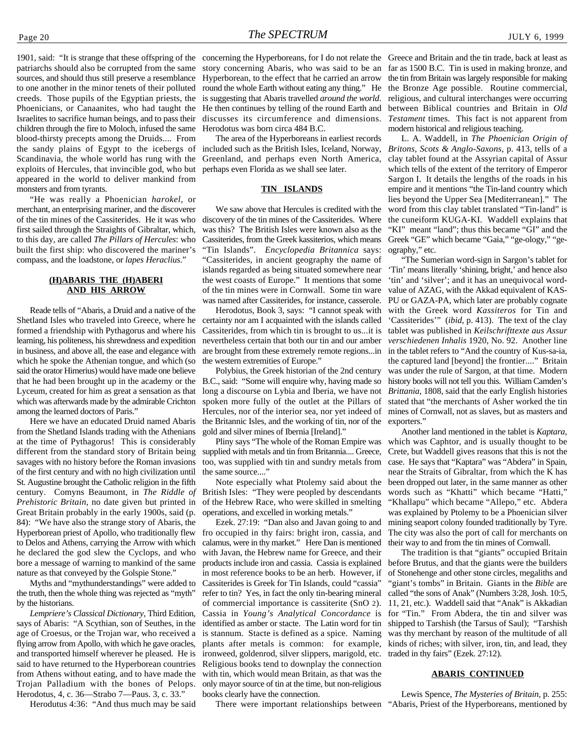1901, said: "It is strange that these offspring of the patriarchs should also be corrupted from the same sources, and should thus still preserve a resemblance to one another in the minor tenets of their polluted creeds. Those pupils of the Egyptian priests, the Phoenicians, or Canaanites, who had taught the Israelites to sacrifice human beings, and to pass their children through the fire to Moloch, infused the same blood-thirsty precepts among the Druids.... From the sandy plains of Egypt to the icebergs of Scandinavia, the whole world has rung with the exploits of Hercules, that invincible god, who but appeared in the world to deliver mankind from monsters and from tyrants.

"He was really a Phoenician *harokel*, or merchant, an enterprising mariner, and the discoverer of the tin mines of the Cassiterides. He it was who first sailed through the Straights of Gibraltar, which, to this day, are called *The Pillars of Hercules*: who built the first ship: who discovered the mariner's compass, and the loadstone, or *lapes Heraclius*."

## (H)ABARIS THE (H)ABERI AND HIS ARROW

Reade tells of "Abaris, a Druid and a native of the Shetland Isles who traveled into Greece, where he formed a friendship with Pythagorus and where his learning, his politeness, his shrewdness and expedition in business, and above all, the ease and elegance with which he spoke the Athenian tongue, and which (so said the orator Himerius) would have made one believe that he had been brought up in the academy or the Lyceum, created for him as great a sensation as that which was afterwards made by the admirable Crichton among the learned doctors of Paris."

Here we have an educated Druid named Abaris from the Shetland Islands trading with the Athenians at the time of Pythagorus! This is considerably different from the standard story of Britain being savages with no history before the Roman invasions of the first century and with no high civilization until St. Augustine brought the Catholic religion in the fifth century. Comyns Beaumont, in *The Riddle of Prehistoric Britain*, no date given but printed in Great Britain probably in the early 1900s, said (p. 84): "We have also the strange story of Abaris, the Hyperborean priest of Apollo, who traditionally flew to Delos and Athens, carrying the Arrow with which he declared the god slew the Cyclops, and who bore a message of warning to mankind of the same nature as that conveyed by the Golspie Stone."

Myths and "mythunderstandings" were added to the truth, then the whole thing was rejected as "myth" by the historians.

*Lempriere's Classical Dictionary*, Third Edition, says of Abaris: "A Scythian, son of Seuthes, in the age of Croesus, or the Trojan war, who received a flying arrow from Apollo, with which he gave oracles, and transported himself wherever he pleased. He is said to have returned to the Hyperborean countries from Athens without eating, and to have made the Trojan Palladium with the bones of Pelops. Herodotus, 4, c. 36—Strabo 7—Paus. 3, c. 33."

Herodutus 4:36: "And thus much may be said concerning the Hyperboreans, for I do not relate the story concerning Abaris, who was said to be an Hyperborean, to the effect that he carried an arrow round the whole Earth without eating any thing." He is suggesting that Abaris travelled *around the world*. He then continues by telling of the round Earth and discusses its circumference and dimensions. Herodotus was born circa 484 B.C.

The area of the Hyperboreans in earliest records included such as the British Isles, Iceland, Norway, Greenland, and perhaps even North America, perhaps even Florida as we shall see later.

## TIN ISLANDS

We saw above that Hercules is credited with the discovery of the tin mines of the Cassiterides. Where was this? The British Isles were known also as the Cassiterides, from the Greek kassiterios, which means "Tin Islands". *Encyclopedia Britannica* says: "Cassiterides, in ancient geography the name of islands regarded as being situated somewhere near the west coasts of Europe." It mentions that some of the tin mines were in Cornwall. Some tin ware was named after Cassiterides, for instance, casserole.

Herodotus, Book 3, says: "I cannot speak with certainty nor am I acquainted with the islands called Cassiterides, from which tin is brought to us...it is nevertheless certain that both our tin and our amber are brought from these extremely remote regions...in the western extremities of Europe."

Polybius, the Greek historian of the 2nd century B.C., said: "Some will enquire why, having made so long a discourse on Lybia and Iberia, we have not spoken more fully of the outlet at the Pillars of Hercules, nor of the interior sea, nor yet indeed of the Britannic Isles, and the working of tin, nor of the gold and silver mines of Ibernia [Ireland]."

Pliny says "The whole of the Roman Empire was supplied with metals and tin from Britannia.... Greece, too, was supplied with tin and sundry metals from the same source...."

Note especially what Ptolemy said about the British Isles: "They were peopled by descendants of the Hebrew Race, who were skilled in smelting operations, and excelled in working metals."

Ezek. 27:19: "Dan also and Javan going to and fro occupied in thy fairs: bright iron, cassia, and calamus, were in thy market." Here Dan is mentioned with Javan, the Hebrew name for Greece, and their products include iron and cassia. Cassia is explained in most reference books to be an herb. However, if Cassiterides is Greek for Tin Islands, could "cassia" refer to tin? Yes, in fact the only tin-bearing mineral of commercial importance is cassiterite ($SnO_2$). Cassia in *Young's Analytical Concordance* is identified as amber or stacte. The Latin word for tin is stannum. Stacte is defined as a spice. Naming plants after metals is common: for example, ironweed, goldenrod, silver slippers, marigold, etc. Religious books tend to downplay the connection with tin, which would mean Britain, as that was the only major source of tin at the time, but non-religious books clearly have the connection.

There were important relationships between Greece and Britain and the tin trade, back at least as far as 1500 B.C. Tin is used in making bronze, and the tin from Britain was largely responsible for making the Bronze Age possible. Routine commercial, religious, and cultural interchanges were occurring between Biblical countries and Britain in *Old Testament* times. This fact is not apparent from modern historical and religious teaching.

L. A. Waddell, in *The Phoenician Origin of Britons, Scots & Anglo-Saxons*, p. 413, tells of a clay tablet found at the Assyrian capital of Assur which tells of the extent of the territory of Emperor Sargon I. It details the lengths of the roads in his empire and it mentions "the Tin-land country which lies beyond the Upper Sea [Mediterranean]." The word from this clay tablet translated "Tin-land" is the cuneiform KUGA-KI. Waddell explains that "KI" meant "land"; thus this became "GI" and the Greek "GE" which became "Gaia," "ge-ology," "geography," etc.

"The Sumerian word-sign in Sargon's tablet for 'Tin' means literally 'shining, bright,' and hence also 'tin' and 'silver'; and it has an unequivocal word-value of AZAG, with the Akkad equivalent of KAS-PU or GAZA-PA, which later are probably cognate with the Greek word *Kassiteros* for Tin and 'Cassiterides'" (*ibid*, p. 413). The text of the clay tablet was published in *Keilschrifttexte aus Assur verschiedenen Inhalis* 1920, No. 92. Another line in the tablet refers to "And the country of Kus-sa-ia, the captured land [beyond] the frontier...." Britain was under the rule of Sargon, at that time. Modern history books will not tell you this. William Camden's *Brittania*, 1808, said that the early English histories stated that "the merchants of Asher worked the tin mines of Cornwall, not as slaves, but as masters and exporters."

Another land mentioned in the tablet is *Kaptara*, which was Caphtor, and is usually thought to be Crete, but Waddell gives reasons that this is not the case. He says that "Kaptara" was "Abdera" in Spain, near the Straits of Gibraltar, from which the K has been dropped out later, in the same manner as other words such as "Khatti" which became "Hatti," "Khallapu" which became "Allepo," etc. Abdera was explained by Ptolemy to be a Phoenician silver mining seaport colony founded traditionally by Tyre. The city was also the port of call for merchants on their way to and from the tin mines of Cornwall.

The tradition is that "giants" occupied Britain before Brutus, and that the giants were the builders of Stonehenge and other stone circles, megaliths and "giant's tombs" in Britain. Giants in the *Bible* are called "the sons of Anak" (Numbers 3:28, Josh. 10:5, 11, 21, etc.). Waddell said that "Anak" is Akkadian for "Tin." From Abdera, the tin and silver was shipped to Tarshish (the Tarsus of Saul); "Tarshish was thy merchant by reason of the multitude of all kinds of riches; with silver, iron, tin, and lead, they traded in thy fairs" (Ezek. 27:12).

## ABARIS CONTINUED

Lewis Spence, *The Mysteries of Britain*, p. 255: "Abaris, Priest of the Hyperboreans, mentioned by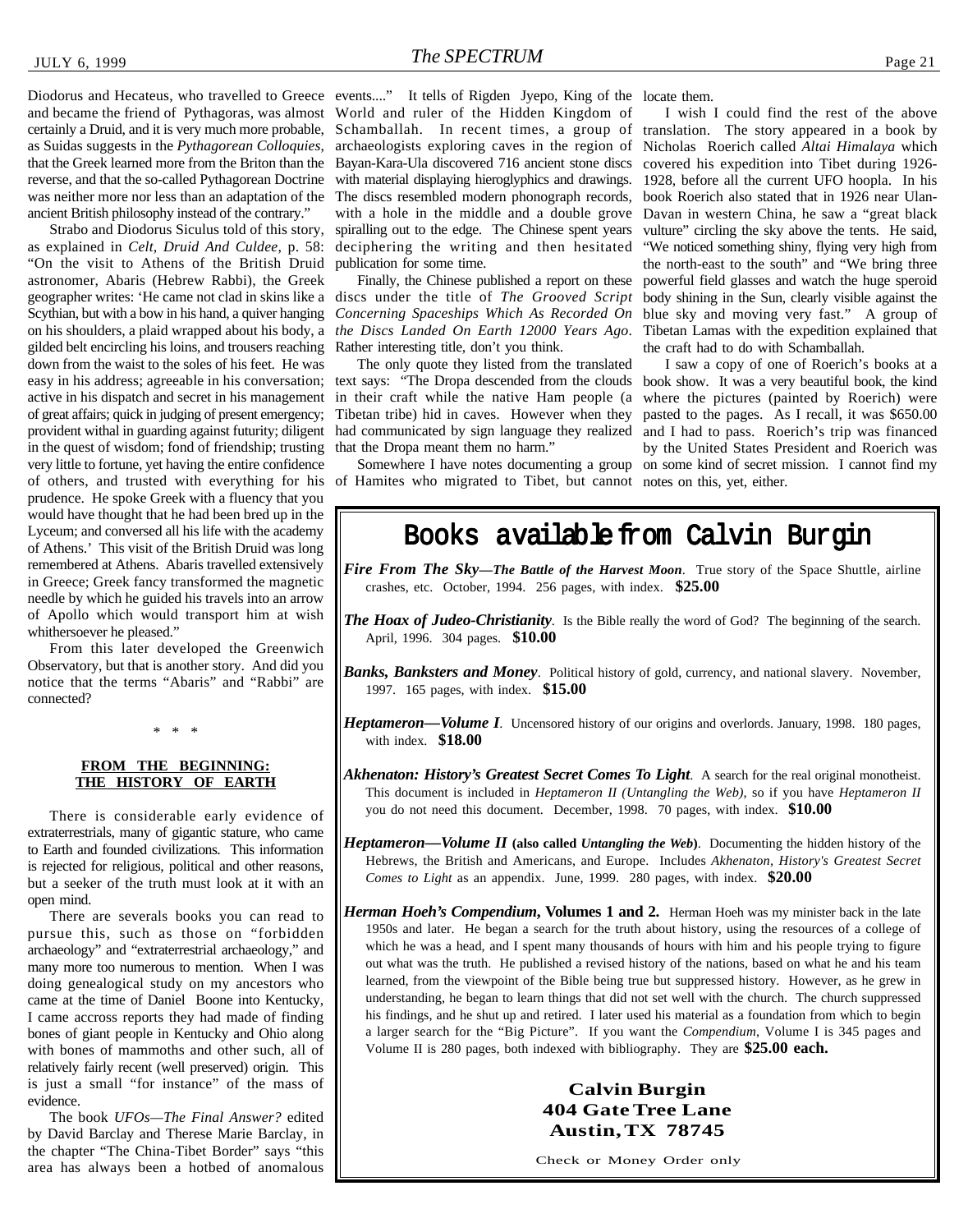Diodorus and Hecateus, who travelled to Greece and became the friend of Pythagoras, was almost certainly a Druid, and it is very much more probable, as Suidas suggests in the *Pythagorean Colloquies*, that the Greek learned more from the Briton than the reverse, and that the so-called Pythagorean Doctrine was neither more nor less than an adaptation of the ancient British philosophy instead of the contrary."

Strabo and Diodorus Siculus told of this story, as explained in *Celt, Druid And Culdee*, p. 58: "On the visit to Athens of the British Druid astronomer, Abaris (Hebrew Rabbi), the Greek geographer writes: 'He came not clad in skins like a Scythian, but with a bow in his hand, a quiver hanging on his shoulders, a plaid wrapped about his body, a gilded belt encircling his loins, and trousers reaching down from the waist to the soles of his feet. He was easy in his address; agreeable in his conversation; active in his dispatch and secret in his management of great affairs; quick in judging of present emergency; provident withal in guarding against futurity; diligent in the quest of wisdom; fond of friendship; trusting very little to fortune, yet having the entire confidence of others, and trusted with everything for his prudence. He spoke Greek with a fluency that you would have thought that he had been bred up in the Lyceum; and conversed all his life with the academy of Athens.' This visit of the British Druid was long remembered at Athens. Abaris travelled extensively in Greece; Greek fancy transformed the magnetic needle by which he guided his travels into an arrow of Apollo which would transport him at wish whithersoever he pleased."

From this later developed the Greenwich Observatory, but that is another story. And did you notice that the terms "Abaris" and "Rabbi" are connected?

\* \* \*

**FROM THE BEGINNING: THE HISTORY OF EARTH**

There is considerable early evidence of extraterrestrials, many of gigantic stature, who came to Earth and founded civilizations. This information is rejected for religious, political and other reasons, but a seeker of the truth must look at it with an open mind.

There are severals books you can read to pursue this, such as those on "forbidden archaeology" and "extraterrestrial archaeology," and many more too numerous to mention. When I was doing genealogical study on my ancestors who came at the time of Daniel Boone into Kentucky, I came accross reports they had made of finding bones of giant people in Kentucky and Ohio along with bones of mammoths and other such, all of relatively fairly recent (well preserved) origin. This is just a small "for instance" of the mass of evidence.

The book *UFOs—The Final Answer?* edited by David Barclay and Therese Marie Barclay, in the chapter "The China-Tibet Border" says "this area has always been a hotbed of anomalous events...." It tells of Rigden Jyepo, King of the World and ruler of the Hidden Kingdom of Schamballah. In recent times, a group of archaeologists exploring caves in the region of Bayan-Kara-Ula discovered 716 ancient stone discs with material displaying hieroglyphics and drawings. The discs resembled modern phonograph records, with a hole in the middle and a double grove spiralling out to the edge. The Chinese spent years deciphering the writing and then hesitated publication for some time.

Finally, the Chinese published a report on these discs under the title of *The Grooved Script Concerning Spaceships Which As Recorded On the Discs Landed On Earth 12000 Years Ago*. Rather interesting title, don't you think.

The only quote they listed from the translated text says: "The Dropa descended from the clouds in their craft while the native Ham people (a Tibetan tribe) hid in caves. However when they had communicated by sign language they realized that the Dropa meant them no harm."

Somewhere I have notes documenting a group of Hamites who migrated to Tibet, but cannot locate them.

I wish I could find the rest of the above translation. The story appeared in a book by Nicholas Roerich called *Altai Himalaya* which covered his expedition into Tibet during 1926-1928, before all the current UFO hoopla. In his book Roerich also stated that in 1926 near Ulan-Davan in western China, he saw a "great black vulture" circling the sky above the tents. He said, "We noticed something shiny, flying very high from the north-east to the south" and "We bring three powerful field glasses and watch the huge speroid body shining in the Sun, clearly visible against the blue sky and moving very fast." A group of Tibetan Lamas with the expedition explained that the craft had to do with Schamballah.

I saw a copy of one of Roerich's books at a book show. It was a very beautiful book, the kind where the pictures (painted by Roerich) were pasted to the pages. As I recall, it was $650.00 and I had to pass. Roerich's trip was financed by the United States President and Roerich was on some kind of secret mission. I cannot find my notes on this, yet, either.

---

# Books available from Calvin Burgin

***Fire From The Sky—The Battle of the Harvest Moon***. True story of the Space Shuttle, airline crashes, etc. October, 1994. 256 pages, with index. **$25.00**

***The Hoax of Judeo-Christianity***. Is the Bible really the word of God? The beginning of the search. April, 1996. 304 pages. **$10.00**

***Banks, Banksters and Money***. Political history of gold, currency, and national slavery. November, 1997. 165 pages, with index. **$15.00**

***Heptameron—Volume I***. Uncensored history of our origins and overlords. January, 1998. 180 pages, with index. **$18.00**

***Akhenaton: History's Greatest Secret Comes To Light***. A search for the real original monotheist. This document is included in *Heptameron II (Untangling the Web)*, so if you have *Heptameron II* you do not need this document. December, 1998. 70 pages, with index. **$10.00**

***Heptameron—Volume II* (also called *Untangling the Web*)**. Documenting the hidden history of the Hebrews, the British and Americans, and Europe. Includes *Akhenaton, History's Greatest Secret Comes to Light* as an appendix. June, 1999. 280 pages, with index. **$20.00**

***Herman Hoeh's Compendium*, Volumes 1 and 2.** Herman Hoeh was my minister back in the late 1950s and later. He began a search for the truth about history, using the resources of a college of which he was a head, and I spent many thousands of hours with him and his people trying to figure out what was the truth. He published a revised history of the nations, based on what he and his team learned, from the viewpoint of the Bible being true but suppressed history. However, as he grew in understanding, he began to learn things that did not set well with the church. The church suppressed his findings, and he shut up and retired. I later used his material as a foundation from which to begin a larger search for the "Big Picture". If you want the *Compendium*, Volume I is 345 pages and Volume II is 280 pages, both indexed with bibliography. They are **$25.00 each.**

**Calvin Burgin**
**404 Gate Tree Lane**
**Austin, TX 78745**

Check or Money Order only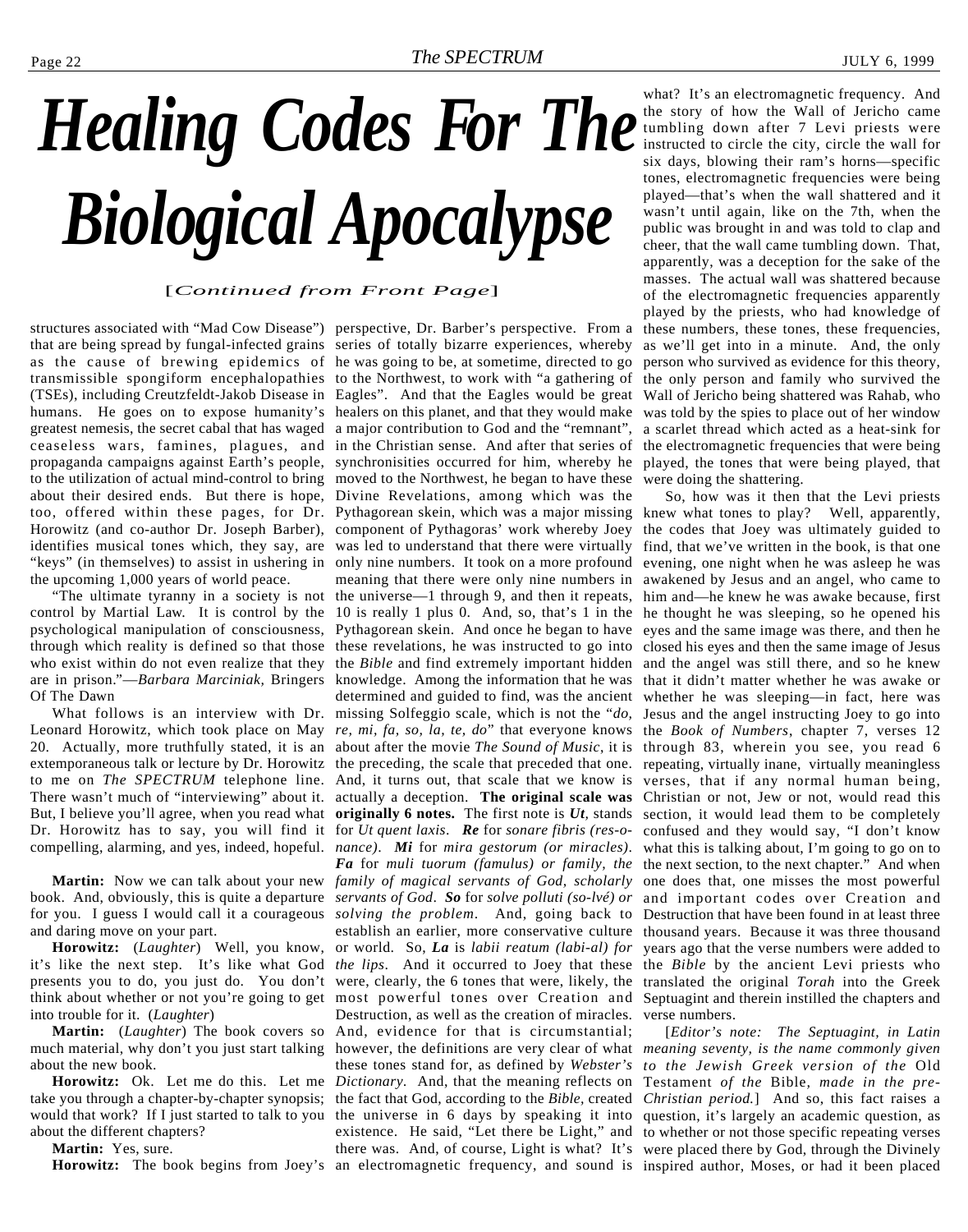# Healing Codes For The Biological Apocalypse

[*Continued from Front Page*]

structures associated with "Mad Cow Disease") that are being spread by fungal-infected grains as the cause of brewing epidemics of transmissible spongiform encephalopathies (TSEs), including Creutzfeldt-Jakob Disease in humans. He goes on to expose humanity's greatest nemesis, the secret cabal that has waged ceaseless wars, famines, plagues, and propaganda campaigns against Earth's people, to the utilization of actual mind-control to bring about their desired ends. But there is hope, too, offered within these pages, for Dr. Horowitz (and co-author Dr. Joseph Barber), identifies musical tones which, they say, are "keys" (in themselves) to assist in ushering in the upcoming 1,000 years of world peace.

"The ultimate tyranny in a society is not control by Martial Law. It is control by the psychological manipulation of consciousness, through which reality is defined so that those who exist within do not even realize that they are in prison."—*Barbara Marciniak,* Bringers Of The Dawn

What follows is an interview with Dr. Leonard Horowitz, which took place on May 20. Actually, more truthfully stated, it is an extemporaneous talk or lecture by Dr. Horowitz to me on *The SPECTRUM* telephone line. There wasn't much of "interviewing" about it. But, I believe you'll agree, when you read what Dr. Horowitz has to say, you will find it compelling, alarming, and yes, indeed, hopeful.

**Martin:** Now we can talk about your new book. And, obviously, this is quite a departure for you. I guess I would call it a courageous and daring move on your part.

**Horowitz:** (*Laughter*) Well, you know, it's like the next step. It's like what God presents you to do, you just do. You don't think about whether or not you're going to get into trouble for it. (*Laughter*)

**Martin:** (*Laughter*) The book covers so much material, why don't you just start talking about the new book.

**Horowitz:** Ok. Let me do this. Let me take you through a chapter-by-chapter synopsis; would that work? If I just started to talk to you about the different chapters?

**Martin:** Yes, sure.

**Horowitz:** The book begins from Joey's perspective, Dr. Barber's perspective. From a series of totally bizarre experiences, whereby he was going to be, at sometime, directed to go to the Northwest, to work with "a gathering of Eagles". And that the Eagles would be great healers on this planet, and that they would make a major contribution to God and the "remnant", in the Christian sense. And after that series of synchronisities occurred for him, whereby he moved to the Northwest, he began to have these Divine Revelations, among which was the Pythagorean skein, which was a major missing component of Pythagoras' work whereby Joey was led to understand that there were virtually only nine numbers. It took on a more profound meaning that there were only nine numbers in the universe—1 through 9, and then it repeats, 10 is really 1 plus 0. And, so, that's 1 in the Pythagorean skein. And once he began to have these revelations, he was instructed to go into the *Bible* and find extremely important hidden knowledge. Among the information that he was determined and guided to find, was the ancient missing Solfeggio scale, which is not the "*do, re, mi, fa, so, la, te, do*" that everyone knows about after the movie *The Sound of Music*, it is the preceding, the scale that preceded that one. And, it turns out, that scale that we know is actually a deception. **The original scale was originally 6 notes.** The first note is ***Ut***, stands for *Ut quent laxis*. ***Re*** for *sonare fibris (res-o-nance)*. ***Mi*** for *mira gestorum (or miracles)*. ***Fa*** for *muli tuorum (famulus) or family, the family of magical servants of God, scholarly servants of God*. ***So*** for *solve polluti (so-lvé) or solving the problem*. And, going back to establish an earlier, more conservative culture or world. So, ***La*** is *labii reatum (labi-al) for the lips*. And it occurred to Joey that these were, clearly, the 6 tones that were, likely, the most powerful tones over Creation and Destruction, as well as the creation of miracles. And, evidence for that is circumstantial; however, the definitions are very clear of what these tones stand for, as defined by *Webster's Dictionary*. And, that the meaning reflects on the fact that God, according to the *Bible*, created the universe in 6 days by speaking it into existence. He said, "Let there be Light," and there was. And, of course, Light is what? It's an electromagnetic frequency, and sound is what? It's an electromagnetic frequency. And the story of how the Wall of Jericho came tumbling down after 7 Levi priests were instructed to circle the city, circle the wall for six days, blowing their ram's horns—specific tones, electromagnetic frequencies were being played—that's when the wall shattered and it wasn't until again, like on the 7th, when the public was brought in and was told to clap and cheer, that the wall came tumbling down. That, apparently, was a deception for the sake of the masses. The actual wall was shattered because of the electromagnetic frequencies apparently played by the priests, who had knowledge of these numbers, these tones, these frequencies, as we'll get into in a minute. And, the only person who survived as evidence for this theory, the only person and family who survived the Wall of Jericho being shattered was Rahab, who was told by the spies to place out of her window a scarlet thread which acted as a heat-sink for the electromagnetic frequencies that were being played, the tones that were being played, that were doing the shattering.

So, how was it then that the Levi priests knew what tones to play? Well, apparently, the codes that Joey was ultimately guided to find, that we've written in the book, is that one evening, one night when he was asleep he was awakened by Jesus and an angel, who came to him and—he knew he was awake because, first he thought he was sleeping, so he opened his eyes and the same image was there, and then he closed his eyes and then the same image of Jesus and the angel was still there, and so he knew that it didn't matter whether he was awake or whether he was sleeping—in fact, here was Jesus and the angel instructing Joey to go into the *Book of Numbers*, chapter 7, verses 12 through 83, wherein you see, you read 6 repeating, virtually inane, virtually meaningless verses, that if any normal human being, Christian or not, Jew or not, would read this section, it would lead them to be completely confused and they would say, "I don't know what this is talking about, I'm going to go on to the next section, to the next chapter." And when one does that, one misses the most powerful and important codes over Creation and Destruction that have been found in at least three thousand years. Because it was three thousand years ago that the verse numbers were added to the *Bible* by the ancient Levi priests who translated the original *Torah* into the Greek Septuagint and therein instilled the chapters and verse numbers.

[*Editor's note: The Septuagint, in Latin meaning seventy, is the name commonly given to the Jewish Greek version of the* Old Testament *of the* Bible, *made in the pre-Christian period.*] And so, this fact raises a question, it's largely an academic question, as to whether or not those specific repeating verses were placed there by God, through the Divinely inspired author, Moses, or had it been placed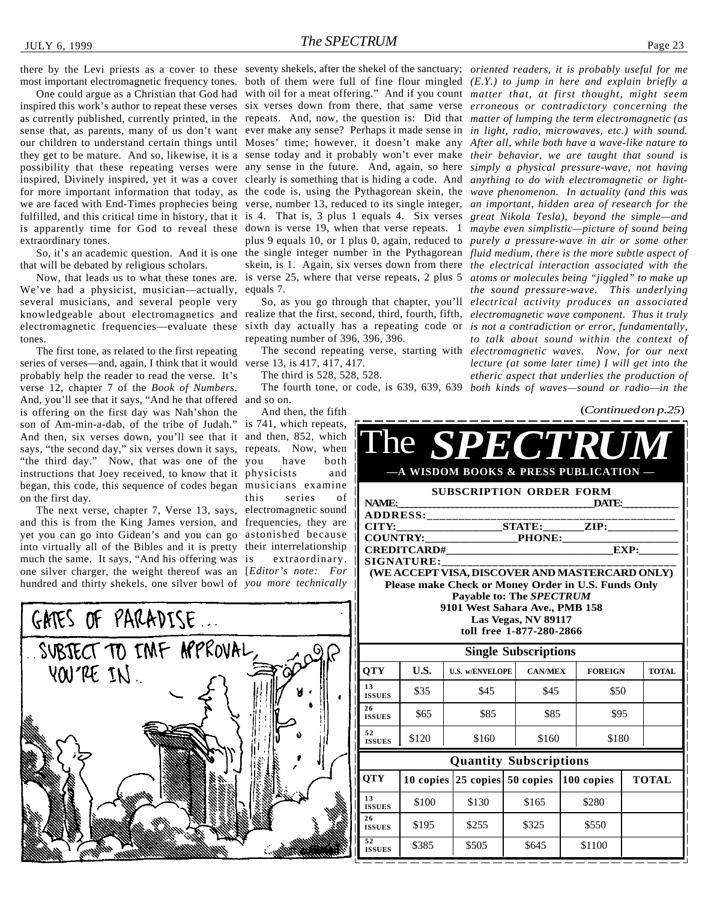there by the Levi priests as a cover to these most important electromagnetic frequency tones.

One could argue as a Christian that God had inspired this work's author to repeat these verses as currently published, currently printed, in the sense that, as parents, many of us don't want our children to understand certain things until they get to be mature. And so, likewise, it is a possibility that these repeating verses were inspired, Divinely inspired, yet it was a cover for more important information that today, as we are faced with End-Times prophecies being fulfilled, and this critical time in history, that it is apparently time for God to reveal these extraordinary tones.

So, it's an academic question. And it is one that will be debated by religious scholars.

Now, that leads us to what these tones are. We've had a physicist, musician—actually, several musicians, and several people very knowledgeable about electromagnetics and electromagnetic frequencies—evaluate these tones.

The first tone, as related to the first repeating series of verses—and, again, I think that it would probably help the reader to read the verse. It's verse 12, chapter 7 of the *Book of Numbers*. And, you'll see that it says, "And he that offered is offering on the first day was Nah'shon the son of Am-min-a-dab, of the tribe of Judah." And then, six verses down, you'll see that it says, "the second day," six verses down it says, "the third day." Now, that was one of the instructions that Joey received, to know that it began, this code, this sequence of codes began on the first day.

The next verse, chapter 7, Verse 13, says, and this is from the King James version, and yet you can go into Gidean's and you can go into virtually all of the Bibles and it is pretty much the same. It says, "And his offering was one silver charger, the weight thereof was an hundred and thirty shekels, one silver bowl of seventy shekels, after the shekel of the sanctuary; both of them were full of fine flour mingled with oil for a meat offering." And if you count six verses down from there, that same verse repeats. And, now, the question is: Did that ever make any sense? Perhaps it made sense in Moses' time; however, it doesn't make any sense today and it probably won't ever make any sense in the future. And, again, so here clearly is something that is hiding a code. And the code is, using the Pythagorean skein, the verse, number 13, reduced to its single integer, is 4. That is, 3 plus 1 equals 4. Six verses down is verse 19, when that verse repeats. 1 plus 9 equals 10, or 1 plus 0, again, reduced to the single integer number in the Pythagorean skein, is 1. Again, six verses down from there is verse 25, where that verse repeats, 2 plus 5 equals 7.

So, as you go through that chapter, you'll realize that the first, second, third, fourth, fifth, sixth day actually has a repeating code or repeating number of 396, 396, 396.

The second repeating verse, starting with verse 13, is 417, 417, 417.

The third is 528, 528, 528.

The fourth tone, or code, is 639, 639, 639 and so on.

And then, the fifth is 741, which repeats, and then, 852, which repeats. Now, when you have both physicists and musicians examine this series of electromagnetic sound frequencies, they are astonished because their interrelationship is extraordinary. [*Editor's note: For you more technically oriented readers, it is probably useful for me (E.Y.) to jump in here and explain briefly a matter that, at first thought, might seem erroneous or contradictory concerning the matter of lumping the term electromagnetic (as in light, radio, microwaves, etc.) with sound. After all, while both have a wave-like nature to their behavior, we are taught that sound is simply a physical pressure-wave, not having anything to do with electromagnetic or light-wave phenomenon. In actuality (and this was an important, hidden area of research for the great Nikola Tesla), beyond the simple—and maybe even simplistic—picture of sound being purely a pressure-wave in air or some other fluid medium, there is the more subtle aspect of the electrical interaction associated with the atoms or molecules being "jiggled" to make up the sound pressure-wave. This underlying electrical activity produces an associated electromagnetic wave component. Thus it truly is not a contradiction or error, fundamentally, to talk about sound within the context of electromagnetic waves. Now, for our next lecture (at some later time) I will get into the etheric aspect that underlies the production of both kinds of waves—sound or radio—in the*

(*Continued on p.25*)

GATES OF PARADISE ... SUBJECT TO IMF APPROVAL, YOU'RE IN.

# The *SPECTRUM*

**—A WISDOM BOOKS & PRESS PUBLICATION —**

**SUBSCRIPTION ORDER FORM**

NAME:______________________ DATE:__________

ADDRESS:______________________

CITY:__________ STATE:______ ZIP:__________

COUNTRY:__________ PHONE:__________

CREDITCARD#______________________ EXP:______

SIGNATURE:______________________

**(WE ACCEPT VISA, DISCOVER AND MASTERCARD ONLY)**

**Please make Check or Money Order in U.S. Funds Only**
**Payable to: The *SPECTRUM***
**9101 West Sahara Ave., PMB 158**
**Las Vegas, NV 89117**
**toll free 1-877-280-2866**

**Single Subscriptions**

| QTY | U.S. | U.S. w/ENVELOPE | CAN/MEX | FOREIGN | TOTAL |
|---|---|---|---|---|---|
| 13 ISSUES | $35 | $45 | $45 | $50 | |
| 26 ISSUES | $65 | $85 | $85 | $95 | |
| 52 ISSUES | $120 | $160 | $160 | $180 | |

**Quantity Subscriptions**

| QTY | 10 copies | 25 copies | 50 copies | 100 copies | TOTAL |
|---|---|---|---|---|---|
| 13 ISSUES | $100 | $130 | $165 | $280 | |
| 26 ISSUES | $195 | $255 | $325 | $550 | |
| 52 ISSUES | $385 | $505 | $645 | $1100 | |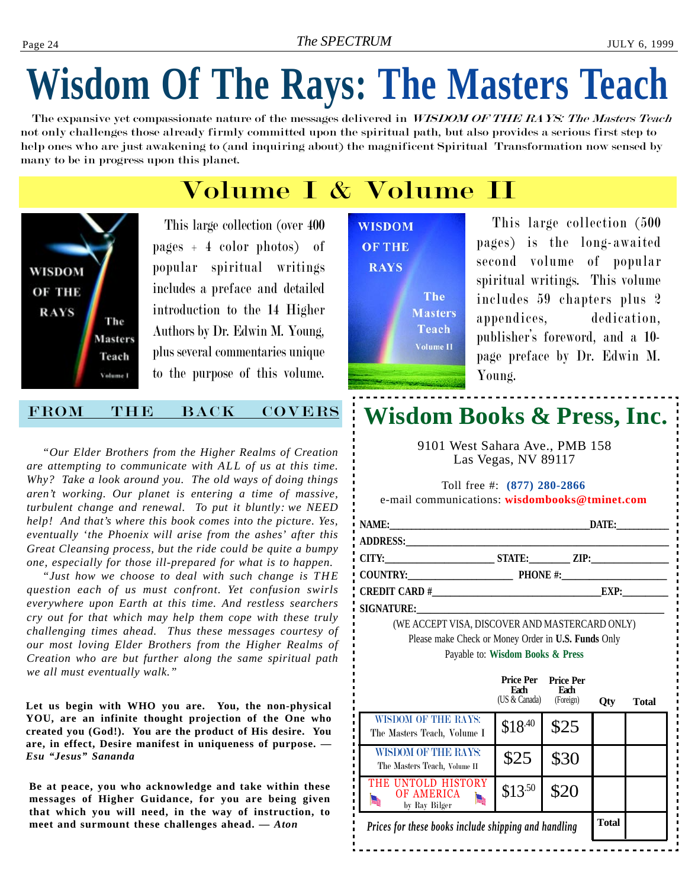# Wisdom Of The Rays: The Masters Teach

The expansive yet compassionate nature of the messages delivered in *WISDOM OF THE RAYS: The Masters Teach* not only challenges those already firmly committed upon the spiritual path, but also provides a serious first step to help ones who are just awakening to (and inquiring about) the magnificent Spiritual Transformation now sensed by many to be in progress upon this planet.

## Volume I & Volume II

This large collection (over 400 pages + 4 color photos) of popular spiritual writings includes a preface and detailed introduction to the 14 Higher Authors by Dr. Edwin M. Young, plus several commentaries unique to the purpose of this volume.

This large collection (500 pages) is the long-awaited second volume of popular spiritual writings. This volume includes 59 chapters plus 2 appendices, dedication, publisher's foreword, and a 10-page preface by Dr. Edwin M. Young.

### FROM THE BACK COVERS

*"Our Elder Brothers from the Higher Realms of Creation are attempting to communicate with ALL of us at this time. Why? Take a look around you. The old ways of doing things aren't working. Our planet is entering a time of massive, turbulent change and renewal. To put it bluntly: we NEED help! And that's where this book comes into the picture. Yes, eventually 'the Phoenix will arise from the ashes' after this Great Cleansing process, but the ride could be quite a bumpy one, especially for those ill-prepared for what is to happen.*

*"Just how we choose to deal with such change is THE question each of us must confront. Yet confusion swirls everywhere upon Earth at this time. And restless searchers cry out for that which may help them cope with these truly challenging times ahead. Thus these messages courtesy of our most loving Elder Brothers from the Higher Realms of Creation who are but further along the same spiritual path we all must eventually walk."*

**Let us begin with WHO you are. You, the non-physical YOU, are an infinite thought projection of the One who created you (God!). You are the product of His desire. You are, in effect, Desire manifest in uniqueness of purpose. — *Esu "Jesus" Sananda***

**Be at peace, you who acknowledge and take within these messages of Higher Guidance, for you are being given that which you will need, in the way of instruction, to meet and surmount these challenges ahead. — *Aton***

## Wisdom Books & Press, Inc.

9101 West Sahara Ave., PMB 158
Las Vegas, NV 89117

Toll free #: **(877) 280-2866**
e-mail communications: **wisdombooks@tminet.com**

**NAME:**_______________________________ **DATE:**__________
**ADDRESS:**__________________________________________
**CITY:**__________________ **STATE:**________ **ZIP:**____________
**COUNTRY:**__________________ **PHONE #:**__________________
**CREDIT CARD #**__________________________ **EXP:**________
**SIGNATURE:**________________________________________

(WE ACCEPT VISA, DISCOVER AND MASTERCARD ONLY)
Please make Check or Money Order in **U.S. Funds** Only
Payable to: **Wisdom Books & Press**

| | Price Per Each (US & Canada) | Price Per Each (Foreign) | Qty | Total |
|---|---|---|---|---|
| WISDOM OF THE RAYS: The Masters Teach, Volume I | $18.40 | $25 | | |
| WISDOM OF THE RAYS: The Masters Teach, Volume II | $25 | $30 | | |
| THE UNTOLD HISTORY OF AMERICA by Ray Bilger | $13.50 | $20 | | |
| *Prices for these books include shipping and handling* | | | **Total** | |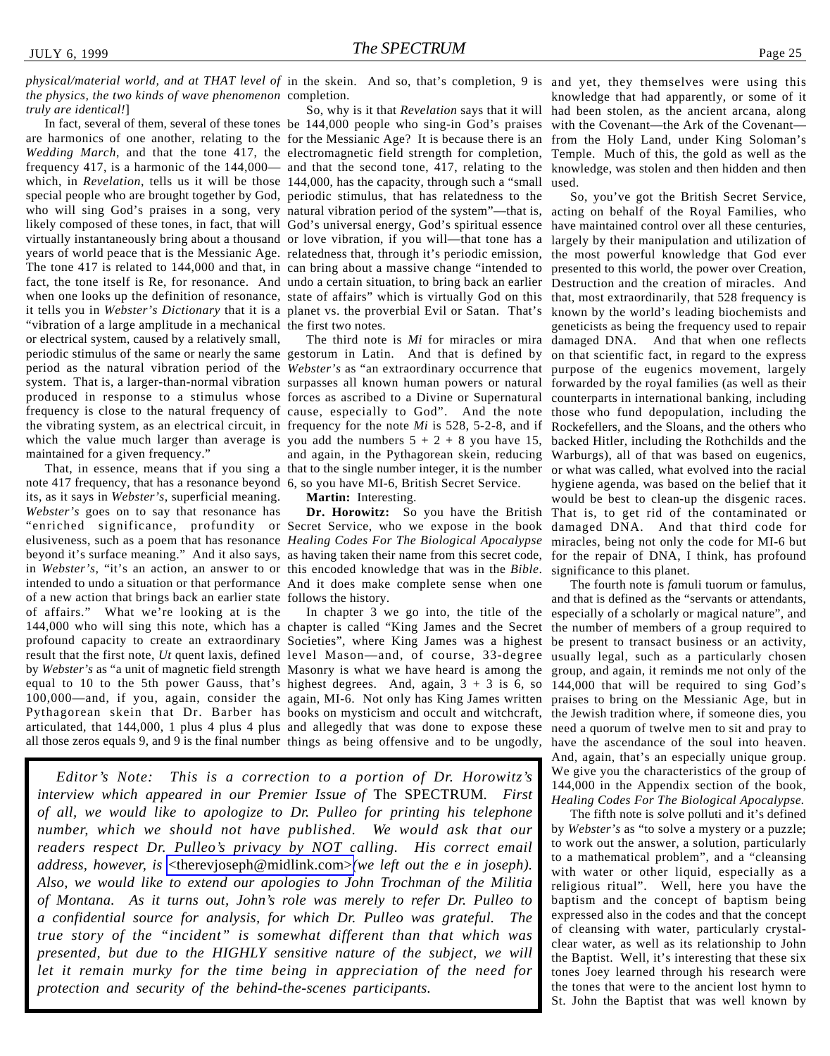*physical/material world, and at THAT level of the physics, the two kinds of wave phenomenon truly are identical!*]

In fact, several of them, several of these tones are harmonics of one another, relating to the *Wedding March*, and that the tone 417, the frequency 417, is a harmonic of the 144,000—which, in *Revelation*, tells us it will be those special people who are brought together by God, who will sing God's praises in a song, very likely composed of these tones, in fact, that will virtually instantaneously bring about a thousand years of world peace that is the Messianic Age. The tone 417 is related to 144,000 and that, in fact, the tone itself is Re, for resonance. And when one looks up the definition of resonance, it tells you in *Webster's Dictionary* that it is a "vibration of a large amplitude in a mechanical or electrical system, caused by a relatively small, periodic stimulus of the same or nearly the same period as the natural vibration period of the system. That is, a larger-than-normal vibration produced in response to a stimulus whose frequency is close to the natural frequency of the vibrating system, as an electrical circuit, in which the value much larger than average is maintained for a given frequency."

That, in essence, means that if you sing a note 417 frequency, that has a resonance beyond its, as it says in *Webster's*, superficial meaning. *Webster's* goes on to say that resonance has "enriched significance, profundity or elusiveness, such as a poem that has resonance beyond it's surface meaning." And it also says, in *Webster's*, "it's an action, an answer to or intended to undo a situation or that performance of a new action that brings back an earlier state of affairs." What we're looking at is the 144,000 who will sing this note, which has a profound capacity to create an extraordinary result that the first note, *Ut* quent laxis, defined by *Webster's* as "a unit of magnetic field strength equal to 10 to the 5th power Gauss, that's 100,000—and, if you, again, consider the Pythagorean skein that Dr. Barber has articulated, that 144,000, 1 plus 4 plus 4 plus all those zeros equals 9, and 9 is the final number in the skein. And so, that's completion, 9 is completion.

So, why is it that *Revelation* says that it will be 144,000 people who sing-in God's praises for the Messianic Age? It is because there is an electromagnetic field strength for completion, and that the second tone, 417, relating to the 144,000, has the capacity, through such a "small periodic stimulus, that has relatedness to the natural vibration period of the system"—that is, God's universal energy, God's spiritual essence or love vibration, if you will—that tone has a relatedness that, through it's periodic emission, can bring about a massive change "intended to undo a certain situation, to bring back an earlier state of affairs" which is virtually God on this planet vs. the proverbial Evil or Satan. That's the first two notes.

The third note is *Mi* for miracles or mira gestorum in Latin. And that is defined by *Webster's* as "an extraordinary occurrence that surpasses all known human powers or natural forces as ascribed to a Divine or Supernatural cause, especially to God". And the note frequency for the note *Mi* is 528, 5-2-8, and if you add the numbers 5 + 2 + 8 you have 15, and again in the Pythagorean skein, reducing that to the single number integer, it is the number 6, so you have MI-6, British Secret Service.

**Martin:** Interesting.

**Dr. Horowitz:** So you have the British Secret Service, who we expose in the book *Healing Codes For The Biological Apocalypse* as having taken their name from this secret code, this encoded knowledge that was in the *Bible*. And it does make complete sense when one follows the history.

In chapter 3 we go into, the title of the chapter is called "King James and the Secret Societies", where King James was a highest level Mason—and, of course, 33-degree Masonry is what we have heard is among the highest degrees. And, again, 3 + 3 is 6, so again, MI-6. Not only has King James written books on mysticism and occult and witchcraft, and allegedly that was done to expose these things as being offensive and to be ungodly, and yet, they themselves were using this knowledge that had apparently, or some of it had been stolen, as the ancient arcana, along with the Covenant—the Ark of the Covenant—from the Holy Land, under King Soloman's Temple. Much of this, the gold as well as the knowledge, was stolen and then hidden and then used.

So, you've got the British Secret Service, acting on behalf of the Royal Families, who have maintained control over all these centuries, largely by their manipulation and utilization of the most powerful knowledge that God ever presented to this world, the power over Creation, Destruction and the creation of miracles. And that, most extraordinarily, that 528 frequency is known by the world's leading biochemists and geneticists as being the frequency used to repair damaged DNA. And that when one reflects on that scientific fact, in regard to the express purpose of the eugenics movement, largely forwarded by the royal families (as well as their counterparts in international banking, including those who fund depopulation, including the Rockefellers, and the Sloans, and the others who backed Hitler, including the Rothchilds and the Warburgs), all of that was based on eugenics, or what was called, what evolved into the racial hygiene agenda, was based on the belief that it would be best to clean-up the disgenic races. That is, to get rid of the contaminated or damaged DNA. And that third code for miracles, being not only the code for MI-6 but for the repair of DNA, I think, has profound significance to this planet.

The fourth note is *fa*muli tuorum or famulus, and that is defined as the "servants or attendants, especially of a scholarly or magical nature", and the number of members of a group required to be present to transact business or an activity, usually legal, such as a particularly chosen group, and again, it reminds me not only of the 144,000 that will be required to sing God's praises to bring on the Messianic Age, but in the Jewish tradition where, if someone dies, you need a quorum of twelve men to sit and pray to have the ascendance of the soul into heaven. And, again, that's an especially unique group. We give you the characteristics of the group of 144,000 in the Appendix section of the book, *Healing Codes For The Biological Apocalypse.*

The fifth note is *so*lve polluti and it's defined by *Webster's* as "to solve a mystery or a puzzle; to work out the answer, a solution, particularly to a mathematical problem", and a "cleansing with water or other liquid, especially as a religious ritual". Well, here you have the baptism and the concept of baptism being expressed also in the codes and that the concept of cleansing with water, particularly crystal-clear water, as well as its relationship to John the Baptist. Well, it's interesting that these six tones Joey learned through his research were the tones that were to the ancient lost hymn to St. John the Baptist that was well known by

---

*Editor's Note: This is a correction to a portion of Dr. Horowitz's interview which appeared in our Premier Issue of* The SPECTRUM*. First of all, we would like to apologize to Dr. Pulleo for printing his telephone number, which we should not have published. We would ask that our readers respect Dr. Pulleo's privacy by NOT calling. His correct email address, however, is* <therevjoseph@midlink.com> *(we left out the e in joseph). Also, we would like to extend our apologies to John Trochman of the Militia of Montana. As it turns out, John's role was merely to refer Dr. Pulleo to a confidential source for analysis, for which Dr. Pulleo was grateful. The true story of the "incident" is somewhat different than that which was presented, but due to the HIGHLY sensitive nature of the subject, we will let it remain murky for the time being in appreciation of the need for protection and security of the behind-the-scenes participants.*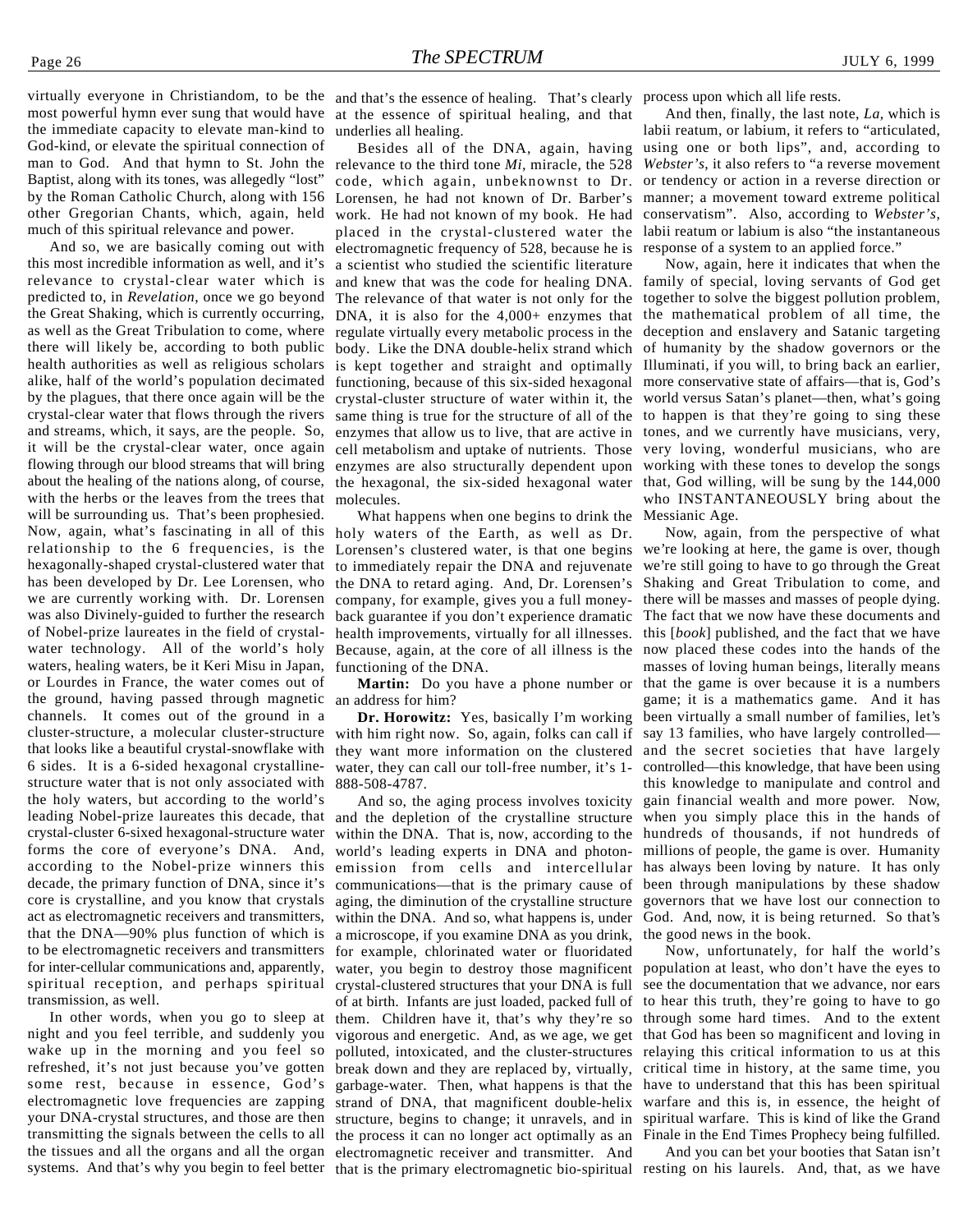virtually everyone in Christiandom, to be the most powerful hymn ever sung that would have the immediate capacity to elevate man-kind to God-kind, or elevate the spiritual connection of man to God. And that hymn to St. John the Baptist, along with its tones, was allegedly "lost" by the Roman Catholic Church, along with 156 other Gregorian Chants, which, again, held much of this spiritual relevance and power.

And so, we are basically coming out with this most incredible information as well, and it's relevance to crystal-clear water which is predicted to, in *Revelation*, once we go beyond the Great Shaking, which is currently occurring, as well as the Great Tribulation to come, where there will likely be, according to both public health authorities as well as religious scholars alike, half of the world's population decimated by the plagues, that there once again will be the crystal-clear water that flows through the rivers and streams, which, it says, are the people. So, it will be the crystal-clear water, once again flowing through our blood streams that will bring about the healing of the nations along, of course, with the herbs or the leaves from the trees that will be surrounding us. That's been prophesied. Now, again, what's fascinating in all of this relationship to the 6 frequencies, is the hexagonally-shaped crystal-clustered water that has been developed by Dr. Lee Lorensen, who we are currently working with. Dr. Lorensen was also Divinely-guided to further the research of Nobel-prize laureates in the field of crystal-water technology. All of the world's holy waters, healing waters, be it Keri Misu in Japan, or Lourdes in France, the water comes out of the ground, having passed through magnetic channels. It comes out of the ground in a cluster-structure, a molecular cluster-structure that looks like a beautiful crystal-snowflake with 6 sides. It is a 6-sided hexagonal crystalline-structure water that is not only associated with the holy waters, but according to the world's leading Nobel-prize laureates this decade, that crystal-cluster 6-sixed hexagonal-structure water forms the core of everyone's DNA. And, according to the Nobel-prize winners this decade, the primary function of DNA, since it's core is crystalline, and you know that crystals act as electromagnetic receivers and transmitters, that the DNA—90% plus function of which is to be electromagnetic receivers and transmitters for inter-cellular communications and, apparently, spiritual reception, and perhaps spiritual transmission, as well.

In other words, when you go to sleep at night and you feel terrible, and suddenly you wake up in the morning and you feel so refreshed, it's not just because you've gotten some rest, because in essence, God's electromagnetic love frequencies are zapping your DNA-crystal structures, and those are then transmitting the signals between the cells to all the tissues and all the organs and all the organ systems. And that's why you begin to feel better and that's the essence of healing. That's clearly at the essence of spiritual healing, and that underlies all healing.

Besides all of the DNA, again, having relevance to the third tone *Mi*, miracle, the 528 code, which again, unbeknownst to Dr. Lorensen, he had not known of Dr. Barber's work. He had not known of my book. He had placed in the crystal-clustered water the electromagnetic frequency of 528, because he is a scientist who studied the scientific literature and knew that was the code for healing DNA. The relevance of that water is not only for the DNA, it is also for the 4,000+ enzymes that regulate virtually every metabolic process in the body. Like the DNA double-helix strand which is kept together and straight and optimally functioning, because of this six-sided hexagonal crystal-cluster structure of water within it, the same thing is true for the structure of all of the enzymes that allow us to live, that are active in cell metabolism and uptake of nutrients. Those enzymes are also structurally dependent upon the hexagonal, the six-sided hexagonal water molecules.

What happens when one begins to drink the holy waters of the Earth, as well as Dr. Lorensen's clustered water, is that one begins to immediately repair the DNA and rejuvenate the DNA to retard aging. And, Dr. Lorensen's company, for example, gives you a full money-back guarantee if you don't experience dramatic health improvements, virtually for all illnesses. Because, again, at the core of all illness is the functioning of the DNA.

**Martin:** Do you have a phone number or an address for him?

**Dr. Horowitz:** Yes, basically I'm working with him right now. So, again, folks can call if they want more information on the clustered water, they can call our toll-free number, it's 1-888-508-4787.

And so, the aging process involves toxicity and the depletion of the crystalline structure within the DNA. That is, now, according to the world's leading experts in DNA and photon-emission from cells and intercellular communications—that is the primary cause of aging, the diminution of the crystalline structure within the DNA. And so, what happens is, under a microscope, if you examine DNA as you drink, for example, chlorinated water or fluoridated water, you begin to destroy those magnificent crystal-clustered structures that your DNA is full of at birth. Infants are just loaded, packed full of them. Children have it, that's why they're so vigorous and energetic. And, as we age, we get polluted, intoxicated, and the cluster-structures break down and they are replaced by, virtually, garbage-water. Then, what happens is that the strand of DNA, that magnificent double-helix structure, begins to change; it unravels, and in the process it can no longer act optimally as an electromagnetic receiver and transmitter. And that is the primary electromagnetic bio-spiritual process upon which all life rests.

And then, finally, the last note, *La*, which is labii reatum, or labium, it refers to "articulated, using one or both lips", and, according to *Webster's*, it also refers to "a reverse movement or tendency or action in a reverse direction or manner; a movement toward extreme political conservatism". Also, according to *Webster's*, labii reatum or labium is also "the instantaneous response of a system to an applied force."

Now, again, here it indicates that when the family of special, loving servants of God get together to solve the biggest pollution problem, the mathematical problem of all time, the deception and enslavery and Satanic targeting of humanity by the shadow governors or the Illuminati, if you will, to bring back an earlier, more conservative state of affairs—that is, God's world versus Satan's planet—then, what's going to happen is that they're going to sing these tones, and we currently have musicians, very, very loving, wonderful musicians, who are working with these tones to develop the songs that, God willing, will be sung by the 144,000 who INSTANTANEOUSLY bring about the Messianic Age.

Now, again, from the perspective of what we're looking at here, the game is over, though we're still going to have to go through the Great Shaking and Great Tribulation to come, and there will be masses and masses of people dying. The fact that we now have these documents and this [*book*] published, and the fact that we have now placed these codes into the hands of the masses of loving human beings, literally means that the game is over because it is a numbers game; it is a mathematics game. And it has been virtually a small number of families, let's say 13 families, who have largely controlled—and the secret societies that have largely controlled—this knowledge, that have been using this knowledge to manipulate and control and gain financial wealth and more power. Now, when you simply place this in the hands of hundreds of thousands, if not hundreds of millions of people, the game is over. Humanity has always been loving by nature. It has only been through manipulations by these shadow governors that we have lost our connection to God. And, now, it is being returned. So that's the good news in the book.

Now, unfortunately, for half the world's population at least, who don't have the eyes to see the documentation that we advance, nor ears to hear this truth, they're going to have to go through some hard times. And to the extent that God has been so magnificent and loving in relaying this critical information to us at this critical time in history, at the same time, you have to understand that this has been spiritual warfare and this is, in essence, the height of spiritual warfare. This is kind of like the Grand Finale in the End Times Prophecy being fulfilled.

And you can bet your booties that Satan isn't resting on his laurels. And, that, as we have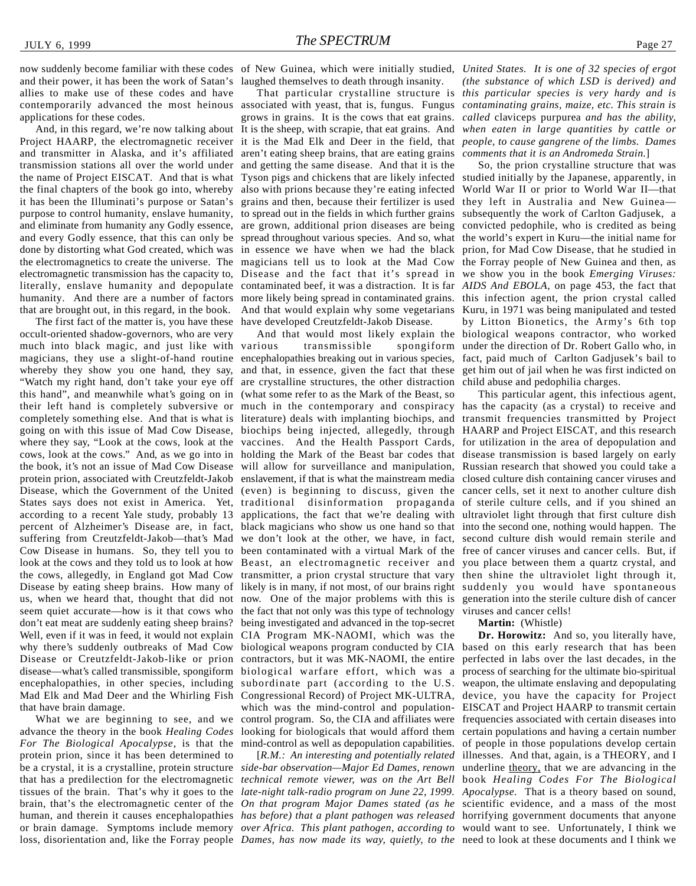now suddenly become familiar with these codes and their power, it has been the work of Satan's allies to make use of these codes and have contemporarily advanced the most heinous applications for these codes.

And, in this regard, we're now talking about Project HAARP, the electromagnetic receiver and transmitter in Alaska, and it's affiliated transmission stations all over the world under the name of Project EISCAT. And that is what the final chapters of the book go into, whereby it has been the Illuminati's purpose or Satan's purpose to control humanity, enslave humanity, and eliminate from humanity any Godly essence, and every Godly essence, that this can only be done by distorting what God created, which was the electromagnetics to create the universe. The electromagnetic transmission has the capacity to, literally, enslave humanity and depopulate humanity. And there are a number of factors that are brought out, in this regard, in the book.

The first fact of the matter is, you have these occult-oriented shadow-governors, who are very much into black magic, and just like with magicians, they use a slight-of-hand routine whereby they show you one hand, they say, "Watch my right hand, don't take your eye off this hand", and meanwhile what's going on in their left hand is completely subversive or completely something else. And that is what is going on with this issue of Mad Cow Disease, where they say, "Look at the cows, look at the cows, look at the cows." And, as we go into in the book, it's not an issue of Mad Cow Disease protein prion, associated with Creutzfeldt-Jakob Disease, which the Government of the United States says does not exist in America. Yet, according to a recent Yale study, probably 13 percent of Alzheimer's Disease are, in fact, suffering from Creutzfeldt-Jakob—that's Mad Cow Disease in humans. So, they tell you to look at the cows and they told us to look at how the cows, allegedly, in England got Mad Cow Disease by eating sheep brains. How many of us, when we heard that, thought that did not seem quiet accurate—how is it that cows who don't eat meat are suddenly eating sheep brains? Well, even if it was in feed, it would not explain why there's suddenly outbreaks of Mad Cow Disease or Creutzfeldt-Jakob-like or prion disease—what's called transmissible, spongiform encephalopathies, in other species, including Mad Elk and Mad Deer and the Whirling Fish that have brain damage.

What we are beginning to see, and we advance the theory in the book *Healing Codes For The Biological Apocalypse*, is that the protein prion, since it has been determined to be a crystal, it is a crystalline, protein structure that has a predilection for the electromagnetic tissues of the brain. That's why it goes to the brain, that's the electromagnetic center of the human, and therein it causes encephalopathies or brain damage. Symptoms include memory loss, disorientation and, like the Forray people of New Guinea, which were initially studied, laughed themselves to death through insanity.

That particular crystalline structure is associated with yeast, that is, fungus. Fungus grows in grains. It is the cows that eat grains. It is the sheep, with scrapie, that eat grains. And it is the Mad Elk and Deer in the field, that aren't eating sheep brains, that are eating grains and getting the same disease. And that it is the Tyson pigs and chickens that are likely infected also with prions because they're eating infected grains and then, because their fertilizer is used to spread out in the fields in which further grains are grown, additional prion diseases are being spread throughout various species. And so, what in essence we have when we had the black magicians tell us to look at the Mad Cow Disease and the fact that it's spread in contaminated beef, it was a distraction. It is far more likely being spread in contaminated grains. And that would explain why some vegetarians have developed Creutzfeldt-Jakob Disease.

And that would most likely explain the various transmissible spongiform encephalopathies breaking out in various species, and that, in essence, given the fact that these are crystalline structures, the other distraction (what some refer to as the Mark of the Beast, so much in the contemporary and conspiracy literature) deals with implanting biochips, and biochips being injected, allegedly, through vaccines. And the Health Passport Cards, holding the Mark of the Beast bar codes that will allow for surveillance and manipulation, enslavement, if that is what the mainstream media (even) is beginning to discuss, given the traditional disinformation propaganda applications, the fact that we're dealing with black magicians who show us one hand so that we don't look at the other, we have, in fact, been contaminated with a virtual Mark of the Beast, an electromagnetic receiver and transmitter, a prion crystal structure that vary likely is in many, if not most, of our brains right now. One of the major problems with this is the fact that not only was this type of technology being investigated and advanced in the top-secret CIA Program MK-NAOMI, which was the biological weapons program conducted by CIA contractors, but it was MK-NAOMI, the entire biological warfare effort, which was a subordinate part (according to the U.S. Congressional Record) of Project MK-ULTRA, which was the mind-control and population-control program. So, the CIA and affiliates were looking for biologicals that would afford them mind-control as well as depopulation capabilities.

[*R.M.: An interesting and potentially related side-bar observation—Major Ed Dames, renown technical remote viewer, was on the Art Bell late-night talk-radio program on June 22, 1999. On that program Major Dames stated (as he has before) that a plant pathogen was released over Africa. This plant pathogen, according to Dames, has now made its way, quietly, to the United States. It is one of 32 species of ergot (the substance of which LSD is derived) and this particular species is very hardy and is contaminating grains, maize, etc. This strain is called* claviceps purpurea *and has the ability, when eaten in large quantities by cattle or people, to cause gangrene of the limbs. Dames comments that it is an Andromeda Strain.*]

So, the prion crystalline structure that was studied initially by the Japanese, apparently, in World War II or prior to World War II—that they left in Australia and New Guinea—subsequently the work of Carlton Gadjusek, a convicted pedophile, who is credited as being the world's expert in Kuru—the initial name for prion, for Mad Cow Disease, that he studied in the Forray people of New Guinea and then, as we show you in the book *Emerging Viruses: AIDS And EBOLA*, on page 453, the fact that this infection agent, the prion crystal called Kuru, in 1971 was being manipulated and tested by Litton Bionetics, the Army's 6th top biological weapons contractor, who worked under the direction of Dr. Robert Gallo who, in fact, paid much of Carlton Gadjusek's bail to get him out of jail when he was first indicted on child abuse and pedophilia charges.

This particular agent, this infectious agent, has the capacity (as a crystal) to receive and transmit frequencies transmitted by Project HAARP and Project EISCAT, and this research for utilization in the area of depopulation and disease transmission is based largely on early Russian research that showed you could take a closed culture dish containing cancer viruses and cancer cells, set it next to another culture dish of sterile culture cells, and if you shined an ultraviolet light through that first culture dish into the second one, nothing would happen. The second culture dish would remain sterile and free of cancer viruses and cancer cells. But, if you place between them a quartz crystal, and then shine the ultraviolet light through it, suddenly you would have spontaneous generation into the sterile culture dish of cancer viruses and cancer cells!

**Martin:** (Whistle)

**Dr. Horowitz:** And so, you literally have, based on this early research that has been perfected in labs over the last decades, in the process of searching for the ultimate bio-spiritual weapon, the ultimate enslaving and depopulating device, you have the capacity for Project EISCAT and Project HAARP to transmit certain frequencies associated with certain diseases into certain populations and having a certain number of people in those populations develop certain illnesses. And that, again, is a THEORY, and I underline theory, that we are advancing in the book *Healing Codes For The Biological Apocalypse*. That is a theory based on sound, scientific evidence, and a mass of the most horrifying government documents that anyone would want to see. Unfortunately, I think we need to look at these documents and I think we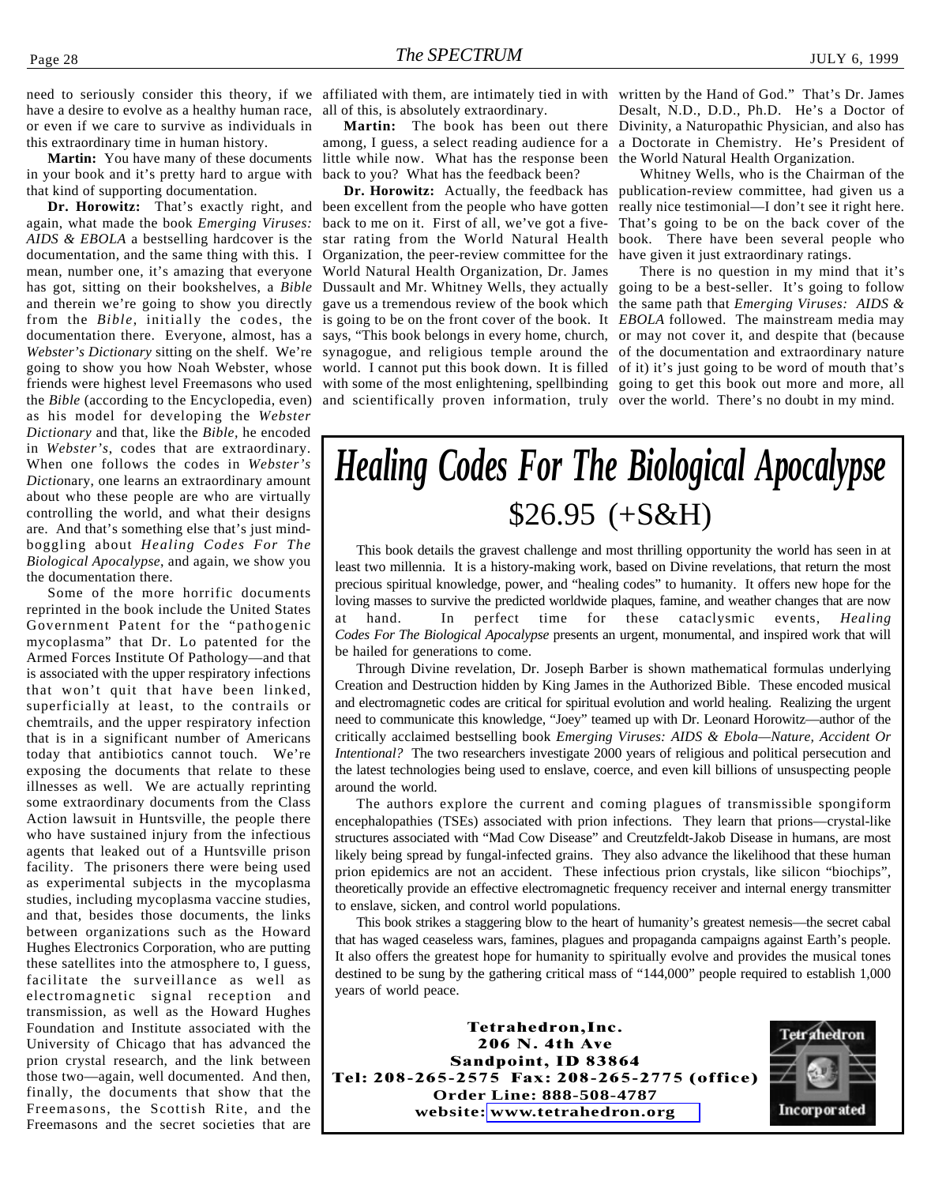need to seriously consider this theory, if we have a desire to evolve as a healthy human race, or even if we care to survive as individuals in this extraordinary time in human history.

**Martin:** You have many of these documents in your book and it's pretty hard to argue with that kind of supporting documentation.

**Dr. Horowitz:** That's exactly right, and again, what made the book *Emerging Viruses: AIDS & EBOLA* a bestselling hardcover is the documentation, and the same thing with this. I mean, number one, it's amazing that everyone has got, sitting on their bookshelves, a *Bible* and therein we're going to show you directly from the *Bible*, initially the codes, the documentation there. Everyone, almost, has a *Webster's Dictionary* sitting on the shelf. We're going to show you how Noah Webster, whose friends were highest level Freemasons who used the *Bible* (according to the Encyclopedia, even) as his model for developing the *Webster Dictionary* and that, like the *Bible*, he encoded in *Webster's*, codes that are extraordinary. When one follows the codes in *Webster's Dictio*nary, one learns an extraordinary amount about who these people are who are virtually controlling the world, and what their designs are. And that's something else that's just mind-boggling about *Healing Codes For The Biological Apocalypse*, and again, we show you the documentation there.

Some of the more horrific documents reprinted in the book include the United States Government Patent for the "pathogenic mycoplasma" that Dr. Lo patented for the Armed Forces Institute Of Pathology—and that is associated with the upper respiratory infections that won't quit that have been linked, superficially at least, to the contrails or chemtrails, and the upper respiratory infection that is in a significant number of Americans today that antibiotics cannot touch. We're exposing the documents that relate to these illnesses as well. We are actually reprinting some extraordinary documents from the Class Action lawsuit in Huntsville, the people there who have sustained injury from the infectious agents that leaked out of a Huntsville prison facility. The prisoners there were being used as experimental subjects in the mycoplasma studies, including mycoplasma vaccine studies, and that, besides those documents, the links between organizations such as the Howard Hughes Electronics Corporation, who are putting these satellites into the atmosphere to, I guess, facilitate the surveillance as well as electromagnetic signal reception and transmission, as well as the Howard Hughes Foundation and Institute associated with the University of Chicago that has advanced the prion crystal research, and the link between those two—again, well documented. And then, finally, the documents that show that the Freemasons, the Scottish Rite, and the Freemasons and the secret societies that are affiliated with them, are intimately tied in with all of this, is absolutely extraordinary.

**Martin:** The book has been out there among, I guess, a select reading audience for a little while now. What has the response been back to you? What has the feedback been?

**Dr. Horowitz:** Actually, the feedback has been excellent from the people who have gotten back to me on it. First of all, we've got a five-star rating from the World Natural Health Organization, the peer-review committee for the World Natural Health Organization, Dr. James Dussault and Mr. Whitney Wells, they actually gave us a tremendous review of the book which is going to be on the front cover of the book. It says, "This book belongs in every home, church, synagogue, and religious temple around the world. I cannot put this book down. It is filled with some of the most enlightening, spellbinding and scientifically proven information, truly written by the Hand of God." That's Dr. James Desalt, N.D., D.D., Ph.D. He's a Doctor of Divinity, a Naturopathic Physician, and also has a Doctorate in Chemistry. He's President of the World Natural Health Organization.

Whitney Wells, who is the Chairman of the publication-review committee, had given us a really nice testimonial—I don't see it right here. That's going to be on the back cover of the book. There have been several people who have given it just extraordinary ratings.

There is no question in my mind that it's going to be a best-seller. It's going to follow the same path that *Emerging Viruses: AIDS & EBOLA* followed. The mainstream media may or may not cover it, and despite that (because of the documentation and extraordinary nature of it) it's just going to be word of mouth that's going to get this book out more and more, all over the world. There's no doubt in my mind.

---

# *Healing Codes For The Biological Apocalypse*

## $26.95 (+S&H)

This book details the gravest challenge and most thrilling opportunity the world has seen in at least two millennia. It is a history-making work, based on Divine revelations, that return the most precious spiritual knowledge, power, and "healing codes" to humanity. It offers new hope for the loving masses to survive the predicted worldwide plaques, famine, and weather changes that are now at hand. In perfect time for these cataclysmic events, *Healing Codes For The Biological Apocalypse* presents an urgent, monumental, and inspired work that will be hailed for generations to come.

Through Divine revelation, Dr. Joseph Barber is shown mathematical formulas underlying Creation and Destruction hidden by King James in the Authorized Bible. These encoded musical and electromagnetic codes are critical for spiritual evolution and world healing. Realizing the urgent need to communicate this knowledge, "Joey" teamed up with Dr. Leonard Horowitz—author of the critically acclaimed bestselling book *Emerging Viruses: AIDS & Ebola—Nature, Accident Or Intentional?* The two researchers investigate 2000 years of religious and political persecution and the latest technologies being used to enslave, coerce, and even kill billions of unsuspecting people around the world.

The authors explore the current and coming plagues of transmissible spongiform encephalopathies (TSEs) associated with prion infections. They learn that prions—crystal-like structures associated with "Mad Cow Disease" and Creutzfeldt-Jakob Disease in humans, are most likely being spread by fungal-infected grains. They also advance the likelihood that these human prion epidemics are not an accident. These infectious prion crystals, like silicon "biochips", theoretically provide an effective electromagnetic frequency receiver and internal energy transmitter to enslave, sicken, and control world populations.

This book strikes a staggering blow to the heart of humanity's greatest nemesis—the secret cabal that has waged ceaseless wars, famines, plagues and propaganda campaigns against Earth's people. It also offers the greatest hope for humanity to spiritually evolve and provides the musical tones destined to be sung by the gathering critical mass of "144,000" people required to establish 1,000 years of world peace.

**Tetrahedron, Inc.**
**206 N. 4th Ave**
**Sandpoint, ID 83864**
**Tel: 208-265-2575 Fax: 208-265-2775 (office)**
**Order Line: 888-508-4787**
**website: www.tetrahedron.org**

Tetrahedron Incorporated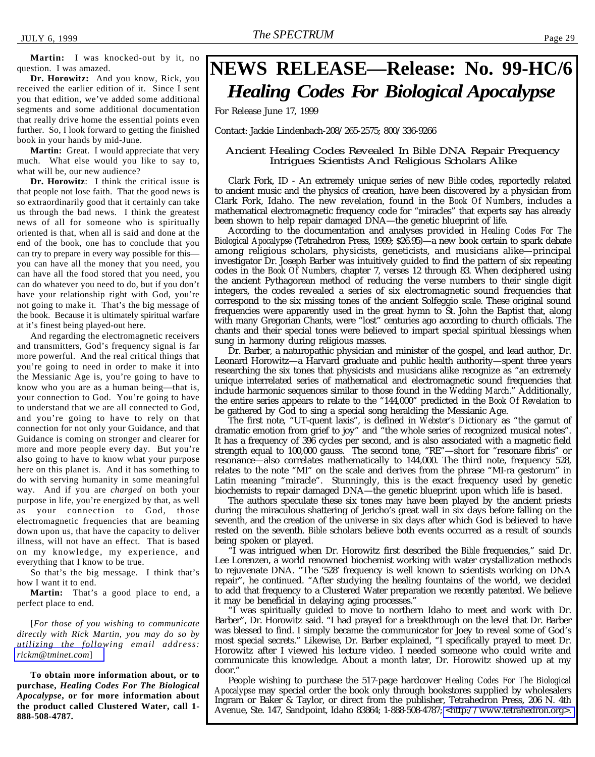**Martin:** I was knocked-out by it, no question. I was amazed.

**Dr. Horowitz:** And you know, Rick, you received the earlier edition of it. Since I sent you that edition, we've added some additional segments and some additional documentation that really drive home the essential points even further. So, I look forward to getting the finished book in your hands by mid-June.

**Martin:** Great. I would appreciate that very much. What else would you like to say to, what will be, our new audience?

**Dr. Horowitz**: I think the critical issue is that people not lose faith. That the good news is so extraordinarily good that it certainly can take us through the bad news. I think the greatest news of all for someone who is spiritually oriented is that, when all is said and done at the end of the book, one has to conclude that you can try to prepare in every way possible for this—you can have all the money that you need, you can have all the food stored that you need, you can do whatever you need to do, but if you don't have your relationship right with God, you're not going to make it. That's the big message of the book. Because it is ultimately spiritual warfare at it's finest being played-out here.

And regarding the electromagnetic receivers and transmitters, God's frequency signal is far more powerful. And the real critical things that you're going to need in order to make it into the Messianic Age is, you're going to have to know who you are as a human being—that is, your connection to God. You're going to have to understand that we are all connected to God, and you're going to have to rely on that connection for not only your Guidance, and that Guidance is coming on stronger and clearer for more and more people every day. But you're also going to have to know what your purpose here on this planet is. And it has something to do with serving humanity in some meaningful way. And if you are *charged* on both your purpose in life, you're energized by that, as well as your connection to God, those electromagnetic frequencies that are beaming down upon us, that have the capacity to deliver illness, will not have an effect. That is based on my knowledge, my experience, and everything that I know to be true.

So that's the big message. I think that's how I want it to end.

**Martin:** That's a good place to end, a perfect place to end.

[*For those of you wishing to communicate directly with Rick Martin, you may do so by utilizing the following email address: rickm@tminet.com*]

**To obtain more information about, or to purchase, *Healing Codes For The Biological Apocalypse*, or for more information about the product called Clustered Water, call 1-888-508-4787.**

# NEWS RELEASE—Release: No. 99-HC/6

## *Healing Codes For Biological Apocalypse*

For Release June 17, 1999

Contact: Jackie Lindenbach-208/265-2575; 800/336-9266

### Ancient Healing Codes Revealed In Bible DNA Repair Frequency Intrigues Scientists And Religious Scholars Alike

Clark Fork, ID - An extremely unique series of new *Bible* codes, reportedly related to ancient music and the physics of creation, have been discovered by a physician from Clark Fork, Idaho. The new revelation, found in the *Book Of Numbers*, includes a mathematical electromagnetic frequency code for "miracles" that experts say has already been shown to help repair damaged DNA—the genetic blueprint of life.

According to the documentation and analyses provided in *Healing Codes For The Biological Apocalypse* (Tetrahedron Press, 1999; $26.95)—a new book certain to spark debate among religious scholars, physicists, geneticists, and musicians alike—principal investigator Dr. Joseph Barber was intuitively guided to find the pattern of six repeating codes in the *Book Of Numbers*, chapter 7, verses 12 through 83. When deciphered using the ancient Pythagorean method of reducing the verse numbers to their single digit integers, the codes revealed a series of six electromagnetic sound frequencies that correspond to the six missing tones of the ancient Solfeggio scale. These original sound frequencies were apparently used in the great hymn to St. John the Baptist that, along with many Gregorian Chants, were "lost" centuries ago according to church officials. The chants and their special tones were believed to impart special spiritual blessings when sung in harmony during religious masses.

Dr. Barber, a naturopathic physician and minister of the gospel, and lead author, Dr. Leonard Horowitz—a Harvard graduate and public health authority—spent three years researching the six tones that physicists and musicians alike recognize as "an extremely unique interrelated series of mathematical and electromagnetic sound frequencies that include harmonic sequences similar to those found in the *Wedding March*." Additionally, the entire series appears to relate to the "144,000" predicted in the *Book Of Revelation* to be gathered by God to sing a special song heralding the Messianic Age.

The first note, "UT-quent laxis", is defined in *Webster's Dictionary* as "the gamut of dramatic emotion from grief to joy" and "the whole series of recognized musical notes". It has a frequency of 396 cycles per second, and is also associated with a magnetic field strength equal to 100,000 gauss. The second tone, "RE"—short for "resonare fibris" or resonance—also correlates mathematically to 144,000. The third note, frequency 528, relates to the note "MI" on the scale and derives from the phrase "MI-ra gestorum" in Latin meaning "miracle". Stunningly, this is the exact frequency used by genetic biochemists to repair damaged DNA—the genetic blueprint upon which life is based.

The authors speculate these six tones may have been played by the ancient priests during the miraculous shattering of Jericho's great wall in six days before falling on the seventh, and the creation of the universe in six days after which God is believed to have rested on the seventh. *Bible* scholars believe both events occurred as a result of sounds being spoken or played.

"I was intrigued when Dr. Horowitz first described the *Bible* frequencies," said Dr. Lee Lorenzen, a world renowned biochemist working with water crystallization methods to rejuvenate DNA. "The '528' frequency is well known to scientists working on DNA repair", he continued. "After studying the healing fountains of the world, we decided to add that frequency to a Clustered Water preparation we recently patented. We believe it may be beneficial in delaying aging processes."

"I was spiritually guided to move to northern Idaho to meet and work with Dr. Barber", Dr. Horowitz said. "I had prayed for a breakthrough on the level that Dr. Barber was blessed to find. I simply became the communicator for Joey to reveal some of God's most special secrets." Likewise, Dr. Barber explained, "I specifically prayed to meet Dr. Horowitz after I viewed his lecture video. I needed someone who could write and communicate this knowledge. About a month later, Dr. Horowitz showed up at my door."

People wishing to purchase the 517-page hardcover *Healing Codes For The Biological Apocalypse* may special order the book only through bookstores supplied by wholesalers Ingram or Baker & Taylor, or direct from the publisher, Tetrahedron Press, 206 N. 4th Avenue, Ste. 147, Sandpoint, Idaho 83864; 1-888-508-4787; <http://www.tetrahedron.org>.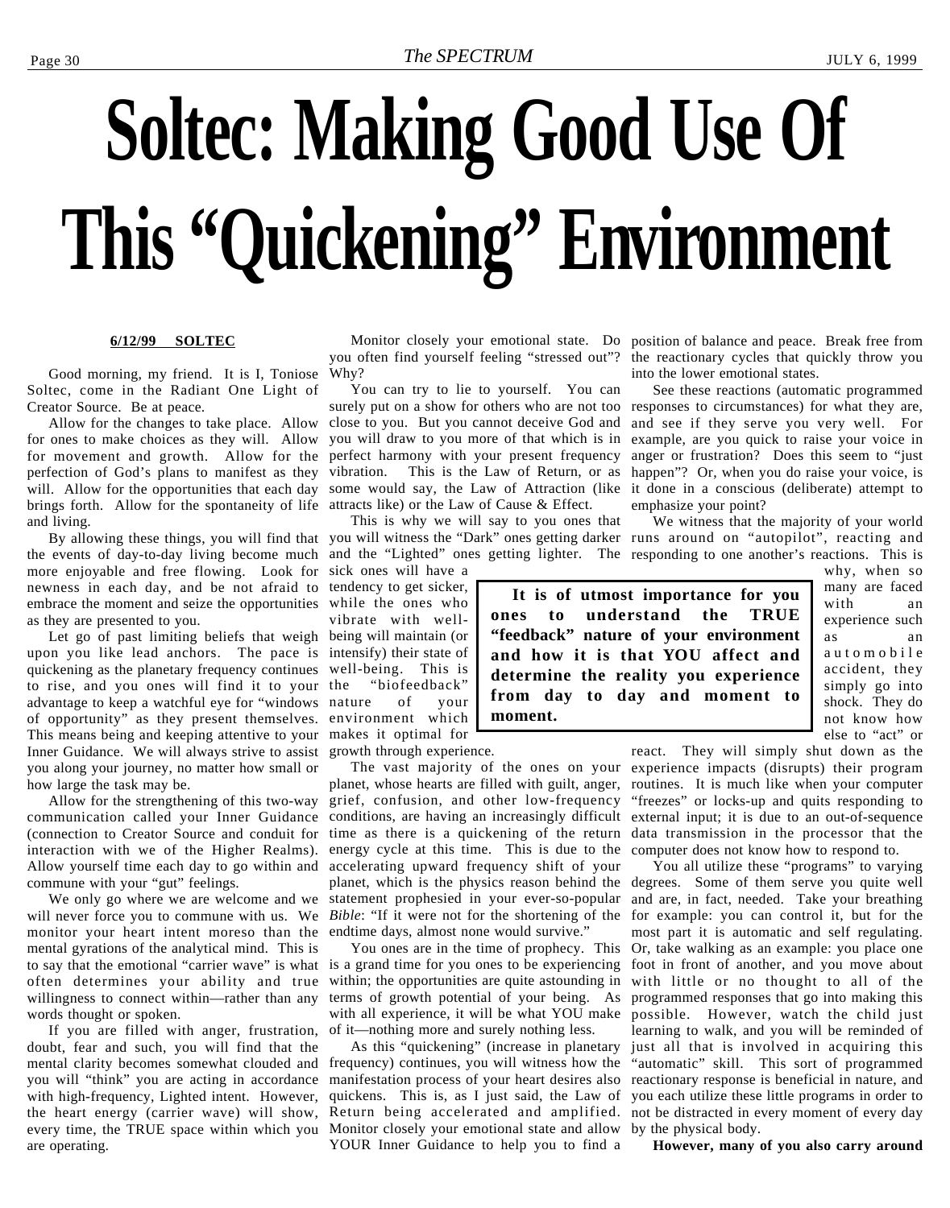# Soltec: Making Good Use Of This "Quickening" Environment

**6/12/99 SOLTEC**

Good morning, my friend. It is I, Toniose Soltec, come in the Radiant One Light of Creator Source. Be at peace.

Allow for the changes to take place. Allow for ones to make choices as they will. Allow for movement and growth. Allow for the perfection of God's plans to manifest as they will. Allow for the opportunities that each day brings forth. Allow for the spontaneity of life and living.

By allowing these things, you will find that the events of day-to-day living become much more enjoyable and free flowing. Look for newness in each day, and be not afraid to embrace the moment and seize the opportunities as they are presented to you.

Let go of past limiting beliefs that weigh upon you like lead anchors. The pace is quickening as the planetary frequency continues to rise, and you ones will find it to your advantage to keep a watchful eye for "windows of opportunity" as they present themselves. This means being and keeping attentive to your Inner Guidance. We will always strive to assist you along your journey, no matter how small or how large the task may be.

Allow for the strengthening of this two-way communication called your Inner Guidance (connection to Creator Source and conduit for interaction with we of the Higher Realms). Allow yourself time each day to go within and commune with your "gut" feelings.

We only go where we are welcome and we will never force you to commune with us. We monitor your heart intent moreso than the mental gyrations of the analytical mind. This is to say that the emotional "carrier wave" is what often determines your ability and true willingness to connect within—rather than any words thought or spoken.

If you are filled with anger, frustration, doubt, fear and such, you will find that the mental clarity becomes somewhat clouded and you will "think" you are acting in accordance with high-frequency, Lighted intent. However, the heart energy (carrier wave) will show, every time, the TRUE space within which you are operating.

Monitor closely your emotional state. Do you often find yourself feeling "stressed out"? Why?

You can try to lie to yourself. You can surely put on a show for others who are not too close to you. But you cannot deceive God and you will draw to you more of that which is in perfect harmony with your present frequency vibration. This is the Law of Return, or as some would say, the Law of Attraction (like attracts like) or the Law of Cause & Effect.

This is why we will say to you ones that you will witness the "Dark" ones getting darker and the "Lighted" ones getting lighter. The sick ones will have a tendency to get sicker, while the ones who vibrate with well-being will maintain (or intensify) their state of well-being. This is the "biofeedback" nature of your environment which makes it optimal for growth through experience.

> **It is of utmost importance for you ones to understand the TRUE "feedback" nature of your environment and how it is that YOU affect and determine the reality you experience from day to day and moment to moment.**

The vast majority of the ones on your planet, whose hearts are filled with guilt, anger, grief, confusion, and other low-frequency conditions, are having an increasingly difficult time as there is a quickening of the return energy cycle at this time. This is due to the accelerating upward frequency shift of your planet, which is the physics reason behind the statement prophesied in your ever-so-popular *Bible*: "If it were not for the shortening of the endtime days, almost none would survive."

You ones are in the time of prophecy. This is a grand time for you ones to be experiencing within; the opportunities are quite astounding in terms of growth potential of your being. As with all experience, it will be what YOU make of it—nothing more and surely nothing less.

As this "quickening" (increase in planetary frequency) continues, you will witness how the manifestation process of your heart desires also quickens. This is, as I just said, the Law of Return being accelerated and amplified. Monitor closely your emotional state and allow YOUR Inner Guidance to help you to find a position of balance and peace. Break free from the reactionary cycles that quickly throw you into the lower emotional states.

See these reactions (automatic programmed responses to circumstances) for what they are, and see if they serve you very well. For example, are you quick to raise your voice in anger or frustration? Does this seem to "just happen"? Or, when you do raise your voice, is it done in a conscious (deliberate) attempt to emphasize your point?

We witness that the majority of your world runs around on "autopilot", reacting and responding to one another's reactions. This is why, when so many are faced with an experience such as an automobile accident, they simply go into shock. They do not know how else to "act" or react. They will simply shut down as the experience impacts (disrupts) their program routines. It is much like when your computer "freezes" or locks-up and quits responding to external input; it is due to an out-of-sequence data transmission in the processor that the computer does not know how to respond to.

You all utilize these "programs" to varying degrees. Some of them serve you quite well and are, in fact, needed. Take your breathing for example: you can control it, but for the most part it is automatic and self regulating. Or, take walking as an example: you place one foot in front of another, and you move about with little or no thought to all of the programmed responses that go into making this possible. However, watch the child just learning to walk, and you will be reminded of just all that is involved in acquiring this "automatic" skill. This sort of programmed reactionary response is beneficial in nature, and you each utilize these little programs in order to not be distracted in every moment of every day by the physical body.

**However, many of you also carry around**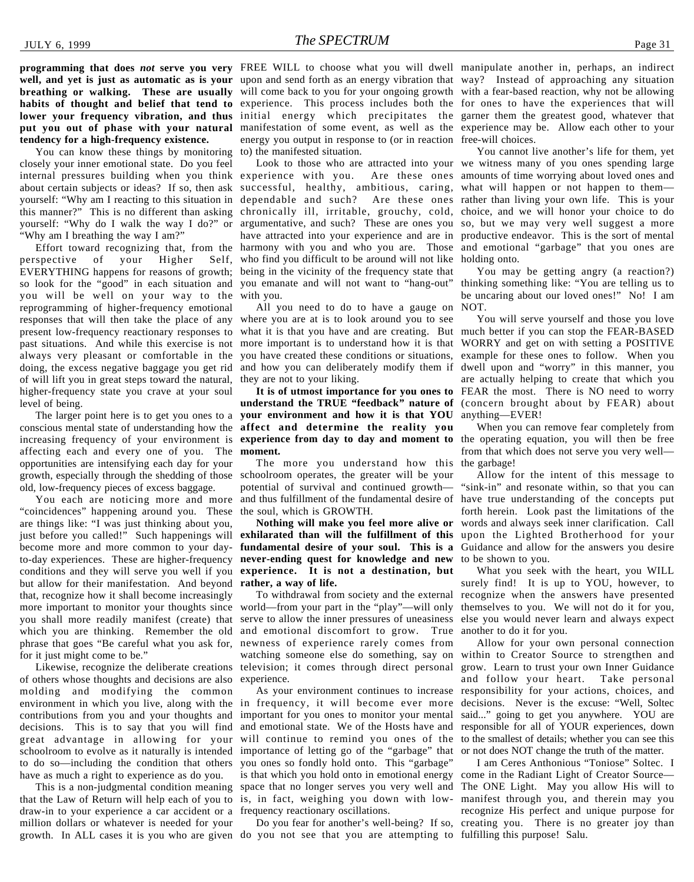**programming that does *not* serve you very well, and yet is just as automatic as is your breathing or walking. These are usually habits of thought and belief that tend to lower your frequency vibration, and thus put you out of phase with your natural tendency for a high-frequency existence.**

You can know these things by monitoring closely your inner emotional state. Do you feel internal pressures building when you think about certain subjects or ideas? If so, then ask yourself: "Why am I reacting to this situation in this manner?" This is no different than asking yourself: "Why do I walk the way I do?" or "Why am I breathing the way I am?"

Effort toward recognizing that, from the perspective of your Higher Self, EVERYTHING happens for reasons of growth; so look for the "good" in each situation and you will be well on your way to the reprogramming of higher-frequency emotional responses that will then take the place of any present low-frequency reactionary responses to past situations. And while this exercise is not always very pleasant or comfortable in the doing, the excess negative baggage you get rid of will lift you in great steps toward the natural, higher-frequency state you crave at your soul level of being.

The larger point here is to get you ones to a conscious mental state of understanding how the increasing frequency of your environment is affecting each and every one of you. The opportunities are intensifying each day for your growth, especially through the shedding of those old, low-frequency pieces of excess baggage.

You each are noticing more and more "coincidences" happening around you. These are things like: "I was just thinking about you, just before you called!" Such happenings will become more and more common to your day-to-day experiences. These are higher-frequency conditions and they will serve you well if you but allow for their manifestation. And beyond that, recognize how it shall become increasingly more important to monitor your thoughts since you shall more readily manifest (create) that which you are thinking. Remember the old phrase that goes "Be careful what you ask for, for it just might come to be."

Likewise, recognize the deliberate creations of others whose thoughts and decisions are also molding and modifying the common environment in which you live, along with the contributions from you and your thoughts and decisions. This is to say that you will find great advantage in allowing for your schoolroom to evolve as it naturally is intended to do so—including the condition that others have as much a right to experience as do you.

This is a non-judgmental condition meaning that the Law of Return will help each of you to draw-in to your experience a car accident or a million dollars or whatever is needed for your growth. In ALL cases it is you who are given FREE WILL to choose what you will dwell upon and send forth as an energy vibration that will come back to you for your ongoing growth experience. This process includes both the initial energy which precipitates the manifestation of some event, as well as the energy you output in response to (or in reaction to) the manifested situation.

Look to those who are attracted into your experience with you. Are these ones successful, healthy, ambitious, caring, dependable and such? Are these ones chronically ill, irritable, grouchy, cold, argumentative, and such? These are ones you have attracted into your experience and are in harmony with you and who you are. Those who find you difficult to be around will not like being in the vicinity of the frequency state that you emanate and will not want to "hang-out" with you.

All you need to do to have a gauge on where you are at is to look around you to see what it is that you have and are creating. But more important is to understand how it is that you have created these conditions or situations, and how you can deliberately modify them if they are not to your liking.

**It is of utmost importance for you ones to understand the TRUE "feedback" nature of your environment and how it is that YOU affect and determine the reality you experience from day to day and moment to moment.**

The more you understand how this schoolroom operates, the greater will be your potential of survival and continued growth—and thus fulfillment of the fundamental desire of the soul, which is GROWTH.

**Nothing will make you feel more alive or exhilarated than will the fulfillment of this fundamental desire of your soul. This is a never-ending quest for knowledge and new experience. It is not a destination, but rather, a way of life.**

To withdrawal from society and the external world—from your part in the "play"—will only serve to allow the inner pressures of uneasiness and emotional discomfort to grow. True newness of experience rarely comes from watching someone else do something, say on television; it comes through direct personal experience.

As your environment continues to increase in frequency, it will become ever more important for you ones to monitor your mental and emotional state. We of the Hosts have and will continue to remind you ones of the importance of letting go of the "garbage" that you ones so fondly hold onto. This "garbage" is that which you hold onto in emotional energy space that no longer serves you very well and is, in fact, weighing you down with low-frequency reactionary oscillations.

Do you fear for another's well-being? If so, do you not see that you are attempting to manipulate another in, perhaps, an indirect way? Instead of approaching any situation with a fear-based reaction, why not be allowing for ones to have the experiences that will garner them the greatest good, whatever that experience may be. Allow each other to your free-will choices.

You cannot live another's life for them, yet we witness many of you ones spending large amounts of time worrying about loved ones and what will happen or not happen to them—rather than living your own life. This is your choice, and we will honor your choice to do so, but we may very well suggest a more productive endeavor. This is the sort of mental and emotional "garbage" that you ones are holding onto.

You may be getting angry (a reaction?) thinking something like: "You are telling us to be uncaring about our loved ones!" No! I am NOT.

You will serve yourself and those you love much better if you can stop the FEAR-BASED WORRY and get on with setting a POSITIVE example for these ones to follow. When you dwell upon and "worry" in this manner, you are actually helping to create that which you FEAR the most. There is NO need to worry (concern brought about by FEAR) about anything—EVER!

When you can remove fear completely from the operating equation, you will then be free from that which does not serve you very well—the garbage!

Allow for the intent of this message to "sink-in" and resonate within, so that you can have true understanding of the concepts put forth herein. Look past the limitations of the words and always seek inner clarification. Call upon the Lighted Brotherhood for your Guidance and allow for the answers you desire to be shown to you.

What you seek with the heart, you WILL surely find! It is up to YOU, however, to recognize when the answers have presented themselves to you. We will not do it for you, else you would never learn and always expect another to do it for you.

Allow for your own personal connection within to Creator Source to strengthen and grow. Learn to trust your own Inner Guidance and follow your heart. Take personal responsibility for your actions, choices, and decisions. Never is the excuse: "Well, Soltec said..." going to get you anywhere. YOU are responsible for all of YOUR experiences, down to the smallest of details; whether you can see this or not does NOT change the truth of the matter.

I am Ceres Anthonious "Toniose" Soltec. I come in the Radiant Light of Creator Source—The ONE Light. May you allow His will to manifest through you, and therein may you recognize His perfect and unique purpose for creating you. There is no greater joy than fulfilling this purpose! Salu.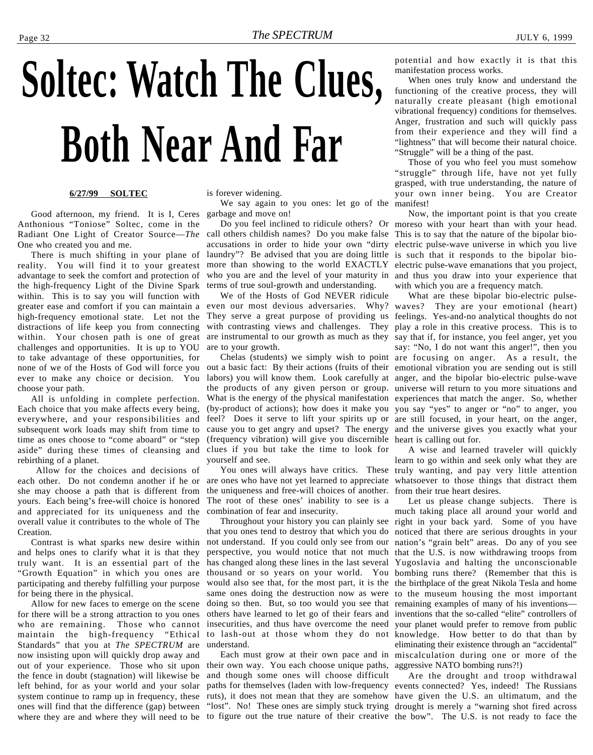# Soltec: Watch The Clues, Both Near And Far

**6/27/99 SOLTEC**

Good afternoon, my friend. It is I, Ceres Anthonious "Toniose" Soltec, come in the Radiant One Light of Creator Source—*The* One who created you and me.

There is much shifting in your plane of reality. You will find it to your greatest advantage to seek the comfort and protection of the high-frequency Light of the Divine Spark within. This is to say you will function with greater ease and comfort if you can maintain a high-frequency emotional state. Let not the distractions of life keep you from connecting within. Your chosen path is one of great challenges and opportunities. It is up to YOU to take advantage of these opportunities, for none of we of the Hosts of God will force you ever to make any choice or decision. You choose your path.

All is unfolding in complete perfection. Each choice that you make affects every being, everywhere, and your responsibilities and subsequent work loads may shift from time to time as ones choose to "come aboard" or "step aside" during these times of cleansing and rebirthing of a planet.

Allow for the choices and decisions of each other. Do not condemn another if he or she may choose a path that is different from yours. Each being's free-will choice is honored and appreciated for its uniqueness and the overall value it contributes to the whole of The Creation.

Contrast is what sparks new desire within and helps ones to clarify what it is that they truly want. It is an essential part of the "Growth Equation" in which you ones are participating and thereby fulfilling your purpose for being there in the physical.

Allow for new faces to emerge on the scene for there will be a strong attraction to you ones who are remaining. Those who cannot maintain the high-frequency "Ethical Standards" that you at *The SPECTRUM* are now insisting upon will quickly drop away and out of your experience. Those who sit upon the fence in doubt (stagnation) will likewise be left behind, for as your world and your solar system continue to ramp up in frequency, these ones will find that the difference (gap) between where they are and where they will need to be is forever widening.

We say again to you ones: let go of the garbage and move on!

Do you feel inclined to ridicule others? Or call others childish names? Do you make false accusations in order to hide your own "dirty laundry"? Be advised that you are doing little more than showing to the world EXACTLY who you are and the level of your maturity in terms of true soul-growth and understanding.

We of the Hosts of God NEVER ridicule even our most devious adversaries. Why? They serve a great purpose of providing us with contrasting views and challenges. They are instrumental to our growth as much as they are to your growth.

Chelas (students) we simply wish to point out a basic fact: By their actions (fruits of their labors) you will know them. Look carefully at the products of any given person or group. What is the energy of the physical manifestation (by-product of actions); how does it make you feel? Does it serve to lift your spirits up or cause you to get angry and upset? The energy (frequency vibration) will give you discernible clues if you but take the time to look for yourself and see.

You ones will always have critics. These are ones who have not yet learned to appreciate the uniqueness and free-will choices of another. The root of these ones' inability to see is a combination of fear and insecurity.

Throughout your history you can plainly see that you ones tend to destroy that which you do not understand. If you could only see from our perspective, you would notice that not much has changed along these lines in the last several thousand or so years on your world. You would also see that, for the most part, it is the same ones doing the destruction now as were doing so then. But, so too would you see that others have learned to let go of their fears and insecurities, and thus have overcome the need to lash-out at those whom they do not understand.

Each must grow at their own pace and in their own way. You each choose unique paths, and though some ones will choose difficult paths for themselves (laden with low-frequency ruts), it does not mean that they are somehow "lost". No! These ones are simply stuck trying to figure out the true nature of their creative potential and how exactly it is that this manifestation process works.

When ones truly know and understand the functioning of the creative process, they will naturally create pleasant (high emotional vibrational frequency) conditions for themselves. Anger, frustration and such will quickly pass from their experience and they will find a "lightness" that will become their natural choice. "Struggle" will be a thing of the past.

Those of you who feel you must somehow "struggle" through life, have not yet fully grasped, with true understanding, the nature of your own inner being. You are Creator manifest!

Now, the important point is that you create moreso with your heart than with your head. This is to say that the nature of the bipolar bio-electric pulse-wave universe in which you live is such that it responds to the bipolar bio-electric pulse-wave emanations that you project, and thus you draw into your experience that with which you are a frequency match.

What are these bipolar bio-electric pulse-waves? They are your emotional (heart) feelings. Yes-and-no analytical thoughts do not play a role in this creative process. This is to say that if, for instance, you feel anger, yet you say: "No, I do not want this anger!", then you are focusing on anger. As a result, the emotional vibration you are sending out is still anger, and the bipolar bio-electric pulse-wave universe will return to you more situations and experiences that match the anger. So, whether you say "yes" to anger or "no" to anger, you are still focused, in your heart, on the anger, and the universe gives you exactly what your heart is calling out for.

A wise and learned traveler will quickly learn to go within and seek only what they are truly wanting, and pay very little attention whatsoever to those things that distract them from their true heart desires.

Let us please change subjects. There is much taking place all around your world and right in your back yard. Some of you have noticed that there are serious droughts in your nation's "grain belt" areas. Do any of you see that the U.S. is now withdrawing troops from Yugoslavia and halting the unconscionable bombing runs there? (Remember that this is the birthplace of the great Nikola Tesla and home to the museum housing the most important remaining examples of many of his inventions—inventions that the so-called "elite" controllers of your planet would prefer to remove from public knowledge. How better to do that than by eliminating their existence through an "accidental" miscalculation during one or more of the aggressive NATO bombing runs?!)

Are the drought and troop withdrawal events connected? Yes, indeed! The Russians have given the U.S. an ultimatum, and the drought is merely a "warning shot fired across the bow". The U.S. is not ready to face the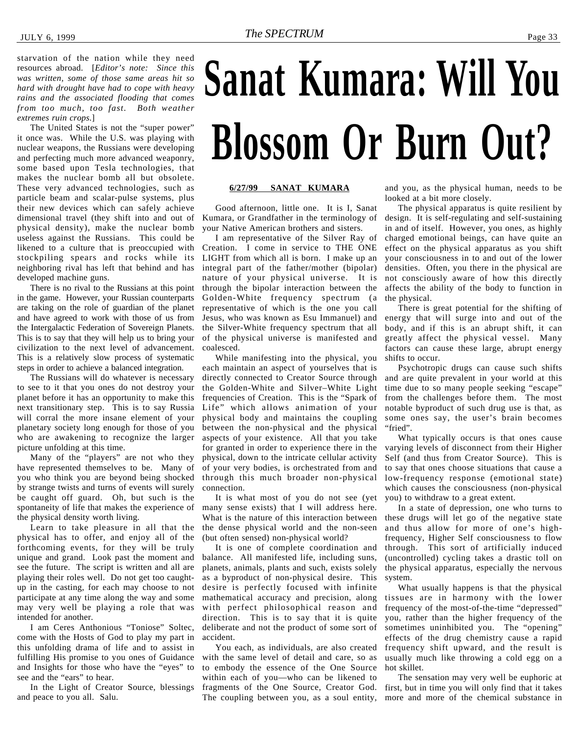starvation of the nation while they need resources abroad. [*Editor's note: Since this was written, some of those same areas hit so hard with drought have had to cope with heavy rains and the associated flooding that comes from too much, too fast. Both weather extremes ruin crops.*]

The United States is not the "super power" it once was. While the U.S. was playing with nuclear weapons, the Russians were developing and perfecting much more advanced weaponry, some based upon Tesla technologies, that makes the nuclear bomb all but obsolete. These very advanced technologies, such as particle beam and scalar-pulse systems, plus their new devices which can safely achieve dimensional travel (they shift into and out of physical density), make the nuclear bomb useless against the Russians. This could be likened to a culture that is preoccupied with stockpiling spears and rocks while its neighboring rival has left that behind and has developed machine guns.

There is no rival to the Russians at this point in the game. However, your Russian counterparts are taking on the role of guardian of the planet and have agreed to work with those of us from the Intergalactic Federation of Sovereign Planets. This is to say that they will help us to bring your civilization to the next level of advancement. This is a relatively slow process of systematic steps in order to achieve a balanced integration.

The Russians will do whatever is necessary to see to it that you ones do not destroy your planet before it has an opportunity to make this next transitionary step. This is to say Russia will corral the more insane element of your planetary society long enough for those of you who are awakening to recognize the larger picture unfolding at this time.

Many of the "players" are not who they have represented themselves to be. Many of you who think you are beyond being shocked by strange twists and turns of events will surely be caught off guard. Oh, but such is the spontaneity of life that makes the experience of the physical density worth living.

Learn to take pleasure in all that the physical has to offer, and enjoy all of the forthcoming events, for they will be truly unique and grand. Look past the moment and see the future. The script is written and all are playing their roles well. Do not get too caught-up in the casting, for each may choose to not participate at any time along the way and some may very well be playing a role that was intended for another.

I am Ceres Anthonious "Toniose" Soltec, come with the Hosts of God to play my part in this unfolding drama of life and to assist in fulfilling His promise to you ones of Guidance and Insights for those who have the "eyes" to see and the "ears" to hear.

In the Light of Creator Source, blessings and peace to you all. Salu.

# Sanat Kumara: Will You Blossom Or Burn Out?

**6/27/99 SANAT KUMARA**

Good afternoon, little one. It is I, Sanat Kumara, or Grandfather in the terminology of your Native American brothers and sisters.

I am representative of the Silver Ray of Creation. I come in service to THE ONE LIGHT from which all is born. I make up an integral part of the father/mother (bipolar) nature of your physical universe. It is through the bipolar interaction between the Golden-White frequency spectrum (a representative of which is the one you call Jesus, who was known as Esu Immanuel) and the Silver-White frequency spectrum that all of the physical universe is manifested and coalesced.

While manifesting into the physical, you each maintain an aspect of yourselves that is directly connected to Creator Source through the Golden-White and Silver–White Light frequencies of Creation. This is the "Spark of Life" which allows animation of your physical body and maintains the coupling between the non-physical and the physical aspects of your existence. All that you take for granted in order to experience there in the physical, down to the intricate cellular activity of your very bodies, is orchestrated from and through this much broader non-physical connection.

It is what most of you do not see (yet many sense exists) that I will address here. What is the nature of this interaction between the dense physical world and the non-seen (but often sensed) non-physical world?

It is one of complete coordination and balance. All manifested life, including suns, planets, animals, plants and such, exists solely as a byproduct of non-physical desire. This desire is perfectly focused with infinite mathematical accuracy and precision, along with perfect philosophical reason and direction. This is to say that it is quite deliberate and not the product of some sort of accident.

You each, as individuals, are also created with the same level of detail and care, so as to embody the essence of the One Source within each of you—who can be likened to fragments of the One Source, Creator God. The coupling between you, as a soul entity, and you, as the physical human, needs to be looked at a bit more closely.

The physical apparatus is quite resilient by design. It is self-regulating and self-sustaining in and of itself. However, you ones, as highly charged emotional beings, can have quite an effect on the physical apparatus as you shift your consciousness in to and out of the lower densities. Often, you there in the physical are not consciously aware of how this directly affects the ability of the body to function in the physical.

There is great potential for the shifting of energy that will surge into and out of the body, and if this is an abrupt shift, it can greatly affect the physical vessel. Many factors can cause these large, abrupt energy shifts to occur.

Psychotropic drugs can cause such shifts and are quite prevalent in your world at this time due to so many people seeking "escape" from the challenges before them. The most notable byproduct of such drug use is that, as some ones say, the user's brain becomes "fried".

What typically occurs is that ones cause varying levels of disconnect from their Higher Self (and thus from Creator Source). This is to say that ones choose situations that cause a low-frequency response (emotional state) which causes the consciousness (non-physical you) to withdraw to a great extent.

In a state of depression, one who turns to these drugs will let go of the negative state and thus allow for more of one's high-frequency, Higher Self consciousness to flow through. This sort of artificially induced (uncontrolled) cycling takes a drastic toll on the physical apparatus, especially the nervous system.

What usually happens is that the physical tissues are in harmony with the lower frequency of the most-of-the-time "depressed" you, rather than the higher frequency of the sometimes uninhibited you. The "opening" effects of the drug chemistry cause a rapid frequency shift upward, and the result is usually much like throwing a cold egg on a hot skillet.

The sensation may very well be euphoric at first, but in time you will only find that it takes more and more of the chemical substance in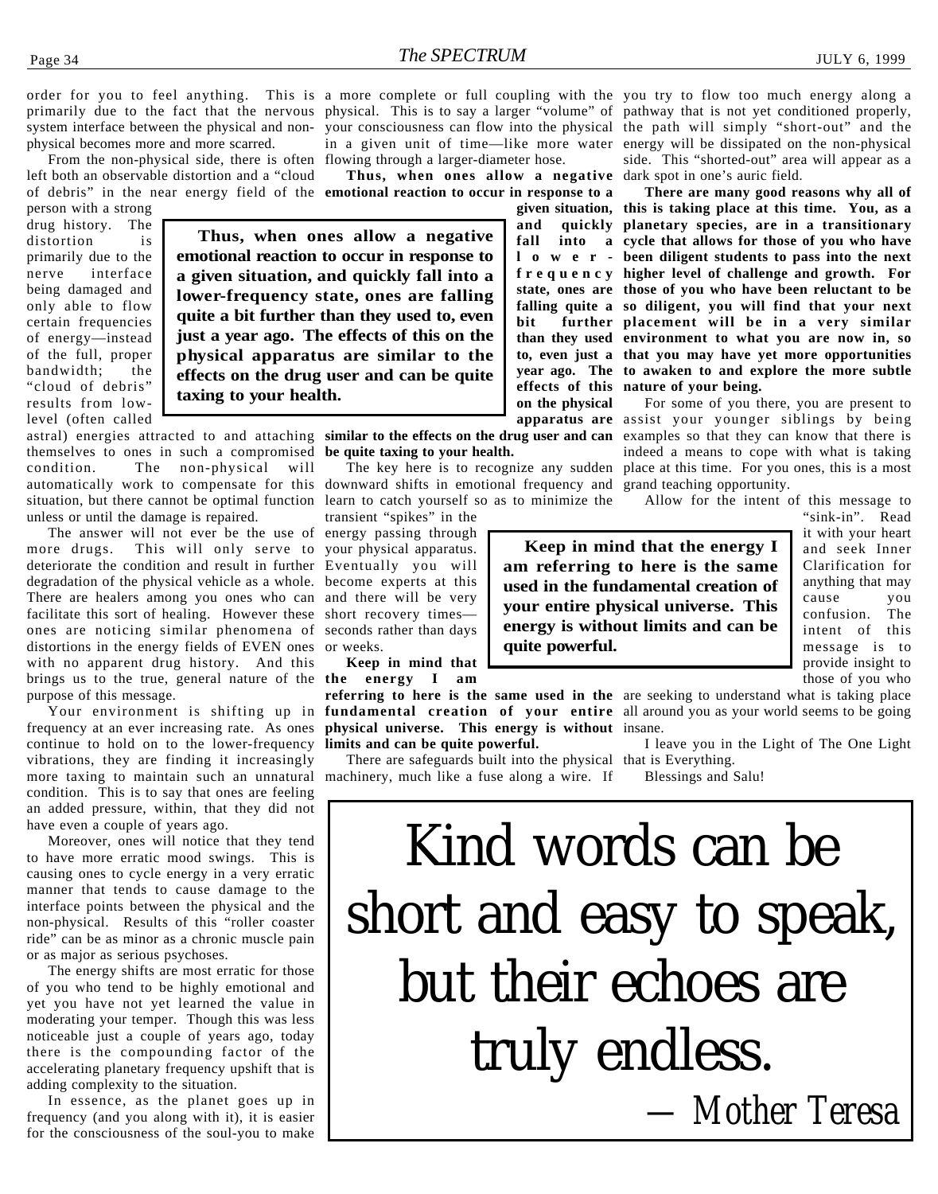order for you to feel anything. This is primarily due to the fact that the nervous system interface between the physical and non-physical becomes more and more scarred.

From the non-physical side, there is often left both an observable distortion and a "cloud of debris" in the near energy field of the person with a strong drug history. The distortion is primarily due to the nerve interface being damaged and only able to flow certain frequencies of energy—instead of the full, proper bandwidth; the "cloud of debris" results from low-level (often called astral) energies attracted to and attaching themselves to ones in such a compromised condition. The non-physical will automatically work to compensate for this situation, but there cannot be optimal function unless or until the damage is repaired.

The answer will not ever be the use of more drugs. This will only serve to deteriorate the condition and result in further degradation of the physical vehicle as a whole. There are healers among you ones who can facilitate this sort of healing. However these ones are noticing similar phenomena of distortions in the energy fields of EVEN ones with no apparent drug history. And this brings us to the true, general nature of the purpose of this message.

Your environment is shifting up in frequency at an ever increasing rate. As ones continue to hold on to the lower-frequency vibrations, they are finding it increasingly more taxing to maintain such an unnatural condition. This is to say that ones are feeling an added pressure, within, that they did not have even a couple of years ago.

Moreover, ones will notice that they tend to have more erratic mood swings. This is causing ones to cycle energy in a very erratic manner that tends to cause damage to the interface points between the physical and the non-physical. Results of this "roller coaster ride" can be as minor as a chronic muscle pain or as major as serious psychoses.

The energy shifts are most erratic for those of you who tend to be highly emotional and yet you have not yet learned the value in moderating your temper. Though this was less noticeable just a couple of years ago, today there is the compounding factor of the accelerating planetary frequency upshift that is adding complexity to the situation.

In essence, as the planet goes up in frequency (and you along with it), it is easier for the consciousness of the soul-you to make a more complete or full coupling with the physical. This is to say a larger "volume" of your consciousness can flow into the physical in a given unit of time—like more water flowing through a larger-diameter hose.

**Thus, when ones allow a negative emotional reaction to occur in response to a given situation, and quickly fall into a lower-frequency state, ones are falling quite a bit further than they used to, even just a year ago. The effects of this on the physical apparatus are similar to the effects on the drug user and can be quite taxing to your health.**

> **Thus, when ones allow a negative emotional reaction to occur in response to a given situation, and quickly fall into a lower-frequency state, ones are falling quite a bit further than they used to, even just a year ago. The effects of this on the physical apparatus are similar to the effects on the drug user and can be quite taxing to your health.**

The key here is to recognize any sudden downward shifts in emotional frequency and learn to catch yourself so as to minimize the transient "spikes" in the energy passing through your physical apparatus. Eventually you will become experts at this and there will be very short recovery times—seconds rather than days or weeks.

**Keep in mind that the energy I am referring to here is the same used in the fundamental creation of your entire physical universe. This energy is without limits and can be quite powerful.**

> **Keep in mind that the energy I am referring to here is the same used in the fundamental creation of your entire physical universe. This energy is without limits and can be quite powerful.**

There are safeguards built into the physical machinery, much like a fuse along a wire. If you try to flow too much energy along a pathway that is not yet conditioned properly, the path will simply "short-out" and the energy will be dissipated on the non-physical side. This "shorted-out" area will appear as a dark spot in one's auric field.

**There are many good reasons why all of this is taking place at this time. You, as a planetary species, are in a transitionary cycle that allows for those of you who have been diligent students to pass into the next higher level of challenge and growth. For those of you who have been reluctant to be so diligent, you will find that your next placement will be in a very similar environment to what you are now in, so that you may have yet more opportunities to awaken to and explore the more subtle nature of your being.**

For some of you there, you are present to assist your younger siblings by being examples so that they can know that there is indeed a means to cope with what is taking place at this time. For you ones, this is a most grand teaching opportunity.

Allow for the intent of this message to "sink-in". Read it with your heart and seek Inner Clarification for anything that may cause you confusion. The intent of this message is to provide insight to those of you who are seeking to understand what is taking place all around you as your world seems to be going insane.

I leave you in the Light of The One Light that is Everything.

Blessings and Salu!

> Kind words can be short and easy to speak, but their echoes are truly endless.
>
> — Mother Teresa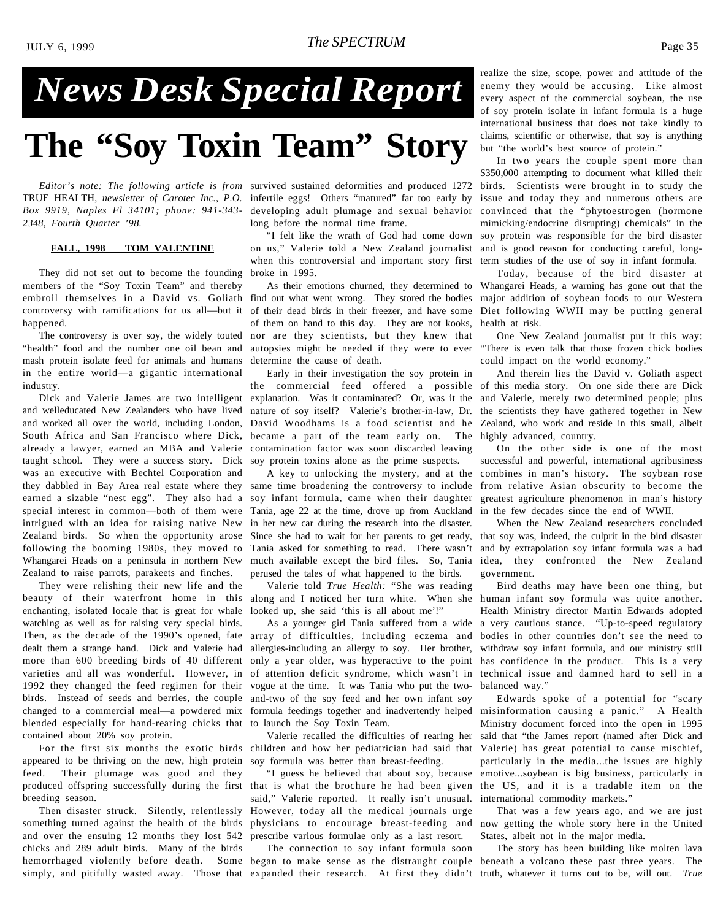# News Desk Special Report

# The "Soy Toxin Team" Story

*Editor's note: The following article is from* TRUE HEALTH, *newsletter of Carotec Inc., P.O. Box 9919, Naples Fl 34101; phone: 941-343-2348, Fourth Quarter '98.*

**FALL, 1998 TOM VALENTINE**

They did not set out to become the founding members of the "Soy Toxin Team" and thereby embroil themselves in a David vs. Goliath controversy with ramifications for us all—but it happened.

The controversy is over soy, the widely touted "health" food and the number one oil bean and mash protein isolate feed for animals and humans in the entire world—a gigantic international industry.

Dick and Valerie James are two intelligent and welleducated New Zealanders who have lived and worked all over the world, including London, South Africa and San Francisco where Dick, already a lawyer, earned an MBA and Valerie taught school. They were a success story. Dick was an executive with Bechtel Corporation and they dabbled in Bay Area real estate where they earned a sizable "nest egg". They also had a special interest in common—both of them were intrigued with an idea for raising native New Zealand birds. So when the opportunity arose following the booming 1980s, they moved to Whangarei Heads on a peninsula in northern New Zealand to raise parrots, parakeets and finches.

They were relishing their new life and the beauty of their waterfront home in this enchanting, isolated locale that is great for whale watching as well as for raising very special birds. Then, as the decade of the 1990's opened, fate dealt them a strange hand. Dick and Valerie had more than 600 breeding birds of 40 different varieties and all was wonderful. However, in 1992 they changed the feed regimen for their birds. Instead of seeds and berries, the couple changed to a commercial meal—a powdered mix blended especially for hand-rearing chicks that contained about 20% soy protein.

For the first six months the exotic birds appeared to be thriving on the new, high protein feed. Their plumage was good and they produced offspring successfully during the first breeding season.

Then disaster struck. Silently, relentlessly something turned against the health of the birds and over the ensuing 12 months they lost 542 chicks and 289 adult birds. Many of the birds hemorrhaged violently before death. Some simply, and pitifully wasted away. Those that survived sustained deformities and produced 1272 infertile eggs! Others "matured" far too early by developing adult plumage and sexual behavior long before the normal time frame.

"I felt like the wrath of God had come down on us," Valerie told a New Zealand journalist when this controversial and important story first broke in 1995.

As their emotions churned, they determined to find out what went wrong. They stored the bodies of their dead birds in their freezer, and have some of them on hand to this day. They are not kooks, nor are they scientists, but they knew that autopsies might be needed if they were to ever determine the cause of death.

Early in their investigation the soy protein in the commercial feed offered a possible explanation. Was it contaminated? Or, was it the nature of soy itself? Valerie's brother-in-law, Dr. David Woodhams is a food scientist and he became a part of the team early on. The contamination factor was soon discarded leaving soy protein toxins alone as the prime suspects.

A key to unlocking the mystery, and at the same time broadening the controversy to include soy infant formula, came when their daughter Tania, age 22 at the time, drove up from Auckland in her new car during the research into the disaster. Since she had to wait for her parents to get ready, Tania asked for something to read. There wasn't much available except the bird files. So, Tania perused the tales of what happened to the birds.

Valerie told *True Health:* "She was reading along and I noticed her turn white. When she looked up, she said 'this is all about me'!"

As a younger girl Tania suffered from a wide array of difficulties, including eczema and allergies-including an allergy to soy. Her brother, only a year older, was hyperactive to the point of attention deficit syndrome, which wasn't in vogue at the time. It was Tania who put the two-and-two of the soy feed and her own infant soy formula feedings together and inadvertently helped to launch the Soy Toxin Team.

Valerie recalled the difficulties of rearing her children and how her pediatrician had said that soy formula was better than breast-feeding.

"I guess he believed that about soy, because that is what the brochure he had been given said," Valerie reported. It really isn't unusual. However, today all the medical journals urge physicians to encourage breast-feeding and prescribe various formulae only as a last resort.

The connection to soy infant formula soon began to make sense as the distraught couple expanded their research. At first they didn't realize the size, scope, power and attitude of the enemy they would be accusing. Like almost every aspect of the commercial soybean, the use of soy protein isolate in infant formula is a huge international business that does not take kindly to claims, scientific or otherwise, that soy is anything but "the world's best source of protein."

In two years the couple spent more than $350,000 attempting to document what killed their birds. Scientists were brought in to study the issue and today they and numerous others are convinced that the "phytoestrogen (hormone mimicking/endocrine disrupting) chemicals" in the soy protein was responsible for the bird disaster and is good reason for conducting careful, long-term studies of the use of soy in infant formula.

Today, because of the bird disaster at Whangarei Heads, a warning has gone out that the major addition of soybean foods to our Western Diet following WWII may be putting general health at risk.

One New Zealand journalist put it this way: "There is even talk that those frozen chick bodies could impact on the world economy."

And therein lies the David v. Goliath aspect of this media story. On one side there are Dick and Valerie, merely two determined people; plus the scientists they have gathered together in New Zealand, who work and reside in this small, albeit highly advanced, country.

On the other side is one of the most successful and powerful, international agribusiness combines in man's history. The soybean rose from relative Asian obscurity to become the greatest agriculture phenomenon in man's history in the few decades since the end of WWII.

When the New Zealand researchers concluded that soy was, indeed, the culprit in the bird disaster and by extrapolation soy infant formula was a bad idea, they confronted the New Zealand government.

Bird deaths may have been one thing, but human infant soy formula was quite another. Health Ministry director Martin Edwards adopted a very cautious stance. "Up-to-speed regulatory bodies in other countries don't see the need to withdraw soy infant formula, and our ministry still has confidence in the product. This is a very technical issue and damned hard to sell in a balanced way."

Edwards spoke of a potential for "scary misinformation causing a panic." A Health Ministry document forced into the open in 1995 said that "the James report (named after Dick and Valerie) has great potential to cause mischief, particularly in the media...the issues are highly emotive...soybean is big business, particularly in the US, and it is a tradable item on the international commodity markets."

That was a few years ago, and we are just now getting the whole story here in the United States, albeit not in the major media.

The story has been building like molten lava beneath a volcano these past three years. The truth, whatever it turns out to be, will out. *True*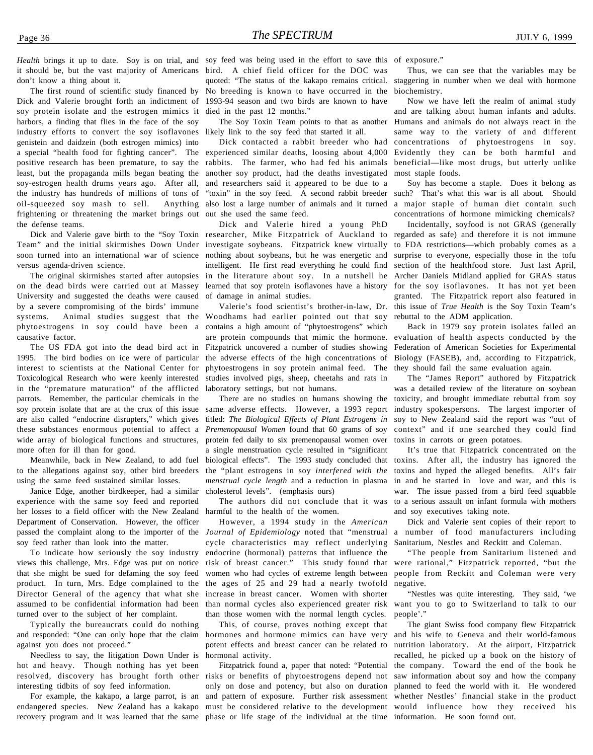*Health* brings it up to date. Soy is on trial, and it should be, but the vast majority of Americans don't know a thing about it.

The first round of scientific study financed by Dick and Valerie brought forth an indictment of soy protein isolate and the estrogen mimics it harbors, a finding that flies in the face of the soy industry efforts to convert the soy isoflavones genistein and daidzein (both estrogen mimics) into a special "health food for fighting cancer". The positive research has been premature, to say the least, but the propaganda mills began beating the soy-estrogen health drums years ago. After all, the industry has hundreds of millions of tons of oil-squeezed soy mash to sell. Anything frightening or threatening the market brings out the defense teams.

Dick and Valerie gave birth to the "Soy Toxin Team" and the initial skirmishes Down Under soon turned into an international war of science versus agenda-driven science.

The original skirmishes started after autopsies on the dead birds were carried out at Massey University and suggested the deaths were caused by a severe compromising of the birds' immune systems. Animal studies suggest that the phytoestrogens in soy could have been a causative factor.

The US FDA got into the dead bird act in 1995. The bird bodies on ice were of particular interest to scientists at the National Center for Toxicological Research who were keenly interested in the "premature maturation" of the afflicted parrots. Remember, the particular chemicals in the soy protein isolate that are at the crux of this issue are also called "endocrine disrupters," which gives these substances enormous potential to affect a wide array of biological functions and structures, more often for ill than for good.

Meanwhile, back in New Zealand, to add fuel to the allegations against soy, other bird breeders using the same feed sustained similar losses.

Janice Edge, another birdkeeper, had a similar experience with the same soy feed and reported her losses to a field officer with the New Zealand Department of Conservation. However, the officer passed the complaint along to the importer of the soy feed rather than look into the matter.

To indicate how seriously the soy industry views this challenge, Mrs. Edge was put on notice that she might be sued for defaming the soy feed product. In turn, Mrs. Edge complained to the Director General of the agency that what she assumed to be confidential information had been turned over to the subject of her complaint.

Typically the bureaucrats could do nothing and responded: "One can only hope that the claim against you does not proceed."

Needless to say, the litigation Down Under is hot and heavy. Though nothing has yet been resolved, discovery has brought forth other interesting tidbits of soy feed information.

For example, the kakapo, a large parrot, is an endangered species. New Zealand has a kakapo recovery program and it was learned that the same soy feed was being used in the effort to save this bird. A chief field officer for the DOC was quoted: "The status of the kakapo remains critical. No breeding is known to have occurred in the 1993-94 season and two birds are known to have died in the past 12 months."

The Soy Toxin Team points to that as another likely link to the soy feed that started it all.

Dick contacted a rabbit breeder who had experienced similar deaths, loosing about 4,000 rabbits. The farmer, who had fed his animals another soy product, had the deaths investigated and researchers said it appeared to be due to a "toxin" in the soy feed. A second rabbit breeder also lost a large number of animals and it turned out she used the same feed.

Dick and Valerie hired a young PhD researcher, Mike Fitzpatrick of Auckland to investigate soybeans. Fitzpatrick knew virtually nothing about soybeans, but he was energetic and intelligent. He first read everything he could find in the literature about soy. In a nutshell he learned that soy protein isoflavones have a history of damage in animal studies.

Valerie's food scientist's brother-in-law, Dr. Woodhams had earlier pointed out that soy contains a high amount of "phytoestrogens" which are protein compounds that mimic the hormone. Fitzpatrick uncovered a number of studies showing the adverse effects of the high concentrations of phytoestrogens in soy protein animal feed. The studies involved pigs, sheep, cheetahs and rats in laboratory settings, but not humans.

There are no studies on humans showing the same adverse effects. However, a 1993 report titled: *The Biological Effects of Plant Estrogens in Premenopausal Women* found that 60 grams of soy protein fed daily to six premenopausal women over a single menstruation cycle resulted in "significant biological effects". The 1993 study concluded that the "plant estrogens in soy *interfered with the menstrual cycle length* and a reduction in plasma cholesterol levels". (emphasis ours)

The authors did not conclude that it was harmful to the health of the women.

However, a 1994 study in the *American Journal of Epidemiology* noted that "menstrual cycle characteristics may reflect underlying endocrine (hormonal) patterns that influence the risk of breast cancer." This study found that women who had cycles of extreme length between the ages of 25 and 29 had a nearly twofold increase in breast cancer. Women with shorter than normal cycles also experienced greater risk than those women with the normal length cycles.

This, of course, proves nothing except that hormones and hormone mimics can have very potent effects and breast cancer can be related to hormonal activity.

Fitzpatrick found a, paper that noted: "Potential risks or benefits of phytoestrogens depend not only on dose and potency, but also on duration and pattern of exposure. Further risk assessment must be considered relative to the development phase or life stage of the individual at the time of exposure."

Thus, we can see that the variables may be staggering in number when we deal with hormone biochemistry.

Now we have left the realm of animal study and are talking about human infants and adults. Humans and animals do not always react in the same way to the variety of and different concentrations of phytoestrogens in soy. Evidently they can be both harmful and beneficial—like most drugs, but utterly unlike most staple foods.

Soy has become a staple. Does it belong as such? That's what this war is all about. Should a major staple of human diet contain such concentrations of hormone mimicking chemicals?

Incidentally, soyfood is not GRAS (generally regarded as safe) and therefore it is not immune to FDA restrictions—which probably comes as a surprise to everyone, especially those in the tofu section of the healthfood store. Just last April, Archer Daniels Midland applied for GRAS status for the soy isoflavones. It has not yet been granted. The Fitzpatrick report also featured in this issue of *True Health* is the Soy Toxin Team's rebuttal to the ADM application.

Back in 1979 soy protein isolates failed an evaluation of health aspects conducted by the Federation of American Societies for Experimental Biology (FASEB), and, according to Fitzpatrick, they should fail the same evaluation again.

The "James Report" authored by Fitzpatrick was a detailed review of the literature on soybean toxicity, and brought immediate rebuttal from soy industry spokespersons. The largest importer of soy to New Zealand said the report was "out of context" and if one searched they could find toxins in carrots or green potatoes.

It's true that Fitzpatrick concentrated on the toxins. After all, the industry has ignored the toxins and hyped the alleged benefits. All's fair in and he started in love and war, and this is war. The issue passed from a bird feed squabble to a serious assault on infant formula with mothers and soy executives taking note.

Dick and Valerie sent copies of their report to a number of food manufacturers including Sanitarium, Nestles and Reckitt and Coleman.

"The people from Sanitarium listened and were rational," Fitzpatrick reported, "but the people from Reckitt and Coleman were very negative.

"Nestles was quite interesting. They said, 'we want you to go to Switzerland to talk to our people'."

The giant Swiss food company flew Fitzpatrick and his wife to Geneva and their world-famous nutrition laboratory. At the airport, Fitzpatrick recalled, he picked up a book on the history of the company. Toward the end of the book he saw information about soy and how the company planned to feed the world with it. He wondered whether Nestles' financial stake in the product would influence how they received his information. He soon found out.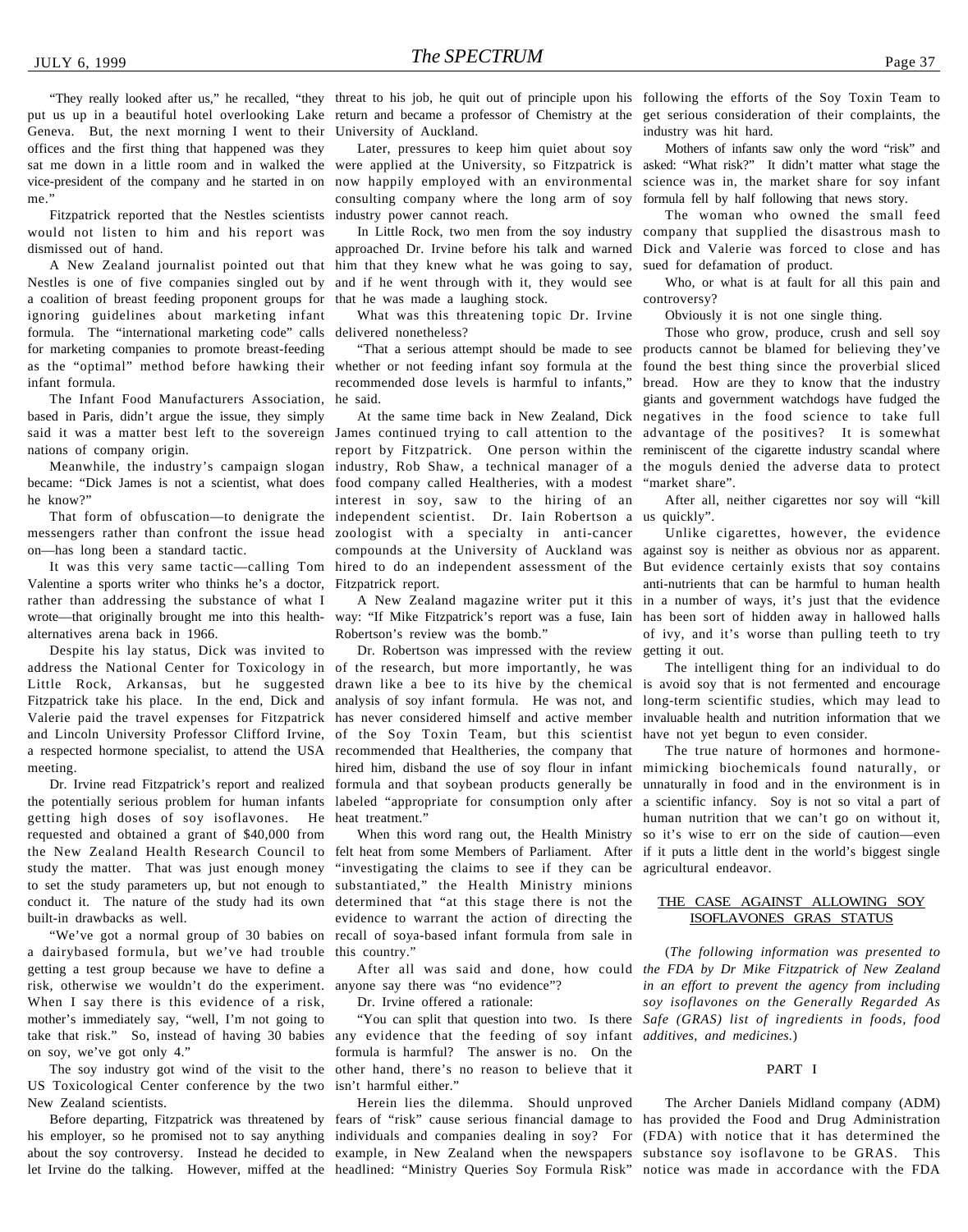"They really looked after us," he recalled, "they put us up in a beautiful hotel overlooking Lake Geneva. But, the next morning I went to their offices and the first thing that happened was they sat me down in a little room and in walked the vice-president of the company and he started in on me."

Fitzpatrick reported that the Nestles scientists would not listen to him and his report was dismissed out of hand.

A New Zealand journalist pointed out that Nestles is one of five companies singled out by a coalition of breast feeding proponent groups for ignoring guidelines about marketing infant formula. The "international marketing code" calls for marketing companies to promote breast-feeding as the "optimal" method before hawking their infant formula.

The Infant Food Manufacturers Association, based in Paris, didn't argue the issue, they simply said it was a matter best left to the sovereign nations of company origin.

Meanwhile, the industry's campaign slogan became: "Dick James is not a scientist, what does he know?"

That form of obfuscation—to denigrate the messengers rather than confront the issue head on—has long been a standard tactic.

It was this very same tactic—calling Tom Valentine a sports writer who thinks he's a doctor, rather than addressing the substance of what I wrote—that originally brought me into this health-alternatives arena back in 1966.

Despite his lay status, Dick was invited to address the National Center for Toxicology in Little Rock, Arkansas, but he suggested Fitzpatrick take his place. In the end, Dick and Valerie paid the travel expenses for Fitzpatrick and Lincoln University Professor Clifford Irvine, a respected hormone specialist, to attend the USA meeting.

Dr. Irvine read Fitzpatrick's report and realized the potentially serious problem for human infants getting high doses of soy isoflavones. He requested and obtained a grant of $40,000 from the New Zealand Health Research Council to study the matter. That was just enough money to set the study parameters up, but not enough to conduct it. The nature of the study had its own built-in drawbacks as well.

"We've got a normal group of 30 babies on a dairybased formula, but we've had trouble getting a test group because we have to define a risk, otherwise we wouldn't do the experiment. When I say there is this evidence of a risk, mother's immediately say, "well, I'm not going to take that risk." So, instead of having 30 babies on soy, we've got only 4."

The soy industry got wind of the visit to the US Toxicological Center conference by the two New Zealand scientists.

Before departing, Fitzpatrick was threatened by his employer, so he promised not to say anything about the soy controversy. Instead he decided to let Irvine do the talking. However, miffed at the threat to his job, he quit out of principle upon his return and became a professor of Chemistry at the University of Auckland.

Later, pressures to keep him quiet about soy were applied at the University, so Fitzpatrick is now happily employed with an environmental consulting company where the long arm of soy industry power cannot reach.

In Little Rock, two men from the soy industry approached Dr. Irvine before his talk and warned him that they knew what he was going to say, and if he went through with it, they would see that he was made a laughing stock.

What was this threatening topic Dr. Irvine delivered nonetheless?

"That a serious attempt should be made to see whether or not feeding infant soy formula at the recommended dose levels is harmful to infants," he said.

At the same time back in New Zealand, Dick James continued trying to call attention to the report by Fitzpatrick. One person within the industry, Rob Shaw, a technical manager of a food company called Healtheries, with a modest interest in soy, saw to the hiring of an independent scientist. Dr. Iain Robertson a zoologist with a specialty in anti-cancer compounds at the University of Auckland was hired to do an independent assessment of the Fitzpatrick report.

A New Zealand magazine writer put it this way: "If Mike Fitzpatrick's report was a fuse, Iain Robertson's review was the bomb."

Dr. Robertson was impressed with the review of the research, but more importantly, he was drawn like a bee to its hive by the chemical analysis of soy infant formula. He was not, and has never considered himself and active member of the Soy Toxin Team, but this scientist recommended that Healtheries, the company that hired him, disband the use of soy flour in infant formula and that soybean products generally be labeled "appropriate for consumption only after heat treatment."

When this word rang out, the Health Ministry felt heat from some Members of Parliament. After "investigating the claims to see if they can be substantiated," the Health Ministry minions determined that "at this stage there is not the evidence to warrant the action of directing the recall of soya-based infant formula from sale in this country."

After all was said and done, how could anyone say there was "no evidence"?

Dr. Irvine offered a rationale:

"You can split that question into two. Is there any evidence that the feeding of soy infant formula is harmful? The answer is no. On the other hand, there's no reason to believe that it isn't harmful either."

Herein lies the dilemma. Should unproved fears of "risk" cause serious financial damage to individuals and companies dealing in soy? For example, in New Zealand when the newspapers headlined: "Ministry Queries Soy Formula Risk" following the efforts of the Soy Toxin Team to get serious consideration of their complaints, the industry was hit hard.

Mothers of infants saw only the word "risk" and asked: "What risk?" It didn't matter what stage the science was in, the market share for soy infant formula fell by half following that news story.

The woman who owned the small feed company that supplied the disastrous mash to Dick and Valerie was forced to close and has sued for defamation of product.

Who, or what is at fault for all this pain and controversy?

Obviously it is not one single thing.

Those who grow, produce, crush and sell soy products cannot be blamed for believing they've found the best thing since the proverbial sliced bread. How are they to know that the industry giants and government watchdogs have fudged the negatives in the food science to take full advantage of the positives? It is somewhat reminiscent of the cigarette industry scandal where the moguls denied the adverse data to protect "market share".

After all, neither cigarettes nor soy will "kill us quickly".

Unlike cigarettes, however, the evidence against soy is neither as obvious nor as apparent. But evidence certainly exists that soy contains anti-nutrients that can be harmful to human health in a number of ways, it's just that the evidence has been sort of hidden away in hallowed halls of ivy, and it's worse than pulling teeth to try getting it out.

The intelligent thing for an individual to do is avoid soy that is not fermented and encourage long-term scientific studies, which may lead to invaluable health and nutrition information that we have not yet begun to even consider.

The true nature of hormones and hormone-mimicking biochemicals found naturally, or unnaturally in food and in the environment is in a scientific infancy. Soy is not so vital a part of human nutrition that we can't go on without it, so it's wise to err on the side of caution—even if it puts a little dent in the world's biggest single agricultural endeavor.

## THE CASE AGAINST ALLOWING SOY ISOFLAVONES GRAS STATUS

(*The following information was presented to the FDA by Dr Mike Fitzpatrick of New Zealand in an effort to prevent the agency from including soy isoflavones on the Generally Regarded As Safe (GRAS) list of ingredients in foods, food additives, and medicines.*)

### PART I

The Archer Daniels Midland company (ADM) has provided the Food and Drug Administration (FDA) with notice that it has determined the substance soy isoflavone to be GRAS. This notice was made in accordance with the FDA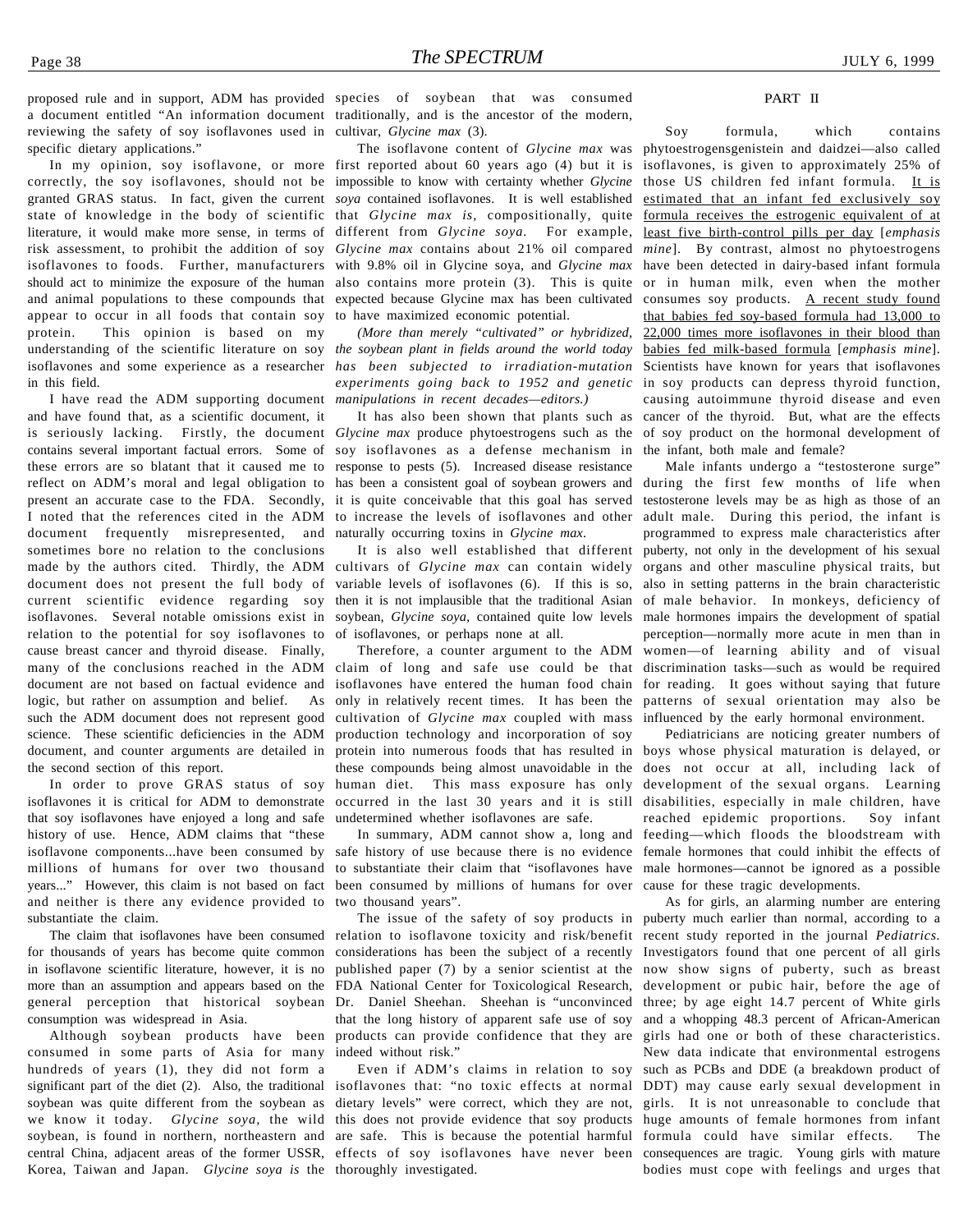proposed rule and in support, ADM has provided a document entitled "An information document reviewing the safety of soy isoflavones used in specific dietary applications."

In my opinion, soy isoflavone, or more correctly, the soy isoflavones, should not be granted GRAS status. In fact, given the current state of knowledge in the body of scientific literature, it would make more sense, in terms of risk assessment, to prohibit the addition of soy isoflavones to foods. Further, manufacturers should act to minimize the exposure of the human and animal populations to these compounds that appear to occur in all foods that contain soy protein. This opinion is based on my understanding of the scientific literature on soy isoflavones and some experience as a researcher in this field.

I have read the ADM supporting document and have found that, as a scientific document, it is seriously lacking. Firstly, the document contains several important factual errors. Some of these errors are so blatant that it caused me to reflect on ADM's moral and legal obligation to present an accurate case to the FDA. Secondly, I noted that the references cited in the ADM document frequently misrepresented, and sometimes bore no relation to the conclusions made by the authors cited. Thirdly, the ADM document does not present the full body of current scientific evidence regarding soy isoflavones. Several notable omissions exist in relation to the potential for soy isoflavones to cause breast cancer and thyroid disease. Finally, many of the conclusions reached in the ADM document are not based on factual evidence and logic, but rather on assumption and belief. As such the ADM document does not represent good science. These scientific deficiencies in the ADM document, and counter arguments are detailed in the second section of this report.

In order to prove GRAS status of soy isoflavones it is critical for ADM to demonstrate that soy isoflavones have enjoyed a long and safe history of use. Hence, ADM claims that "these isoflavone components...have been consumed by millions of humans for over two thousand years..." However, this claim is not based on fact and neither is there any evidence provided to substantiate the claim.

The claim that isoflavones have been consumed for thousands of years has become quite common in isoflavone scientific literature, however, it is no more than an assumption and appears based on the general perception that historical soybean consumption was widespread in Asia.

Although soybean products have been consumed in some parts of Asia for many hundreds of years (1), they did not form a significant part of the diet (2). Also, the traditional soybean was quite different from the soybean as we know it today. *Glycine soya*, the wild soybean, is found in northern, northeastern and central China, adjacent areas of the former USSR, Korea, Taiwan and Japan. *Glycine soya is* the species of soybean that was consumed traditionally, and is the ancestor of the modern, cultivar, *Glycine max* (3).

The isoflavone content of *Glycine max* was first reported about 60 years ago (4) but it is impossible to know with certainty whether *Glycine soya* contained isoflavones. It is well established that *Glycine max is*, compositionally, quite different from *Glycine soya.* For example, *Glycine max* contains about 21% oil compared with 9.8% oil in Glycine soya, and *Glycine max* also contains more protein (3). This is quite expected because Glycine max has been cultivated to have maximized economic potential.

*(More than merely "cultivated" or hybridized, the soybean plant in fields around the world today has been subjected to irradiation-mutation experiments going back to 1952 and genetic manipulations in recent decades—editors.)*

It has also been shown that plants such as *Glycine max* produce phytoestrogens such as the soy isoflavones as a defense mechanism in response to pests (5). Increased disease resistance has been a consistent goal of soybean growers and it is quite conceivable that this goal has served to increase the levels of isoflavones and other naturally occurring toxins in *Glycine max.*

It is also well established that different cultivars of *Glycine max* can contain widely variable levels of isoflavones (6). If this is so, then it is not implausible that the traditional Asian soybean, *Glycine soya*, contained quite low levels of isoflavones, or perhaps none at all.

Therefore, a counter argument to the ADM claim of long and safe use could be that isoflavones have entered the human food chain only in relatively recent times. It has been the cultivation of *Glycine max* coupled with mass production technology and incorporation of soy protein into numerous foods that has resulted in these compounds being almost unavoidable in the human diet. This mass exposure has only occurred in the last 30 years and it is still undetermined whether isoflavones are safe.

In summary, ADM cannot show a, long and safe history of use because there is no evidence to substantiate their claim that "isoflavones have been consumed by millions of humans for over two thousand years".

The issue of the safety of soy products in relation to isoflavone toxicity and risk/benefit considerations has been the subject of a recently published paper (7) by a senior scientist at the FDA National Center for Toxicological Research, Dr. Daniel Sheehan. Sheehan is "unconvinced that the long history of apparent safe use of soy products can provide confidence that they are indeed without risk."

Even if ADM's claims in relation to soy isoflavones that: "no toxic effects at normal dietary levels" were correct, which they are not, this does not provide evidence that soy products are safe. This is because the potential harmful effects of soy isoflavones have never been thoroughly investigated.

PART II

Soy formula, which contains phytoestrogensgenistein and daidzei—also called isoflavones, is given to approximately 25% of those US children fed infant formula. <u>It is estimated that an infant fed exclusively soy formula receives the estrogenic equivalent of at least five birth-control pills per day</u> [*emphasis mine*]. By contrast, almost no phytoestrogens have been detected in dairy-based infant formula or in human milk, even when the mother consumes soy products. <u>A recent study found that babies fed soy-based formula had 13,000 to 22,000 times more isoflavones in their blood than babies fed milk-based formula</u> [*emphasis mine*]. Scientists have known for years that isoflavones in soy products can depress thyroid function, causing autoimmune thyroid disease and even cancer of the thyroid. But, what are the effects of soy product on the hormonal development of the infant, both male and female?

Male infants undergo a "testosterone surge" during the first few months of life when testosterone levels may be as high as those of an adult male. During this period, the infant is programmed to express male characteristics after puberty, not only in the development of his sexual organs and other masculine physical traits, but also in setting patterns in the brain characteristic of male behavior. In monkeys, deficiency of male hormones impairs the development of spatial perception—normally more acute in men than in women—of learning ability and of visual discrimination tasks—such as would be required for reading. It goes without saying that future patterns of sexual orientation may also be influenced by the early hormonal environment.

Pediatricians are noticing greater numbers of boys whose physical maturation is delayed, or does not occur at all, including lack of development of the sexual organs. Learning disabilities, especially in male children, have reached epidemic proportions. Soy infant feeding—which floods the bloodstream with female hormones that could inhibit the effects of male hormones—cannot be ignored as a possible cause for these tragic developments.

As for girls, an alarming number are entering puberty much earlier than normal, according to a recent study reported in the journal *Pediatrics.* Investigators found that one percent of all girls now show signs of puberty, such as breast development or pubic hair, before the age of three; by age eight 14.7 percent of White girls and a whopping 48.3 percent of African-American girls had one or both of these characteristics. New data indicate that environmental estrogens such as PCBs and DDE (a breakdown product of DDT) may cause early sexual development in girls. It is not unreasonable to conclude that huge amounts of female hormones from infant formula could have similar effects. The consequences are tragic. Young girls with mature bodies must cope with feelings and urges that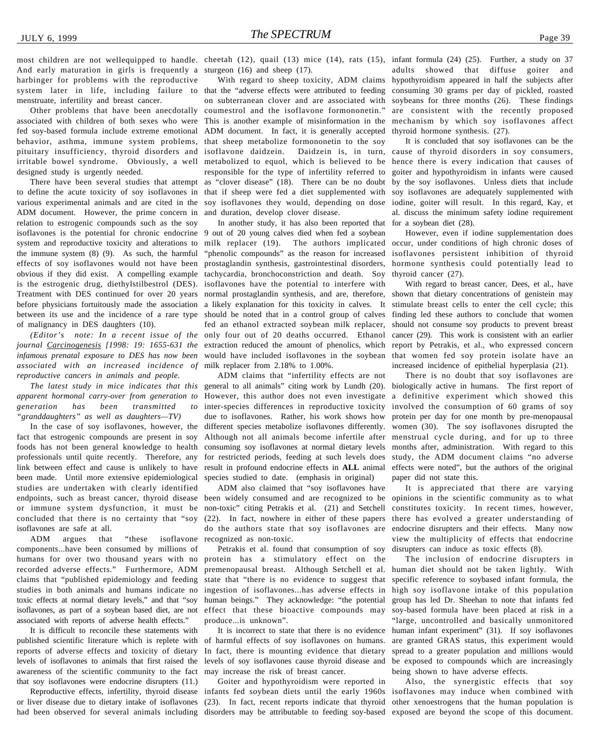most children are not wellequipped to handle. And early maturation in girls is frequently a harbinger for problems with the reproductive system later in life, including failure to menstruate, infertility and breast cancer.

Other problems that have been anecdotally associated with children of both sexes who were fed soy-based formula include extreme emotional behavior, asthma, immune system problems, pituitary insufficiency, thyroid disorders and irritable bowel syndrome. Obviously, a well designed study is urgently needed.

There have been several studies that attempt to define the acute toxicity of soy isoflavones in various experimental animals and are cited in the ADM document. However, the prime concern in relation to estrogenic compounds such as the soy isoflavones is the potential for chronic endocrine system and reproductive toxicity and alterations to the immune system (8) (9). As such, the harmful effects of soy isoflavones would not have been obvious if they did exist. A compelling example is the estrogenic drug, diethylstilbestrol (DES). Treatment with DES continued for over 20 years before physicians fortuitously made the association between its use and the incidence of a rare type of malignancy in DES daughters (10).

*(Editor's note: In a recent issue of the journal* Carcinogenesis *[1998: 19: 1655-631 the infamous prenatal exposure to DES has now been associated with an increased incidence of reproductive cancers in animals and people.*

*The latest study in mice indicates that this apparent hormonal carry-over from generation to generation has been transmitted to "granddaughters" as well as daughters—TV)*

In the case of soy isoflavones, however, the fact that estrogenic compounds are present in soy foods has not been general knowledge to health professionals until quite recently. Therefore, any link between effect and cause is unlikely to have been made. Until more extensive epidemiological studies are undertaken with clearly identified endpoints, such as breast cancer, thyroid disease or immune system dysfunction, it must be concluded that there is no certainty that "soy isoflavones are safe at all.

ADM argues that "these isoflavone components...have been consumed by millions of humans for over two thousand years with no recorded adverse effects." Furthermore, ADM claims that "published epidemiology and feeding studies in both animals and humans indicate no toxic effects at normal dietary levels," and that "soy isoflavones, as part of a soybean based diet, are not associated with reports of adverse health effects."

It is difficult to reconcile these statements with published scientific literature which is replete with reports of adverse effects and toxicity of dietary levels of isoflavones to animals that first raised the awareness of the scientific community to the fact that soy isoflavones were endocrine disrupters (11.)

Reproductive effects, infertility, thyroid disease or liver disease due to dietary intake of isoflavones had been observed for several animals including cheetah (12), quail (13) mice (14), rats (15), sturgeon (16) and sheep (17).

With regard to sheep toxicity, ADM claims that the "adverse effects were attributed to feeding on subterranean clover and are associated with coumestrol and the isoflavone formononetin." This is another example of misinformation in the ADM document. In fact, it is generally accepted that sheep metabolize formononetin to the soy isoflavone daidzein. Daidzein is, in turn, metabolized to equol, which is believed to be responsible for the type of infertility referred to as "clover disease" (18). There can be no doubt that if sheep were fed a diet supplemented with soy isoflavones they would, depending on dose and duration, develop clover disease.

In another study, it has also been reported that 9 out of 20 young calves died when fed a soybean milk replacer (19). The authors implicated "phenolic compounds" as the reason for increased prostaglandin synthesis, gastrointestinal disorders, tachycardia, bronchoconstriction and death. Soy isoflavones have the potential to interfere with normal prostaglandin synthesis, and are, therefore, a likely explanation for this toxicity in calves. It should be noted that in a control group of calves fed an ethanol extracted soybean milk replacer, only four out of 20 deaths occurred. Ethanol extraction reduced the amount of phenolics, which would have included isoflavones in the soybean milk replacer from 2.18% to 1.00%.

ADM claims that "infertility effects are not general to all animals" citing work by Lundh (20). However, this author does not even investigate inter-species differences in reproductive toxicity due to isoflavones. Rather, his work shows how different species metabolize isoflavones differently. Although not all animals become infertile after consuming soy isoflavones at normal dietary levels for restricted periods, feeding at such levels does result in profound endocrine effects in **ALL** animal species studied to date. (emphasis in original)

ADM also claimed that "soy isoflavones have been widely consumed and are recognized to be non-toxic" citing Petrakis et al. (21) and Setchell (22). In fact, nowhere in either of these papers do the authors state that soy isoflavones are recognized as non-toxic.

Petrakis et al. found that consumption of soy protein has a stimulatory effect on the premenopausal breast. Although Setchell et al. state that "there is no evidence to suggest that ingestion of isoflavones...has adverse effects in human beings." They acknowledge: "the potential effect that these bioactive compounds may produce...is unknown".

It is incorrect to state that there is no evidence of harmful effects of soy isoflavones on humans. In fact, there is mounting evidence that dietary levels of soy isoflavones cause thyroid disease and may increase the risk of breast cancer.

Goiter and hypothyroidism were reported in infants fed soybean diets until the early 1960s (23). In fact, recent reports indicate that thyroid disorders may be attributable to feeding soy-based infant formula (24) (25). Further, a study on 37 adults showed that diffuse goiter and hypothyroidism appeared in half the subjects after consuming 30 grams per day of pickled, roasted soybeans for three months (26). These findings are consistent with the recently proposed mechanism by which soy isoflavones affect thyroid hormone synthesis. (27).

It is concluded that soy isoflavones can be the cause of thyroid disorders in soy consumers, hence there is every indication that causes of goiter and hypothyroidism in infants were caused by the soy isoflavones. Unless diets that include soy isoflavones are adequately supplemented with iodine, goiter will result. In this regard, Kay, et al. discuss the minimum safety iodine requirement for a soybean diet (28).

However, even if iodine supplementation does occur, under conditions of high chronic doses of isoflavones persistent inhibition of thyroid hormone synthesis could potentially lead to thyroid cancer (27).

With regard to breast cancer, Dees, et al., have shown that dietary concentrations of genistein may stimulate breast cells to enter the cell cycle; this finding led these authors to conclude that women should not consume soy products to prevent breast cancer (29). This work is consistent with an earlier report by Petrakis, et al., who expressed concern that women fed soy protein isolate have an increased incidence of epithelial hyperplasia (21).

There is no doubt that soy isoflavones are biologically active in humans. The first report of a definitive experiment which showed this involved the consumption of 60 grams of soy protein per day for one month by pre-menopausal women (30). The soy isoflavones disrupted the menstrual cycle during, and for up to three months after, administration. With regard to this study, the ADM document claims "no adverse effects were noted", but the authors of the original paper did not state this.

It is appreciated that there are varying opinions in the scientific community as to what constitutes toxicity. In recent times, however, there has evolved a greater understanding of endocrine disrupters and their effects. Many now view the multiplicity of effects that endocrine disrupters can induce as toxic effects (8).

The inclusion of endocrine disrupters in human diet should not be taken lightly. With specific reference to soybased infant formula, the high soy isoflavone intake of this population group has led Dr. Sheehan to note that infants fed soy-based formula have been placed at risk in a "large, uncontrolled and basically unmonitored human infant experiment" (31). If soy isoflavones are granted GRAS status, this experiment would spread to a greater population and millions would be exposed to compounds which are increasingly being shown to have adverse effects.

Also, the synergistic effects that soy isoflavones may induce when combined with other xenoestrogens that the human population is exposed are beyond the scope of this document.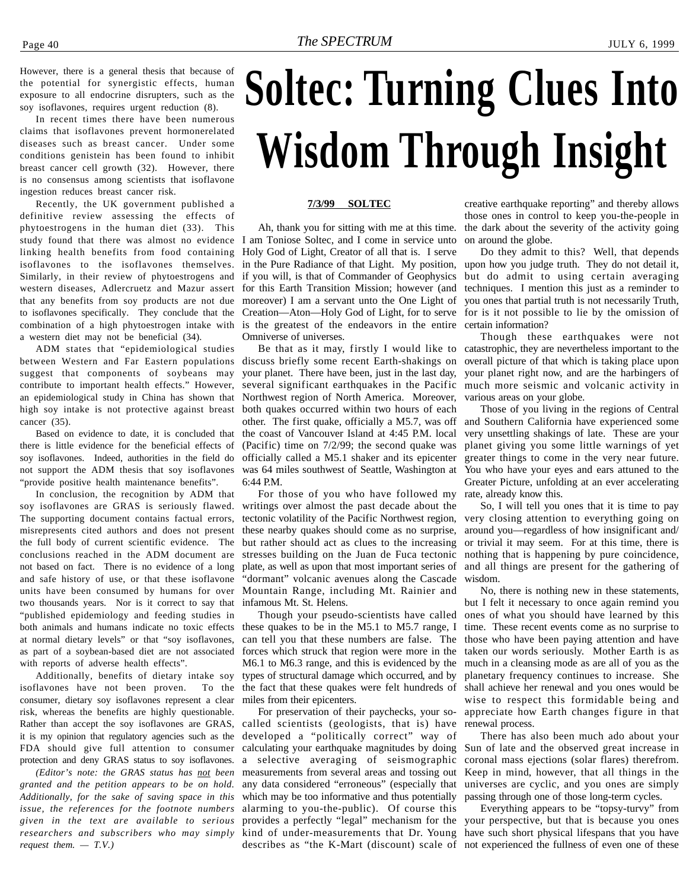However, there is a general thesis that because of the potential for synergistic effects, human exposure to all endocrine disrupters, such as the soy isoflavones, requires urgent reduction (8).

In recent times there have been numerous claims that isoflavones prevent hormonerelated diseases such as breast cancer. Under some conditions genistein has been found to inhibit breast cancer cell growth (32). However, there is no consensus among scientists that isoflavone ingestion reduces breast cancer risk.

Recently, the UK government published a definitive review assessing the effects of phytoestrogens in the human diet (33). This study found that there was almost no evidence linking health benefits from food containing isoflavones to the isoflavones themselves. Similarly, in their review of phytoestrogens and western diseases, Adlercruetz and Mazur assert that any benefits from soy products are not due to isoflavones specifically. They conclude that the combination of a high phytoestrogen intake with a western diet may not be beneficial (34).

ADM states that "epidemiological studies between Western and Far Eastern populations suggest that components of soybeans may contribute to important health effects." However, an epidemiological study in China has shown that high soy intake is not protective against breast cancer (35).

Based on evidence to date, it is concluded that there is little evidence for the beneficial effects of soy isoflavones. Indeed, authorities in the field do not support the ADM thesis that soy isoflavones "provide positive health maintenance benefits".

In conclusion, the recognition by ADM that soy isoflavones are GRAS is seriously flawed. The supporting document contains factual errors, misrepresents cited authors and does not present the full body of current scientific evidence. The conclusions reached in the ADM document are not based on fact. There is no evidence of a long and safe history of use, or that these isoflavone units have been consumed by humans for over two thousands years. Nor is it correct to say that "published epidemiology and feeding studies in both animals and humans indicate no toxic effects at normal dietary levels" or that "soy isoflavones, as part of a soybean-based diet are not associated with reports of adverse health effects".

Additionally, benefits of dietary intake soy isoflavones have not been proven. To the consumer, dietary soy isoflavones represent a clear risk, whereas the benefits are highly questionable. Rather than accept the soy isoflavones are GRAS, it is my opinion that regulatory agencies such as the FDA should give full attention to consumer protection and deny GRAS status to soy isoflavones.

*(Editor's note: the GRAS status has not been granted and the petition appears to be on hold. Additionally, for the sake of saving space in this issue, the references for the footnote numbers given in the text are available to serious researchers and subscribers who may simply request them. — T.V.)*

# Soltec: Turning Clues Into Wisdom Through Insight

**7/3/99 SOLTEC**

Ah, thank you for sitting with me at this time. I am Toniose Soltec, and I come in service unto Holy God of Light, Creator of all that is. I serve in the Pure Radiance of that Light. My position, if you will, is that of Commander of Geophysics for this Earth Transition Mission; however (and moreover) I am a servant unto the One Light of Creation—Aton—Holy God of Light, for to serve is the greatest of the endeavors in the entire Omniverse of universes.

Be that as it may, firstly I would like to discuss briefly some recent Earth-shakings on your planet. There have been, just in the last day, several significant earthquakes in the Pacific Northwest region of North America. Moreover, both quakes occurred within two hours of each other. The first quake, officially a M5.7, was off the coast of Vancouver Island at 4:45 P.M. local (Pacific) time on 7/2/99; the second quake was officially called a M5.1 shaker and its epicenter was 64 miles southwest of Seattle, Washington at 6:44 P.M.

For those of you who have followed my writings over almost the past decade about the tectonic volatility of the Pacific Northwest region, these nearby quakes should come as no surprise, but rather should act as clues to the increasing stresses building on the Juan de Fuca tectonic plate, as well as upon that most important series of "dormant" volcanic avenues along the Cascade Mountain Range, including Mt. Rainier and infamous Mt. St. Helens.

Though your pseudo-scientists have called these quakes to be in the M5.1 to M5.7 range, I can tell you that these numbers are false. The forces which struck that region were more in the M6.1 to M6.3 range, and this is evidenced by the types of structural damage which occurred, and by the fact that these quakes were felt hundreds of miles from their epicenters.

For preservation of their paychecks, your so-called scientists (geologists, that is) have developed a "politically correct" way of calculating your earthquake magnitudes by doing a selective averaging of seismographic measurements from several areas and tossing out any data considered "erroneous" (especially that which may be too informative and thus potentially alarming to you-the-public). Of course this provides a perfectly "legal" mechanism for the kind of under-measurements that Dr. Young describes as "the K-Mart (discount) scale of creative earthquake reporting" and thereby allows those ones in control to keep you-the-people in the dark about the severity of the activity going on around the globe.

Do they admit to this? Well, that depends upon how you judge truth. They do not detail it, but do admit to using certain averaging techniques. I mention this just as a reminder to you ones that partial truth is not necessarily Truth, for is it not possible to lie by the omission of certain information?

Though these earthquakes were not catastrophic, they are nevertheless important to the overall picture of that which is taking place upon your planet right now, and are the harbingers of much more seismic and volcanic activity in various areas on your globe.

Those of you living in the regions of Central and Southern California have experienced some very unsettling shakings of late. These are your planet giving you some little warnings of yet greater things to come in the very near future. You who have your eyes and ears attuned to the Greater Picture, unfolding at an ever accelerating rate, already know this.

So, I will tell you ones that it is time to pay very close attention to everything going on around you—regardless of how insignificant and/or trivial it may seem. For at this time, there is nothing that is happening by pure coincidence, and all things are present for the gathering of wisdom.

No, there is nothing new in these statements, but I felt it necessary to once again remind you ones of what you should have learned by this time. These recent events come as no surprise to those who have been paying attention and have taken our words seriously. Mother Earth is as much in a cleansing mode as are all of you as the planetary frequency continues to increase. She shall achieve her renewal and you ones would be wise to respect this formidable being and appreciate how Earth changes figure in that renewal process.

There has also been much ado about your Sun of late and the observed great increase in coronal mass ejections (solar flares) therefrom. Keep in mind, however, that all things in the universes are cyclic, and you ones are simply passing through one of those long-term cycles.

Everything appears to be "topsy-turvy" from your perspective, but that is because you ones have such short physical lifespans that you have not experienced the fullness of even one of these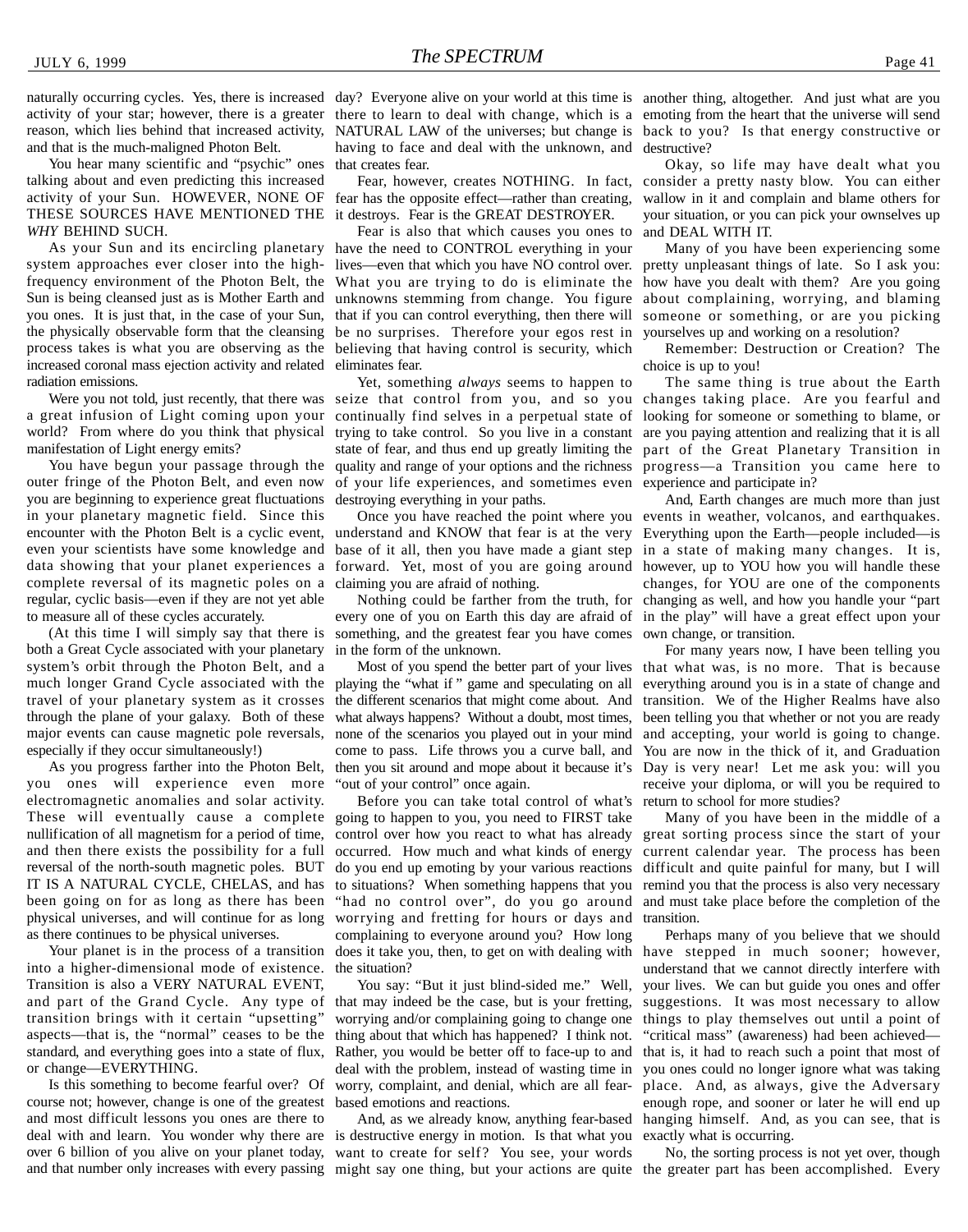naturally occurring cycles. Yes, there is increased activity of your star; however, there is a greater reason, which lies behind that increased activity, and that is the much-maligned Photon Belt.

You hear many scientific and "psychic" ones talking about and even predicting this increased activity of your Sun. HOWEVER, NONE OF THESE SOURCES HAVE MENTIONED THE *WHY* BEHIND SUCH.

As your Sun and its encircling planetary system approaches ever closer into the high-frequency environment of the Photon Belt, the Sun is being cleansed just as is Mother Earth and you ones. It is just that, in the case of your Sun, the physically observable form that the cleansing process takes is what you are observing as the increased coronal mass ejection activity and related radiation emissions.

Were you not told, just recently, that there was a great infusion of Light coming upon your world? From where do you think that physical manifestation of Light energy emits?

You have begun your passage through the outer fringe of the Photon Belt, and even now you are beginning to experience great fluctuations in your planetary magnetic field. Since this encounter with the Photon Belt is a cyclic event, even your scientists have some knowledge and data showing that your planet experiences a complete reversal of its magnetic poles on a regular, cyclic basis—even if they are not yet able to measure all of these cycles accurately.

(At this time I will simply say that there is both a Great Cycle associated with your planetary system's orbit through the Photon Belt, and a much longer Grand Cycle associated with the travel of your planetary system as it crosses through the plane of your galaxy. Both of these major events can cause magnetic pole reversals, especially if they occur simultaneously!)

As you progress farther into the Photon Belt, you ones will experience even more electromagnetic anomalies and solar activity. These will eventually cause a complete nullification of all magnetism for a period of time, and then there exists the possibility for a full reversal of the north-south magnetic poles. BUT IT IS A NATURAL CYCLE, CHELAS, and has been going on for as long as there has been physical universes, and will continue for as long as there continues to be physical universes.

Your planet is in the process of a transition into a higher-dimensional mode of existence. Transition is also a VERY NATURAL EVENT, and part of the Grand Cycle. Any type of transition brings with it certain "upsetting" aspects—that is, the "normal" ceases to be the standard, and everything goes into a state of flux, or change—EVERYTHING.

Is this something to become fearful over? Of course not; however, change is one of the greatest and most difficult lessons you ones are there to deal with and learn. You wonder why there are over 6 billion of you alive on your planet today, and that number only increases with every passing day? Everyone alive on your world at this time is there to learn to deal with change, which is a NATURAL LAW of the universes; but change is having to face and deal with the unknown, and that creates fear.

Fear, however, creates NOTHING. In fact, fear has the opposite effect—rather than creating, it destroys. Fear is the GREAT DESTROYER.

Fear is also that which causes you ones to have the need to CONTROL everything in your lives—even that which you have NO control over. What you are trying to do is eliminate the unknowns stemming from change. You figure that if you can control everything, then there will be no surprises. Therefore your egos rest in believing that having control is security, which eliminates fear.

Yet, something *always* seems to happen to seize that control from you, and so you continually find selves in a perpetual state of trying to take control. So you live in a constant state of fear, and thus end up greatly limiting the quality and range of your options and the richness of your life experiences, and sometimes even destroying everything in your paths.

Once you have reached the point where you understand and KNOW that fear is at the very base of it all, then you have made a giant step forward. Yet, most of you are going around claiming you are afraid of nothing.

Nothing could be farther from the truth, for every one of you on Earth this day are afraid of something, and the greatest fear you have comes in the form of the unknown.

Most of you spend the better part of your lives playing the "what if " game and speculating on all the different scenarios that might come about. And what always happens? Without a doubt, most times, none of the scenarios you played out in your mind come to pass. Life throws you a curve ball, and then you sit around and mope about it because it's "out of your control" once again.

Before you can take total control of what's going to happen to you, you need to FIRST take control over how you react to what has already occurred. How much and what kinds of energy do you end up emoting by your various reactions to situations? When something happens that you "had no control over", do you go around worrying and fretting for hours or days and complaining to everyone around you? How long does it take you, then, to get on with dealing with the situation?

You say: "But it just blind-sided me." Well, that may indeed be the case, but is your fretting, worrying and/or complaining going to change one thing about that which has happened? I think not. Rather, you would be better off to face-up to and deal with the problem, instead of wasting time in worry, complaint, and denial, which are all fear-based emotions and reactions.

And, as we already know, anything fear-based is destructive energy in motion. Is that what you want to create for self? You see, your words might say one thing, but your actions are quite another thing, altogether. And just what are you emoting from the heart that the universe will send back to you? Is that energy constructive or destructive?

Okay, so life may have dealt what you consider a pretty nasty blow. You can either wallow in it and complain and blame others for your situation, or you can pick your ownselves up and DEAL WITH IT.

Many of you have been experiencing some pretty unpleasant things of late. So I ask you: how have you dealt with them? Are you going about complaining, worrying, and blaming someone or something, or are you picking yourselves up and working on a resolution?

Remember: Destruction or Creation? The choice is up to you!

The same thing is true about the Earth changes taking place. Are you fearful and looking for someone or something to blame, or are you paying attention and realizing that it is all part of the Great Planetary Transition in progress—a Transition you came here to experience and participate in?

And, Earth changes are much more than just events in weather, volcanos, and earthquakes. Everything upon the Earth—people included—is in a state of making many changes. It is, however, up to YOU how you will handle these changes, for YOU are one of the components changing as well, and how you handle your "part in the play" will have a great effect upon your own change, or transition.

For many years now, I have been telling you that what was, is no more. That is because everything around you is in a state of change and transition. We of the Higher Realms have also been telling you that whether or not you are ready and accepting, your world is going to change. You are now in the thick of it, and Graduation Day is very near! Let me ask you: will you receive your diploma, or will you be required to return to school for more studies?

Many of you have been in the middle of a great sorting process since the start of your current calendar year. The process has been difficult and quite painful for many, but I will remind you that the process is also very necessary and must take place before the completion of the transition.

Perhaps many of you believe that we should have stepped in much sooner; however, understand that we cannot directly interfere with your lives. We can but guide you ones and offer suggestions. It was most necessary to allow things to play themselves out until a point of "critical mass" (awareness) had been achieved—that is, it had to reach such a point that most of you ones could no longer ignore what was taking place. And, as always, give the Adversary enough rope, and sooner or later he will end up hanging himself. And, as you can see, that is exactly what is occurring.

No, the sorting process is not yet over, though the greater part has been accomplished. Every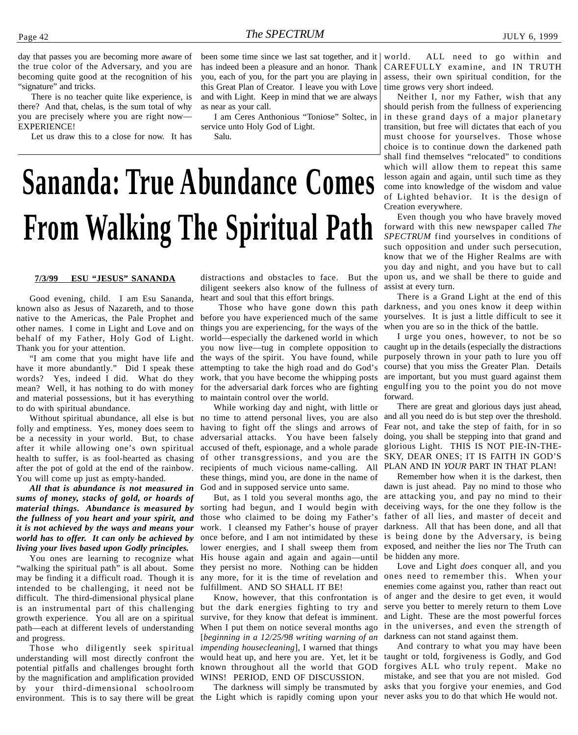day that passes you are becoming more aware of the true color of the Adversary, and you are becoming quite good at the recognition of his "signature" and tricks.

There is no teacher quite like experience, is there? And that, chelas, is the sum total of why you are precisely where you are right now—EXPERIENCE!

Let us draw this to a close for now. It has been some time since we last sat together, and it has indeed been a pleasure and an honor. Thank you, each of you, for the part you are playing in this Great Plan of Creator. I leave you with Love and with Light. Keep in mind that we are always as near as your call.

I am Ceres Anthonious "Toniose" Soltec, in service unto Holy God of Light.

Salu.

# Sananda: True Abundance Comes From Walking The Spiritual Path

**7/3/99 ESU "JESUS" SANANDA**

Good evening, child. I am Esu Sananda, known also as Jesus of Nazareth, and to those native to the Americas, the Pale Prophet and other names. I come in Light and Love and on behalf of my Father, Holy God of Light. Thank you for your attention.

"I am come that you might have life and have it more abundantly." Did I speak these words? Yes, indeed I did. What do they mean? Well, it has nothing to do with money and material possessions, but it has everything to do with spiritual abundance.

Without spiritual abundance, all else is but folly and emptiness. Yes, money does seem to be a necessity in your world. But, to chase after it while allowing one's own spiritual health to suffer, is as fool-hearted as chasing after the pot of gold at the end of the rainbow. You will come up just as empty-handed.

***All that is abundance is not measured in sums of money, stacks of gold, or hoards of material things. Abundance is measured by the fullness of you heart and your spirit, and it is not achieved by the ways and means your world has to offer. It can only be achieved by living your lives based upon Godly principles.***

You ones are learning to recognize what "walking the spiritual path" is all about. Some may be finding it a difficult road. Though it is intended to be challenging, it need not be difficult. The third-dimensional physical plane is an instrumental part of this challenging growth experience. You all are on a spiritual path—each at different levels of understanding and progress.

Those who diligently seek spiritual understanding will most directly confront the potential pitfalls and challenges brought forth by the magnification and amplification provided by your third-dimensional schoolroom environment. This is to say there will be great distractions and obstacles to face. But the diligent seekers also know of the fullness of heart and soul that this effort brings.

Those who have gone down this path before you have experienced much of the same things you are experiencing, for the ways of the world—especially the darkened world in which you now live—tug in complete opposition to the ways of the spirit. You have found, while attempting to take the high road and do God's work, that you have become the whipping posts for the adversarial dark forces who are fighting to maintain control over the world.

While working day and night, with little or no time to attend personal lives, you are also having to fight off the slings and arrows of adversarial attacks. You have been falsely accused of theft, espionage, and a whole parade of other transgressions, and you are the recipients of much vicious name-calling. All these things, mind you, are done in the name of God and in supposed service unto same.

But, as I told you several months ago, the sorting had begun, and I would begin with those who claimed to be doing my Father's work. I cleansed my Father's house of prayer once before, and I am not intimidated by these lower energies, and I shall sweep them from His house again and again and again—until they persist no more. Nothing can be hidden any more, for it is the time of revelation and fulfillment. AND SO SHALL IT BE!

Know, however, that this confrontation is but the dark energies fighting to try and survive, for they know that defeat is imminent. When I put them on notice several months ago [*beginning in a 12/25/98 writing warning of an impending housecleaning*], I warned that things would heat up, and here you are. Yet, let it be known throughout all the world that GOD WINS! PERIOD, END OF DISCUSSION.

The darkness will simply be transmuted by the Light which is rapidly coming upon your world. ALL need to go within and CAREFULLY examine, and IN TRUTH assess, their own spiritual condition, for the time grows very short indeed.

Neither I, nor my Father, wish that any should perish from the fullness of experiencing in these grand days of a major planetary transition, but free will dictates that each of you must choose for yourselves. Those whose choice is to continue down the darkened path shall find themselves "relocated" to conditions which will allow them to repeat this same lesson again and again, until such time as they come into knowledge of the wisdom and value of Lighted behavior. It is the design of Creation everywhere.

Even though you who have bravely moved forward with this new newspaper called *The SPECTRUM* find yourselves in conditions of such opposition and under such persecution, know that we of the Higher Realms are with you day and night, and you have but to call upon us, and we shall be there to guide and assist at every turn.

There is a Grand Light at the end of this darkness, and you ones know it deep within yourselves. It is just a little difficult to see it when you are so in the thick of the battle.

I urge you ones, however, to not be so caught up in the details (especially the distractions purposely thrown in your path to lure you off course) that you miss the Greater Plan. Details are important, but you must guard against them engulfing you to the point you do not move forward.

There are great and glorious days just ahead, and all you need do is but step over the threshold. Fear not, and take the step of faith, for in so doing, you shall be stepping into that grand and glorious Light. THIS IS NOT PIE-IN-THE-SKY, DEAR ONES; IT IS FAITH IN GOD'S PLAN AND IN *YOUR* PART IN THAT PLAN!

Remember how when it is the darkest, then dawn is just ahead. Pay no mind to those who are attacking you, and pay no mind to their deceiving ways, for the one they follow is the father of all lies, and master of deceit and darkness. All that has been done, and all that is being done by the Adversary, is being exposed, and neither the lies nor The Truth can be hidden any more.

Love and Light *does* conquer all, and you ones need to remember this. When your enemies come against you, rather than react out of anger and the desire to get even, it would serve you better to merely return to them Love and Light. These are the most powerful forces in the universes, and even the strength of darkness can not stand against them.

And contrary to what you may have been taught or told, forgiveness is Godly, and God forgives ALL who truly repent. Make no mistake, and see that you are not misled. God asks that you forgive your enemies, and God never asks you to do that which He would not.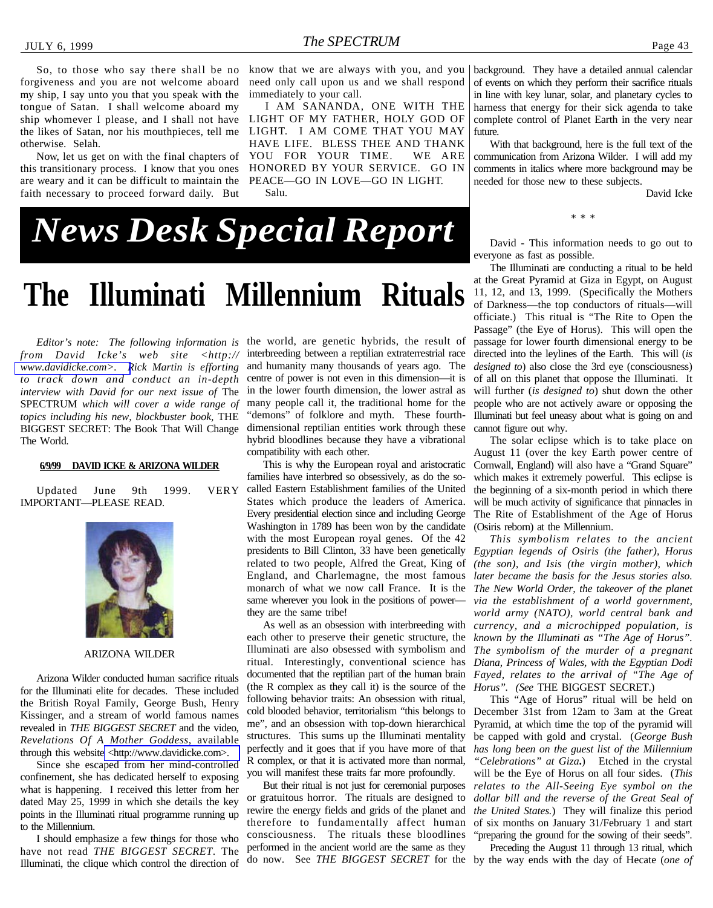So, to those who say there shall be no forgiveness and you are not welcome aboard my ship, I say unto you that you speak with the tongue of Satan. I shall welcome aboard my ship whomever I please, and I shall not have the likes of Satan, nor his mouthpieces, tell me otherwise. Selah.

Now, let us get on with the final chapters of this transitional process. I know that you ones are weary and it can be difficult to maintain the faith necessary to proceed forward daily. But know that we are always with you, and you need only call upon us and we shall respond immediately to your call.

I AM SANANDA, ONE WITH THE LIGHT OF MY FATHER, HOLY GOD OF LIGHT. I AM COME THAT YOU MAY HAVE LIFE. BLESS THEE AND THANK YOU FOR YOUR TIME. WE ARE HONORED BY YOUR SERVICE. GO IN PEACE—GO IN LOVE—GO IN LIGHT.

Salu.

# News Desk Special Report

# The Illuminati Millennium Rituals

*Editor's note: The following information is from David Icke's web site <http://www.davidicke.com>. Rick Martin is efforting to track down and conduct an in-depth interview with David for our next issue of* The SPECTRUM *which will cover a wide range of topics including his new, blockbuster book,* THE BIGGEST SECRET: The Book That Will Change The World.

**6/9/99 DAVID ICKE & ARIZONA WILDER**

Updated June 9th 1999. VERY IMPORTANT—PLEASE READ.

ARIZONA WILDER

Arizona Wilder conducted human sacrifice rituals for the Illuminati elite for decades. These included the British Royal Family, George Bush, Henry Kissinger, and a stream of world famous names revealed in *THE BIGGEST SECRET* and the video, *Revelations Of A Mother Goddess*, available through this website <http://www.davidicke.com>.

Since she escaped from her mind-controlled confinement, she has dedicated herself to exposing what is happening. I received this letter from her dated May 25, 1999 in which she details the key points in the Illuminati ritual programme running up to the Millennium.

I should emphasize a few things for those who have not read *THE BIGGEST SECRET*. The Illuminati, the clique which control the direction of the world, are genetic hybrids, the result of interbreeding between a reptilian extraterrestrial race and humanity many thousands of years ago. The centre of power is not even in this dimension—it is in the lower fourth dimension, the lower astral as many people call it, the traditional home for the "demons" of folklore and myth. These fourth-dimensional reptilian entities work through these hybrid bloodlines because they have a vibrational compatibility with each other.

This is why the European royal and aristocratic families have interbred so obsessively, as do the so-called Eastern Establishment families of the United States which produce the leaders of America. Every presidential election since and including George Washington in 1789 has been won by the candidate with the most European royal genes. Of the 42 presidents to Bill Clinton, 33 have been genetically related to two people, Alfred the Great, King of England, and Charlemagne, the most famous monarch of what we now call France. It is the same wherever you look in the positions of power—they are the same tribe!

As well as an obsession with interbreeding with each other to preserve their genetic structure, the Illuminati are also obsessed with symbolism and ritual. Interestingly, conventional science has documented that the reptilian part of the human brain (the R complex as they call it) is the source of the following behavior traits: An obsession with ritual, cold blooded behavior, territorialism "this belongs to me", and an obsession with top-down hierarchical structures. This sums up the Illuminati mentality perfectly and it goes that if you have more of that R complex, or that it is activated more than normal, you will manifest these traits far more profoundly.

But their ritual is not just for ceremonial purposes or gratuitous horror. The rituals are designed to rewire the energy fields and grids of the planet and therefore to fundamentally affect human consciousness. The rituals these bloodlines performed in the ancient world are the same as they do now. See *THE BIGGEST SECRET* for the background. They have a detailed annual calendar of events on which they perform their sacrifice rituals in line with key lunar, solar, and planetary cycles to harness that energy for their sick agenda to take complete control of Planet Earth in the very near future.

With that background, here is the full text of the communication from Arizona Wilder. I will add my comments in italics where more background may be needed for those new to these subjects.

David Icke

\* \* \*

David - This information needs to go out to everyone as fast as possible.

The Illuminati are conducting a ritual to be held at the Great Pyramid at Giza in Egypt, on August 11, 12, and 13, 1999. (Specifically the Mothers of Darkness—the top conductors of rituals—will officiate.) This ritual is "The Rite to Open the Passage" (the Eye of Horus). This will open the passage for lower fourth dimensional energy to be directed into the leylines of the Earth. This will (*is designed to*) also close the 3rd eye (consciousness) of all on this planet that oppose the Illuminati. It will further (*is designed to*) shut down the other people who are not actively aware or opposing the Illuminati but feel uneasy about what is going on and cannot figure out why.

The solar eclipse which is to take place on August 11 (over the key Earth power centre of Cornwall, England) will also have a "Grand Square" which makes it extremely powerful. This eclipse is the beginning of a six-month period in which there will be much activity of significance that pinnacles in The Rite of Establishment of the Age of Horus (Osiris reborn) at the Millennium.

*This symbolism relates to the ancient Egyptian legends of Osiris (the father), Horus (the son), and Isis (the virgin mother), which later became the basis for the Jesus stories also. The New World Order, the takeover of the planet via the establishment of a world government, world army (NATO), world central bank and currency, and a microchipped population, is known by the Illuminati as "The Age of Horus". The symbolism of the murder of a pregnant Diana, Princess of Wales, with the Egyptian Dodi Fayed, relates to the arrival of "The Age of Horus". (See* THE BIGGEST SECRET.)

This "Age of Horus" ritual will be held on December 31st from 12am to 3am at the Great Pyramid, at which time the top of the pyramid will be capped with gold and crystal. (*George Bush has long been on the guest list of the Millennium "Celebrations" at Giza.*) Etched in the crystal will be the Eye of Horus on all four sides. (*This relates to the All-Seeing Eye symbol on the dollar bill and the reverse of the Great Seal of the United States.*) They will finalize this period of six months on January 31/February 1 and start "preparing the ground for the sowing of their seeds".

Preceding the August 11 through 13 ritual, which by the way ends with the day of Hecate (*one of*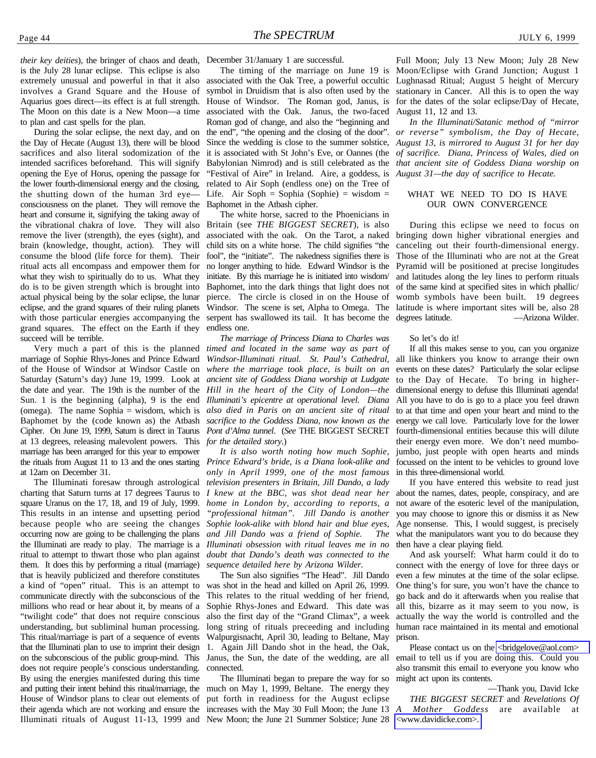*their key deities*), the bringer of chaos and death, is the July 28 lunar eclipse. This eclipse is also extremely unusual and powerful in that it also involves a Grand Square and the House of Aquarius goes direct—its effect is at full strength. The Moon on this date is a New Moon—a time to plan and cast spells for the plan.

During the solar eclipse, the next day, and on the Day of Hecate (August 13), there will be blood sacrifices and also literal sodomization of the intended sacrifices beforehand. This will signify opening the Eye of Horus, opening the passage for the lower fourth-dimensional energy and the closing, the shutting down of the human 3rd eye—consciousness on the planet. They will remove the heart and consume it, signifying the taking away of the vibrational chakra of love. They will also remove the liver (strength), the eyes (sight), and brain (knowledge, thought, action). They will consume the blood (life force for them). Their ritual acts all encompass and empower them for what they wish to spiritually do to us. What they do is to be given strength which is brought into actual physical being by the solar eclipse, the lunar eclipse, and the grand squares of their ruling planets with those particular energies accompanying the grand squares. The effect on the Earth if they succeed will be terrible.

Very much a part of this is the planned marriage of Sophie Rhys-Jones and Prince Edward of the House of Windsor at Windsor Castle on Saturday (Saturn's day) June 19, 1999. Look at the date and year. The 19th is the number of the Sun. 1 is the beginning (alpha), 9 is the end (omega). The name Sophia = wisdom, which is Baphomet by the (code known as) the Atbash Cipher. On June 19, 1999, Saturn is direct in Taurus at 13 degrees, releasing malevolent powers. This marriage has been arranged for this year to empower the rituals from August 11 to 13 and the ones starting at 12am on December 31.

The Illuminati foresaw through astrological charting that Saturn turns at 17 degrees Taurus to square Uranus on the 17, 18, and 19 of July, 1999. This results in an intense and upsetting period because people who are seeing the changes occurring now are going to be challenging the plans the Illuminati are ready to play. The marriage is a ritual to attempt to thwart those who plan against them. It does this by performing a ritual (marriage) that is heavily publicized and therefore constitutes a kind of "open" ritual. This is an attempt to communicate directly with the subconscious of the millions who read or hear about it, by means of a "twilight code" that does not require conscious understanding, but subliminal human processing. This ritual/marriage is part of a sequence of events that the Illuminati plan to use to imprint their design on the subconscious of the public group-mind. This does not require people's conscious understanding. By using the energies manifested during this time and putting their intent behind this ritual/marriage, the House of Windsor plans to clear out elements of their agenda which are not working and ensure the Illuminati rituals of August 11-13, 1999 and December 31/January 1 are successful.

The timing of the marriage on June 19 is associated with the Oak Tree, a powerful occultic symbol in Druidism that is also often used by the House of Windsor. The Roman god, Janus, is associated with the Oak. Janus, the two-faced Roman god of change, and also the "beginning and the end", "the opening and the closing of the door". Since the wedding is close to the summer solstice, it is associated with St John's Eve, or Oannes (the Babylonian Nimrod) and is still celebrated as the "Festival of Aire" in Ireland. Aire, a goddess, is related to Air Soph (endless one) on the Tree of Life. Air Soph = Sophia (Sophie) = wisdom = Baphomet in the Atbash cipher.

The white horse, sacred to the Phoenicians in Britain (see *THE BIGGEST SECRET*), is also associated with the oak. On the Tarot, a naked child sits on a white horse. The child signifies "the fool", the "initiate". The nakedness signifies there is no longer anything to hide. Edward Windsor is the initiate. By this marriage he is initiated into wisdom/Baphomet, into the dark things that light does not pierce. The circle is closed in on the House of Windsor. The scene is set, Alpha to Omega. The serpent has swallowed its tail. It has become the endless one.

*The marriage of Princess Diana to Charles was timed and located in the same way as part of Windsor-Illuminati ritual. St. Paul's Cathedral, where the marriage took place, is built on an ancient site of Goddess Diana worship at Ludgate Hill in the heart of the City of London—the Illuminati's epicentre at operational level. Diana also died in Paris on an ancient site of ritual sacrifice to the Goddess Diana, now known as the Pont d'Alma tunnel.* (*See* THE BIGGEST SECRET *for the detailed story*.)

*It is also worth noting how much Sophie, Prince Edward's bride, is a Diana look-alike and only in April 1999, one of the most famous television presenters in Britain, Jill Dando, a lady I knew at the BBC, was shot dead near her home in London by, according to reports, a "professional hitman". Jill Dando is another Sophie look-alike with blond hair and blue eyes, and Jill Dando was a friend of Sophie. The Illuminati obsession with ritual leaves me in no doubt that Dando's death was connected to the sequence detailed here by Arizona Wilder.*

The Sun also signifies "The Head". Jill Dando was shot in the head and killed on April 26, 1999. This relates to the ritual wedding of her friend, Sophie Rhys-Jones and Edward. This date was also the first day of the "Grand Climax", a week long string of rituals preceeding and including Walpurgisnacht, April 30, leading to Beltane, May 1. Again Jill Dando shot in the head, the Oak, Janus, the Sun, the date of the wedding, are all connected.

The Illuminati began to prepare the way for so much on May 1, 1999, Beltane. The energy they put forth in readiness for the August eclipse increases with the May 30 Full Moon; the June 13 New Moon; the June 21 Summer Solstice; June 28 Full Moon; July 13 New Moon; July 28 New Moon/Eclipse with Grand Junction; August 1 Lughnasad Ritual; August 5 height of Mercury stationary in Cancer. All this is to open the way for the dates of the solar eclipse/Day of Hecate, August 11, 12 and 13.

*In the Illuminati/Satanic method of "mirror or reverse" symbolism, the Day of Hecate, August 13, is mirrored to August 31 for her day of sacrifice. Diana, Princess of Wales, died on that ancient site of Goddess Diana worship on August 31—the day of sacrifice to Hecate.*

## WHAT WE NEED TO DO IS HAVE OUR OWN CONVERGENCE

During this eclipse we need to focus on bringing down higher vibrational energies and canceling out their fourth-dimensional energy. Those of the Illuminati who are not at the Great Pyramid will be positioned at precise longitudes and latitudes along the ley lines to perform rituals of the same kind at specified sites in which phallic/womb symbols have been built. 19 degrees latitude is where important sites will be, also 28 degrees latitude. —Arizona Wilder.

So let's do it!

If all this makes sense to you, can you organize all like thinkers you know to arrange their own events on these dates? Particularly the solar eclipse to the Day of Hecate. To bring in higher-dimensional energy to defuse this Illuminati agenda! All you have to do is go to a place you feel drawn to at that time and open your heart and mind to the energy we call love. Particularly love for the lower fourth-dimensional entities because this will dilute their energy even more. We don't need mumbo-jumbo, just people with open hearts and minds focussed on the intent to be vehicles to ground love in this three-dimensional world.

If you have entered this website to read just about the names, dates, people, conspiracy, and are not aware of the esoteric level of the manipulation, you may choose to ignore this or dismiss it as New Age nonsense. This, I would suggest, is precisely what the manipulators want you to do because they then have a clear playing field.

And ask yourself: What harm could it do to connect with the energy of love for three days or even a few minutes at the time of the solar eclipse. One thing's for sure, you won't have the chance to go back and do it afterwards when you realise that all this, bizarre as it may seem to you now, is actually the way the world is controlled and the human race maintained in its mental and emotional prison.

Please contact us on the <bridgelove@aol.com> email to tell us if you are doing this. Could you also transmit this email to everyone you know who might act upon its contents.

—Thank you, David Icke

*THE BIGGEST SECRET* and *Revelations Of A Mother Goddess* are available at <www.davidicke.com>.